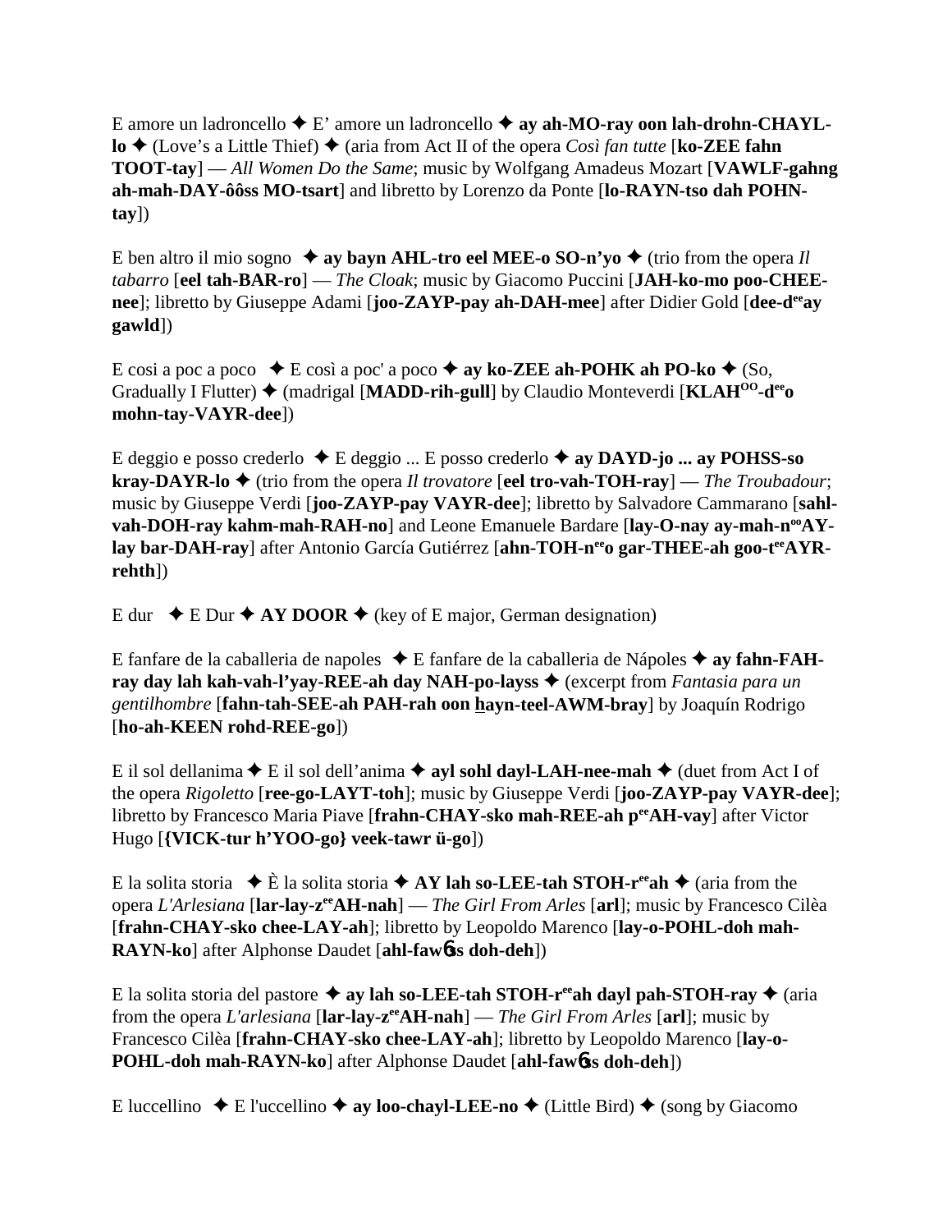E amore un ladroncello ✦ E' amore un ladroncello ✦ **ay ah-MO-ray oon lah-drohn-CHAYL-lo** ✦ (Love's a Little Thief) ✦ (aria from Act II of the opera *Così fan tutte* [**ko-ZEE fahn TOOT-tay**] — *All Women Do the Same*; music by Wolfgang Amadeus Mozart [**VAWLF-gahng ah-mah-DAY-ôôss MO-tsart**] and libretto by Lorenzo da Ponte [**lo-RAYN-tso dah POHN-tay**])

E ben altro il mio sogno ✦ **ay bayn AHL-tro eel MEE-o SO-n'yo** ✦ (trio from the opera *Il tabarro* [**eel tah-BAR-ro**] — *The Cloak*; music by Giacomo Puccini [**JAH-ko-mo poo-CHEE-nee**]; libretto by Giuseppe Adami [**joo-ZAYP-pay ah-DAH-mee**] after Didier Gold [**dee-d^ee^ay gawld**])

E cosi a poc a poco ✦ E così a poc' a poco ✦ **ay ko-ZEE ah-POHK ah PO-ko** ✦ (So, Gradually I Flutter) ✦ (madrigal [**MADD-rih-gull**] by Claudio Monteverdi [**KLAH^OO^-d^ee^o mohn-tay-VAYR-dee**])

E deggio e posso crederlo ✦ E deggio ... E posso crederlo ✦ **ay DAYD-jo ... ay POHSS-so kray-DAYR-lo** ✦ (trio from the opera *Il trovatore* [**eel tro-vah-TOH-ray**] — *The Troubadour*; music by Giuseppe Verdi [**joo-ZAYP-pay VAYR-dee**]; libretto by Salvadore Cammarano [**sahl-vah-DOH-ray kahm-mah-RAH-no**] and Leone Emanuele Bardare [**lay-O-nay ay-mah-n^oo^AY-lay bar-DAH-ray**] after Antonio García Gutiérrez [**ahn-TOH-n^ee^o gar-THEE-ah goo-t^ee^AYR-rehth**])

E dur ✦ E Dur ✦ **AY DOOR** ✦ (key of E major, German designation)

E fanfare de la caballeria de napoles ✦ E fanfare de la caballeria de Nápoles ✦ **ay fahn-FAH-ray day lah kah-vah-l'yay-REE-ah day NAH-po-layss** ✦ (excerpt from *Fantasia para un gentilhombre* [**fahn-tah-SEE-ah PAH-rah oon hayn-teel-AWM-bray**] by Joaquín Rodrigo [**ho-ah-KEEN rohd-REE-go**])

E il sol dellanima ✦ E il sol dell'anima ✦ **ayl sohl dayl-LAH-nee-mah** ✦ (duet from Act I of the opera *Rigoletto* [**ree-go-LAYT-toh**]; music by Giuseppe Verdi [**joo-ZAYP-pay VAYR-dee**]; libretto by Francesco Maria Piave [**frahn-CHAY-sko mah-REE-ah p^ee^AH-vay**] after Victor Hugo [**{VICK-tur h'YOO-go} veek-tawr ü-go**])

E la solita storia ✦ È la solita storia ✦ **AY lah so-LEE-tah STOH-r^ee^ah** ✦ (aria from the opera *L'Arlesiana* [**lar-lay-z^ee^AH-nah**] — *The Girl From Arles* [**arl**]; music by Francesco Cilèa [**frahn-CHAY-sko chee-LAY-ah**]; libretto by Leopoldo Marenco [**lay-o-POHL-doh mah-RAYN-ko**] after Alphonse Daudet [**ahl-fawss doh-deh**])

E la solita storia del pastore ✦ **ay lah so-LEE-tah STOH-r^ee^ah dayl pah-STOH-ray** ✦ (aria from the opera *L'arlesiana* [**lar-lay-z^ee^AH-nah**] — *The Girl From Arles* [**arl**]; music by Francesco Cilèa [**frahn-CHAY-sko chee-LAY-ah**]; libretto by Leopoldo Marenco [**lay-o-POHL-doh mah-RAYN-ko**] after Alphonse Daudet [**ahl-fawss doh-deh**])

E luccellino ✦ E l'uccellino ✦ **ay loo-chayl-LEE-no** ✦ (Little Bird) ✦ (song by Giacomo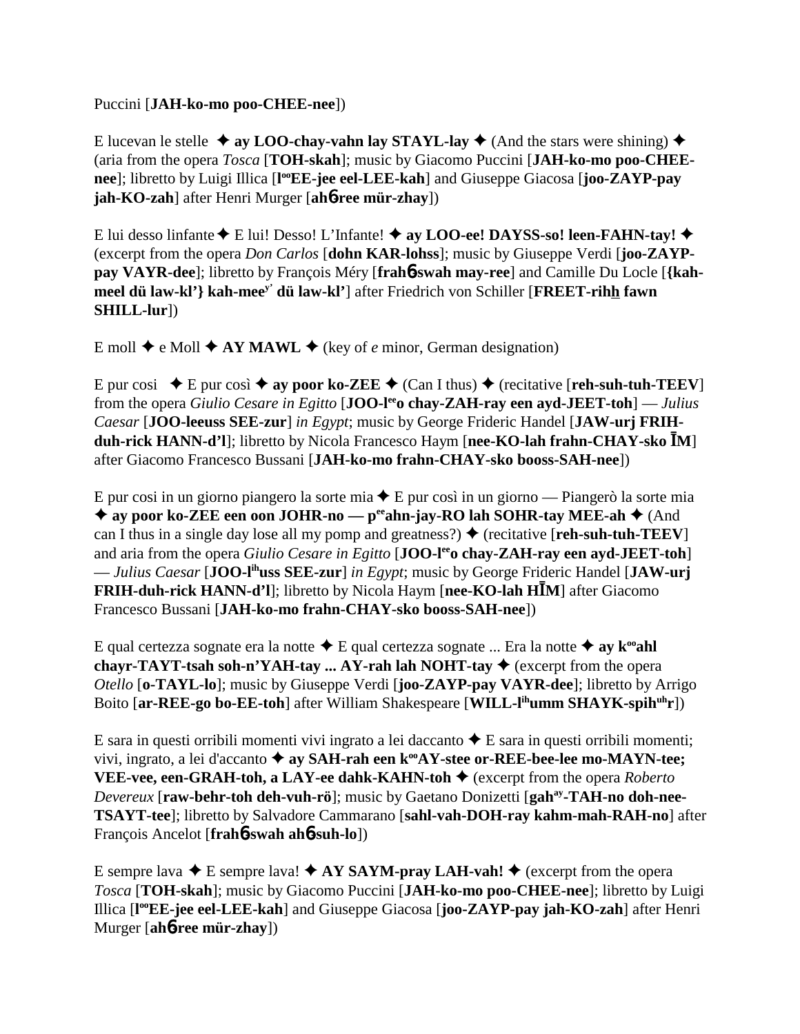Puccini [**JAH-ko-mo poo-CHEE-nee**])

E lucevan le stelle ✦ **ay LOO-chay-vahn lay STAYL-lay** ✦ (And the stars were shining) ✦ (aria from the opera *Tosca* [**TOH-skah**]; music by Giacomo Puccini [**JAH-ko-mo poo-CHEE-nee**]; libretto by Luigi Illica [**l**[oo]**EE-jee eel-LEE-kah**] and Giuseppe Giacosa [**joo-ZAYP-pay jah-KO-zah**] after Henri Murger [**ah**6**-ree mür-zhay**])

E lui desso linfante ✦ E lui! Desso! L'Infante! ✦ **ay LOO-ee! DAYSS-so! leen-FAHN-tay!** ✦ (excerpt from the opera *Don Carlos* [**dohn KAR-lohss**]; music by Giuseppe Verdi [**joo-ZAYP-pay VAYR-dee**]; libretto by François Méry [**frah**6**-swah may-ree**] and Camille Du Locle [**{kah-meel dü law-kl'} kah-mee**[y'] **dü law-kl'**] after Friedrich von Schiller [**FREET-rihh fawn SHILL-lur**])

E moll ✦ e Moll ✦ **AY MAWL** ✦ (key of *e* minor, German designation)

E pur cosi ✦ E pur così ✦ **ay poor ko-ZEE** ✦ (Can I thus) ✦ (recitative [**reh-suh-tuh-TEEV**] from the opera *Giulio Cesare in Egitto* [**JOO-l**[ee]**o chay-ZAH-ray een ayd-JEET-toh**] — *Julius Caesar* [**JOO-leeuss SEE-zur**] *in Egypt*; music by George Frideric Handel [**JAW-urj FRIH-duh-rick HANN-d'l**]; libretto by Nicola Francesco Haym [**nee-KO-lah frahn-CHAY-sko ĪM**] after Giacomo Francesco Bussani [**JAH-ko-mo frahn-CHAY-sko booss-SAH-nee**])

E pur cosi in un giorno piangero la sorte mia ✦ E pur così in un giorno — Piangerò la sorte mia ✦ **ay poor ko-ZEE een oon JOHR-no — p**[ee]**ahn-jay-RO lah SOHR-tay MEE-ah** ✦ (And can I thus in a single day lose all my pomp and greatness?) ✦ (recitative [**reh-suh-tuh-TEEV**] and aria from the opera *Giulio Cesare in Egitto* [**JOO-l**[ee]**o chay-ZAH-ray een ayd-JEET-toh**] — *Julius Caesar* [**JOO-l**[ih]**uss SEE-zur**] *in Egypt*; music by George Frideric Handel [**JAW-urj FRIH-duh-rick HANN-d'l**]; libretto by Nicola Haym [**nee-KO-lah HĪM**] after Giacomo Francesco Bussani [**JAH-ko-mo frahn-CHAY-sko booss-SAH-nee**])

E qual certezza sognate era la notte ✦ E qual certezza sognate ... Era la notte ✦ **ay k**[oo]**ahl chayr-TAYT-tsah soh-n'YAH-tay ... AY-rah lah NOHT-tay** ✦ (excerpt from the opera *Otello* [**o-TAYL-lo**]; music by Giuseppe Verdi [**joo-ZAYP-pay VAYR-dee**]; libretto by Arrigo Boito [**ar-REE-go bo-EE-toh**] after William Shakespeare [**WILL-l**[ih]**umm SHAYK-spih**[uh]**r**])

E sara in questi orribili momenti vivi ingrato a lei daccanto ✦ E sara in questi orribili momenti; vivi, ingrato, a lei d'accanto ✦ **ay SAH-rah een k**[oo]**AY-stee or-REE-bee-lee mo-MAYN-tee; VEE-vee, een-GRAH-toh, a LAY-ee dahk-KAHN-toh** ✦ (excerpt from the opera *Roberto Devereux* [**raw-behr-toh deh-vuh-rö**]; music by Gaetano Donizetti [**gah**[ay]**-TAH-no doh-nee-TSAYT-tee**]; libretto by Salvadore Cammarano [**sahl-vah-DOH-ray kahm-mah-RAH-no**] after François Ancelot [**frah**6**-swah ah**6**-suh-lo**])

E sempre lava ✦ E sempre lava! ✦ **AY SAYM-pray LAH-vah!** ✦ (excerpt from the opera *Tosca* [**TOH-skah**]; music by Giacomo Puccini [**JAH-ko-mo poo-CHEE-nee**]; libretto by Luigi Illica [**l**[oo]**EE-jee eel-LEE-kah**] and Giuseppe Giacosa [**joo-ZAYP-pay jah-KO-zah**] after Henri Murger [**ah**6**-ree mür-zhay**])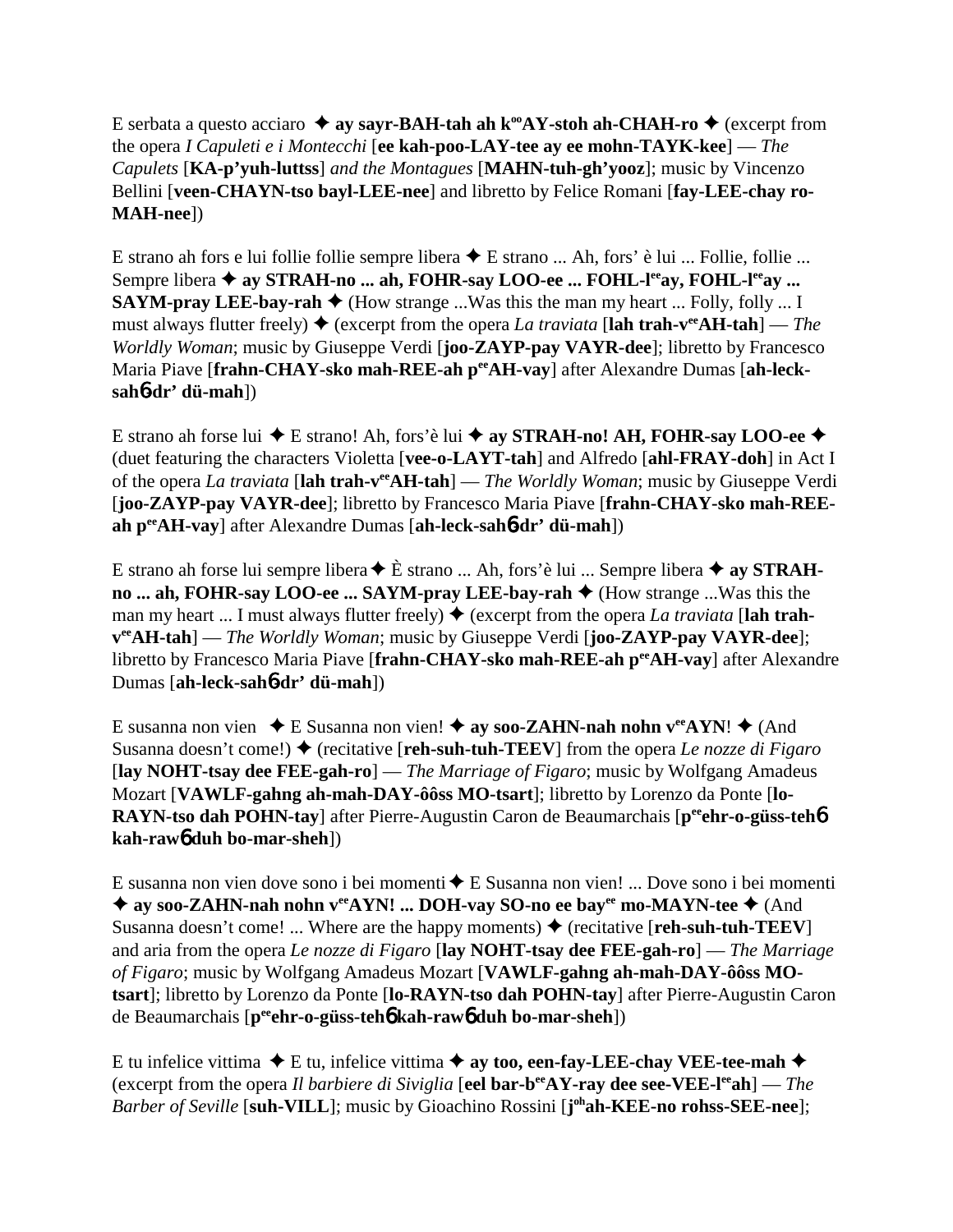E serbata a questo acciaro ✦ **ay sayr-BAH-tah ah k°°AY-stoh ah-CHAH-ro** ✦ (excerpt from the opera *I Capuleti e i Montecchi* [**ee kah-poo-LAY-tee ay ee mohn-TAYK-kee**] — *The Capulets* [**KA-p'yuh-luttss**] *and the Montagues* [**MAHN-tuh-gh'yooz**]; music by Vincenzo Bellini [**veen-CHAYN-tso bayl-LEE-nee**] and libretto by Felice Romani [**fay-LEE-chay ro-MAH-nee**])

E strano ah fors e lui follie follie sempre libera ✦ E strano ... Ah, fors' è lui ... Follie, follie ... Sempre libera ✦ **ay STRAH-no ... ah, FOHR-say LOO-ee ... FOHL-l°°ay, FOHL-l°°ay ... SAYM-pray LEE-bay-rah** ✦ (How strange ...Was this the man my heart ... Folly, folly ... I must always flutter freely) ✦ (excerpt from the opera *La traviata* [**lah trah-v°°AH-tah**] — *The Worldly Woman*; music by Giuseppe Verdi [**joo-ZAYP-pay VAYR-dee**]; libretto by Francesco Maria Piave [**frahn-CHAY-sko mah-REE-ah p°°AH-vay**] after Alexandre Dumas [**ah-leck-sahб-dr' dü-mah**])

E strano ah forse lui ✦ E strano! Ah, fors'è lui ✦ **ay STRAH-no! AH, FOHR-say LOO-ee** ✦ (duet featuring the characters Violetta [**vee-o-LAYT-tah**] and Alfredo [**ahl-FRAY-doh**] in Act I of the opera *La traviata* [**lah trah-v°°AH-tah**] — *The Worldly Woman*; music by Giuseppe Verdi [**joo-ZAYP-pay VAYR-dee**]; libretto by Francesco Maria Piave [**frahn-CHAY-sko mah-REE-ah p°°AH-vay**] after Alexandre Dumas [**ah-leck-sahб-dr' dü-mah**])

E strano ah forse lui sempre libera ✦ È strano ... Ah, fors'è lui ... Sempre libera ✦ **ay STRAH-no ... ah, FOHR-say LOO-ee ... SAYM-pray LEE-bay-rah** ✦ (How strange ...Was this the man my heart ... I must always flutter freely) ✦ (excerpt from the opera *La traviata* [**lah trah-v°°AH-tah**] — *The Worldly Woman*; music by Giuseppe Verdi [**joo-ZAYP-pay VAYR-dee**]; libretto by Francesco Maria Piave [**frahn-CHAY-sko mah-REE-ah p°°AH-vay**] after Alexandre Dumas [**ah-leck-sahб-dr' dü-mah**])

E susanna non vien ✦ E Susanna non vien! ✦ **ay soo-ZAHN-nah nohn v°°AYN**! ✦ (And Susanna doesn't come!) ✦ (recitative [**reh-suh-tuh-TEEV**] from the opera *Le nozze di Figaro* [**lay NOHT-tsay dee FEE-gah-ro**] — *The Marriage of Figaro*; music by Wolfgang Amadeus Mozart [**VAWLF-gahng ah-mah-DAY-ôôss MO-tsart**]; libretto by Lorenzo da Ponte [**lo-RAYN-tso dah POHN-tay**] after Pierre-Augustin Caron de Beaumarchais [**p°°ehr-o-güss-tehб kah-rawб duh bo-mar-sheh**])

E susanna non vien dove sono i bei momenti ✦ E Susanna non vien! ... Dove sono i bei momenti ✦ **ay soo-ZAHN-nah nohn v°°AYN! ... DOH-vay SO-no ee bay°° mo-MAYN-tee** ✦ (And Susanna doesn't come! ... Where are the happy moments) ✦ (recitative [**reh-suh-tuh-TEEV**] and aria from the opera *Le nozze di Figaro* [**lay NOHT-tsay dee FEE-gah-ro**] — *The Marriage of Figaro*; music by Wolfgang Amadeus Mozart [**VAWLF-gahng ah-mah-DAY-ôôss MO-tsart**]; libretto by Lorenzo da Ponte [**lo-RAYN-tso dah POHN-tay**] after Pierre-Augustin Caron de Beaumarchais [**p°°ehr-o-güss-tehб kah-rawб duh bo-mar-sheh**])

E tu infelice vittima ✦ E tu, infelice vittima ✦ **ay too, een-fay-LEE-chay VEE-tee-mah** ✦ (excerpt from the opera *Il barbiere di Siviglia* [**eel bar-b°°AY-ray dee see-VEE-l°°ah**] — *The Barber of Seville* [**suh-VILL**]; music by Gioachino Rossini [**j°hah-KEE-no rohss-SEE-nee**];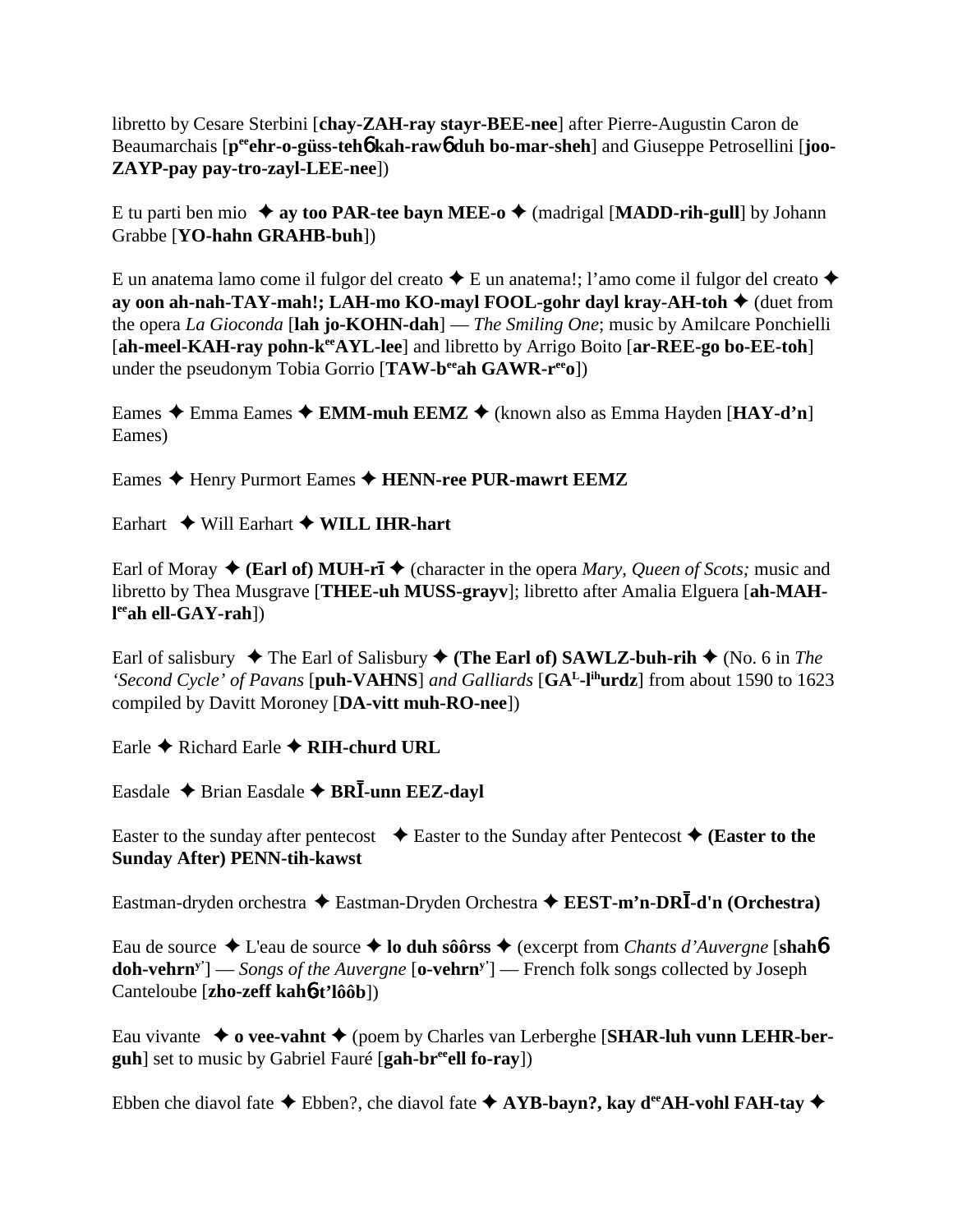libretto by Cesare Sterbini [**chay-ZAH-ray stayr-BEE-nee**] after Pierre-Augustin Caron de Beaumarchais [**p^ee^ehr-o-güss-teh**6 **kah-raw**6 **duh bo-mar-sheh**] and Giuseppe Petrosellini [**joo-ZAYP-pay pay-tro-zayl-LEE-nee**])

E tu parti ben mio ✦ **ay too PAR-tee bayn MEE-o** ✦ (madrigal [**MADD-rih-gull**] by Johann Grabbe [**YO-hahn GRAHB-buh**])

E un anatema lamo come il fulgor del creato ✦ E un anatema!; l'amo come il fulgor del creato ✦ **ay oon ah-nah-TAY-mah!; LAH-mo KO-mayl FOOL-gohr dayl kray-AH-toh** ✦ (duet from the opera *La Gioconda* [**lah jo-KOHN-dah**] — *The Smiling One*; music by Amilcare Ponchielli [**ah-meel-KAH-ray pohn-k^ee^AYL-lee**] and libretto by Arrigo Boito [**ar-REE-go bo-EE-toh**] under the pseudonym Tobia Gorrio [**TAW-b^ee^ah GAWR-r^ee^o**])

Eames ✦ Emma Eames ✦ **EMM-muh EEMZ** ✦ (known also as Emma Hayden [**HAY-d'n**] Eames)

Eames ✦ Henry Purmort Eames ✦ **HENN-ree PUR-mawrt EEMZ**

Earhart ✦ Will Earhart ✦ **WILL IHR-hart**

Earl of Moray ✦ **(Earl of) MUH-rī** ✦ (character in the opera *Mary, Queen of Scots;* music and libretto by Thea Musgrave [**THEE-uh MUSS-grayv**]; libretto after Amalia Elguera [**ah-MAH-l^ee^ah ell-GAY-rah**])

Earl of salisbury ✦ The Earl of Salisbury ✦ **(The Earl of) SAWLZ-buh-rih** ✦ (No. 6 in *The 'Second Cycle' of Pavans* [**puh-VAHNS**] *and Galliards* [**GA^L^-l^ih^urdz**] from about 1590 to 1623 compiled by Davitt Moroney [**DA-vitt muh-RO-nee**])

Earle ✦ Richard Earle ✦ **RIH-churd URL**

Easdale ✦ Brian Easdale ✦ **BRĪ-unn EEZ-dayl**

Easter to the sunday after pentecost ✦ Easter to the Sunday after Pentecost ✦ **(Easter to the Sunday After) PENN-tih-kawst**

Eastman-dryden orchestra ✦ Eastman-Dryden Orchestra ✦ **EEST-m'n-DRĪ-d'n (Orchestra)**

Eau de source ✦ L'eau de source ✦ **lo duh sôôrss** ✦ (excerpt from *Chants d'Auvergne* [**shah**6 **doh-vehrn^y'^**] — *Songs of the Auvergne* [**o-vehrn^y'^**] — French folk songs collected by Joseph Canteloube [**zho-zeff kah**6**-t'lôôb**])

Eau vivante ✦ **o vee-vahnt** ✦ (poem by Charles van Lerberghe [**SHAR-luh vunn LEHR-ber-guh**] set to music by Gabriel Fauré [**gah-br^ee^ell fo-ray**])

Ebben che diavol fate ✦ Ebben?, che diavol fate ✦ **AYB-bayn?, kay d^ee^AH-vohl FAH-tay** ✦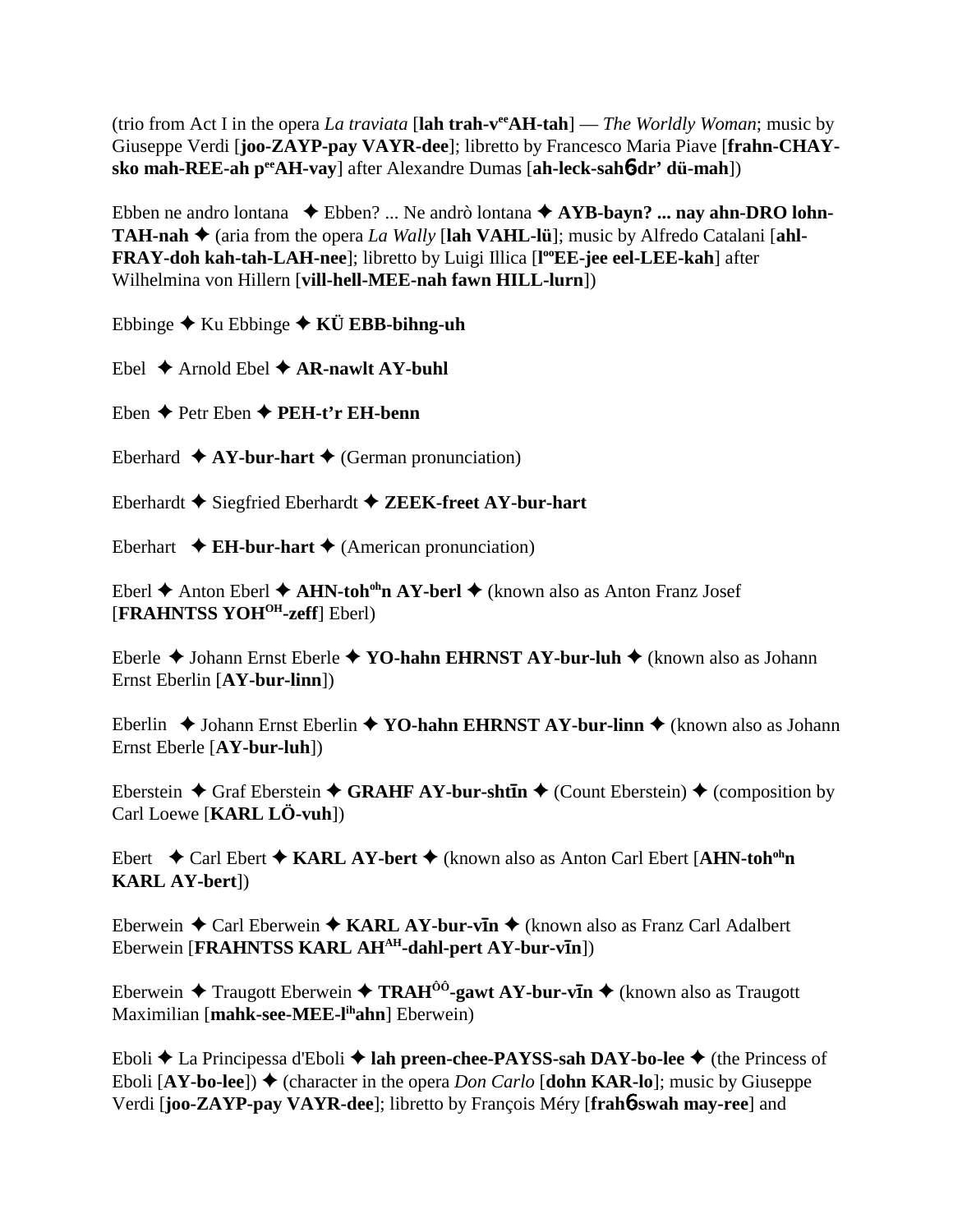(trio from Act I in the opera *La traviata* [**lah trah-veeAH-tah**] — *The Worldly Woman*; music by Giuseppe Verdi [**joo-ZAYP-pay VAYR-dee**]; libretto by Francesco Maria Piave [**frahn-CHAY-sko mah-REE-ah peeAH-vay**] after Alexandre Dumas [**ah-leck-sahб dr' dü-mah**])

Ebben ne andro lontana ✦ Ebben? ... Ne andrò lontana ✦ **AYB-bayn? ... nay ahn-DRO lohn-TAH-nah** ✦ (aria from the opera *La Wally* [**lah VAHL-lü**]; music by Alfredo Catalani [**ahl-FRAY-doh kah-tah-LAH-nee**]; libretto by Luigi Illica [**looEE-jee eel-LEE-kah**] after Wilhelmina von Hillern [**vill-hell-MEE-nah fawn HILL-lurn**])

Ebbinge ✦ Ku Ebbinge ✦ **KÜ EBB-bihng-uh**

Ebel ✦ Arnold Ebel ✦ **AR-nawlt AY-buhl**

Eben ✦ Petr Eben ✦ **PEH-t'r EH-benn**

Eberhard ✦ **AY-bur-hart** ✦ (German pronunciation)

Eberhardt ✦ Siegfried Eberhardt ✦ **ZEEK-freet AY-bur-hart**

Eberhart ✦ **EH-bur-hart** ✦ (American pronunciation)

Eberl ✦ Anton Eberl ✦ **AHN-tohohn AY-berl** ✦ (known also as Anton Franz Josef [**FRAHNTSS YOHOH-zeff**] Eberl)

Eberle ✦ Johann Ernst Eberle ✦ **YO-hahn EHRNST AY-bur-luh** ✦ (known also as Johann Ernst Eberlin [**AY-bur-linn**])

Eberlin ✦ Johann Ernst Eberlin ✦ **YO-hahn EHRNST AY-bur-linn** ✦ (known also as Johann Ernst Eberle [**AY-bur-luh**])

Eberstein ✦ Graf Eberstein ✦ **GRAHF AY-bur-shtīn** ✦ (Count Eberstein) ✦ (composition by Carl Loewe [**KARL LÖ-vuh**])

Ebert ✦ Carl Ebert ✦ **KARL AY-bert** ✦ (known also as Anton Carl Ebert [**AHN-tohohn KARL AY-bert**])

Eberwein ✦ Carl Eberwein ✦ **KARL AY-bur-vīn** ✦ (known also as Franz Carl Adalbert Eberwein [**FRAHNTSS KARL AHAH-dahl-pert AY-bur-vīn**])

Eberwein ✦ Traugott Eberwein ✦ **TRAHÔÔ-gawt AY-bur-vīn** ✦ (known also as Traugott Maximilian [**mahk-see-MEE-lihahn**] Eberwein)

Eboli ✦ La Principessa d'Eboli ✦ **lah preen-chee-PAYSS-sah DAY-bo-lee** ✦ (the Princess of Eboli [**AY-bo-lee**]) ✦ (character in the opera *Don Carlo* [**dohn KAR-lo**]; music by Giuseppe Verdi [**joo-ZAYP-pay VAYR-dee**]; libretto by François Méry [**frahб swah may-ree**] and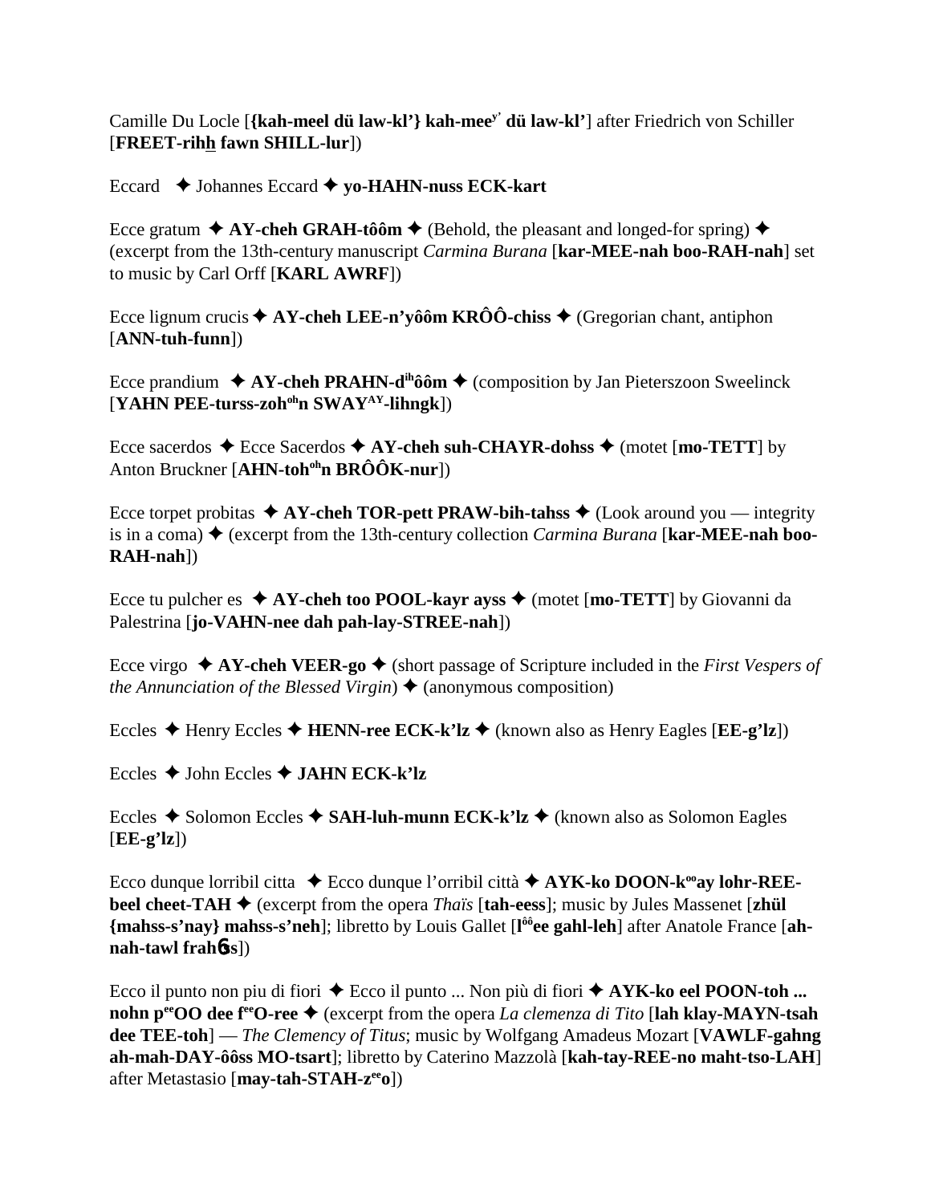Camille Du Locle [**{kah-meel dü law-kl'} kah-mee**ʸ' **dü law-kl'**] after Friedrich von Schiller [**FREET-rihh fawn SHILL-lur**])

Eccard ✦ Johannes Eccard ✦ **yo-HAHN-nuss ECK-kart**

Ecce gratum ✦ **AY-cheh GRAH-tôôm** ✦ (Behold, the pleasant and longed-for spring) ✦ (excerpt from the 13th-century manuscript *Carmina Burana* [**kar-MEE-nah boo-RAH-nah**] set to music by Carl Orff [**KARL AWRF**])

Ecce lignum crucis ✦ **AY-cheh LEE-n'yôôm KRÔÔ-chiss** ✦ (Gregorian chant, antiphon [**ANN-tuh-funn**])

Ecce prandium ✦ **AY-cheh PRAHN-d**ⁱʰ**ôôm** ✦ (composition by Jan Pieterszoon Sweelinck [**YAHN PEE-turss-zoh**ᵒʰ**n SWAY**ᴬʸ**-lihngk**])

Ecce sacerdos ✦ Ecce Sacerdos ✦ **AY-cheh suh-CHAYR-dohss** ✦ (motet [**mo-TETT**] by Anton Bruckner [**AHN-toh**ᵒʰ**n BRÔÔK-nur**])

Ecce torpet probitas ✦ **AY-cheh TOR-pett PRAW-bih-tahss** ✦ (Look around you — integrity is in a coma) ✦ (excerpt from the 13th-century collection *Carmina Burana* [**kar-MEE-nah boo-RAH-nah**])

Ecce tu pulcher es ✦ **AY-cheh too POOL-kayr ayss** ✦ (motet [**mo-TETT**] by Giovanni da Palestrina [**jo-VAHN-nee dah pah-lay-STREE-nah**])

Ecce virgo ✦ **AY-cheh VEER-go** ✦ (short passage of Scripture included in the *First Vespers of the Annunciation of the Blessed Virgin*) ✦ (anonymous composition)

Eccles ✦ Henry Eccles ✦ **HENN-ree ECK-k'lz** ✦ (known also as Henry Eagles [**EE-g'lz**])

Eccles ✦ John Eccles ✦ **JAHN ECK-k'lz**

Eccles ✦ Solomon Eccles ✦ **SAH-luh-munn ECK-k'lz** ✦ (known also as Solomon Eagles [**EE-g'lz**])

Ecco dunque lorribil citta ✦ Ecco dunque l'orribil città ✦ **AYK-ko DOON-k**ᵒᵒ**ay lohr-REE-beel cheet-TAH** ✦ (excerpt from the opera *Thaïs* [**tah-eess**]; music by Jules Massenet [**zhül {mahss-s'nay} mahss-s'neh**]; libretto by Louis Gallet [**l**ôô**ee gahl-leh**] after Anatole France [**ah-nah-tawl frahɳss**])

Ecco il punto non piu di fiori ✦ Ecco il punto ... Non più di fiori ✦ **AYK-ko eel POON-toh ... nohn p**ᵉᵉ**OO dee f**ᵉᵉ**O-ree** ✦ (excerpt from the opera *La clemenza di Tito* [**lah klay-MAYN-tsah dee TEE-toh**] — *The Clemency of Titus*; music by Wolfgang Amadeus Mozart [**VAWLF-gahng ah-mah-DAY-ôôss MO-tsart**]; libretto by Caterino Mazzolà [**kah-tay-REE-no maht-tso-LAH**] after Metastasio [**may-tah-STAH-z**ᵉᵉ**o**])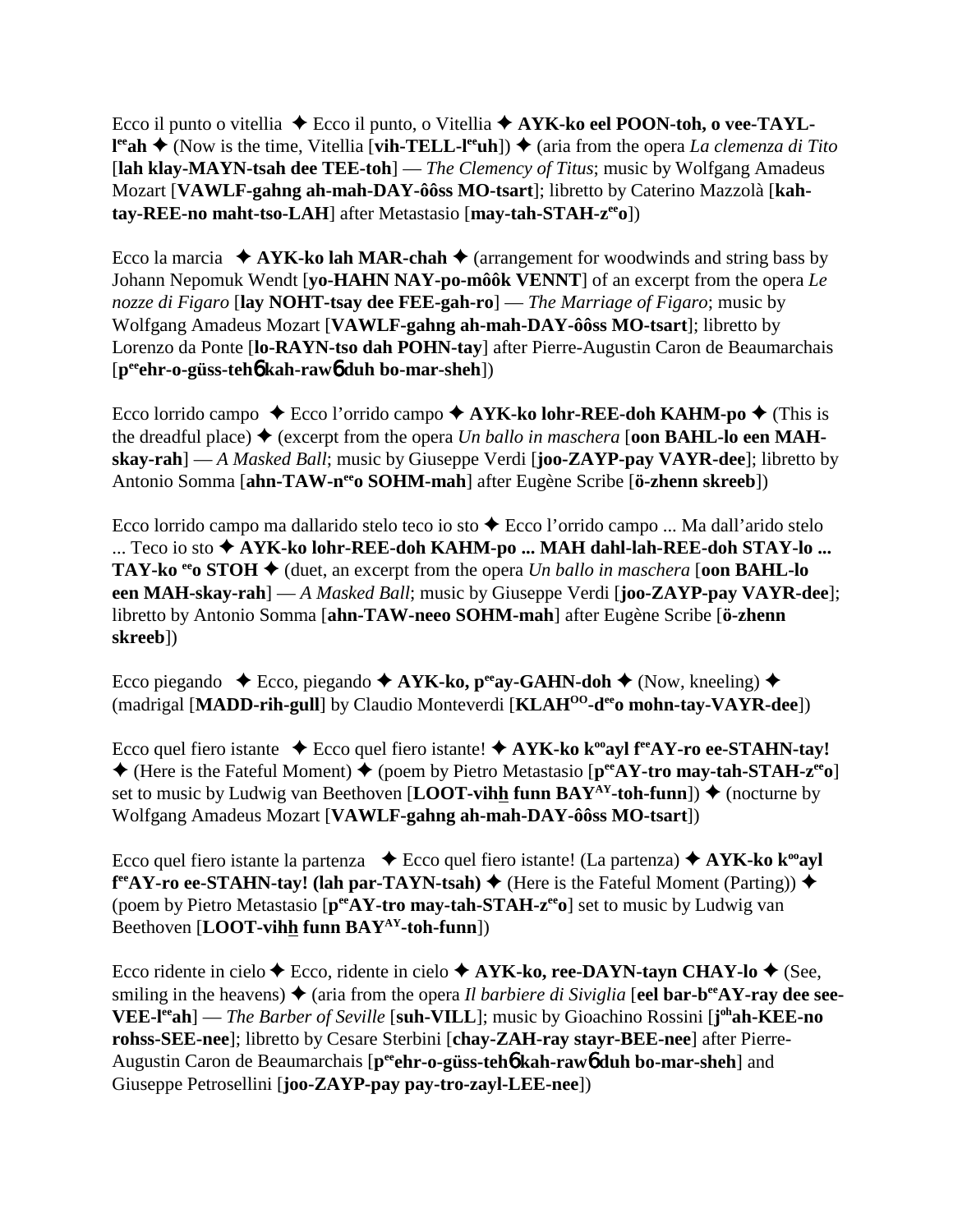Ecco il punto o vitellia ✦ Ecco il punto, o Vitellia ✦ **AYK-ko eel POON-toh, o vee-TAYL-l^ee^ah** ✦ (Now is the time, Vitellia [**vih-TELL-l^ee^uh**]) ✦ (aria from the opera *La clemenza di Tito* [**lah klay-MAYN-tsah dee TEE-toh**] — *The Clemency of Titus*; music by Wolfgang Amadeus Mozart [**VAWLF-gahng ah-mah-DAY-ôôss MO-tsart**]; libretto by Caterino Mazzolà [**kah-tay-REE-no maht-tso-LAH**] after Metastasio [**may-tah-STAH-z^ee^o**])

Ecco la marcia ✦ **AYK-ko lah MAR-chah** ✦ (arrangement for woodwinds and string bass by Johann Nepomuk Wendt [**yo-HAHN NAY-po-môôk VENNT**] of an excerpt from the opera *Le nozze di Figaro* [**lay NOHT-tsay dee FEE-gah-ro**] — *The Marriage of Figaro*; music by Wolfgang Amadeus Mozart [**VAWLF-gahng ah-mah-DAY-ôôss MO-tsart**]; libretto by Lorenzo da Ponte [**lo-RAYN-tso dah POHN-tay**] after Pierre-Augustin Caron de Beaumarchais [**p^ee^ehr-o-güss-tehɓ kah-rawɓ duh bo-mar-sheh**])

Ecco lorrido campo ✦ Ecco l'orrido campo ✦ **AYK-ko lohr-REE-doh KAHM-po** ✦ (This is the dreadful place) ✦ (excerpt from the opera *Un ballo in maschera* [**oon BAHL-lo een MAH-skay-rah**] — *A Masked Ball*; music by Giuseppe Verdi [**joo-ZAYP-pay VAYR-dee**]; libretto by Antonio Somma [**ahn-TAW-n^ee^o SOHM-mah**] after Eugène Scribe [**ö-zhenn skreeb**])

Ecco lorrido campo ma dallarido stelo teco io sto ✦ Ecco l'orrido campo ... Ma dall'arido stelo ... Teco io sto ✦ **AYK-ko lohr-REE-doh KAHM-po ... MAH dahl-lah-REE-doh STAY-lo ... TAY-ko ^ee^o STOH** ✦ (duet, an excerpt from the opera *Un ballo in maschera* [**oon BAHL-lo een MAH-skay-rah**] — *A Masked Ball*; music by Giuseppe Verdi [**joo-ZAYP-pay VAYR-dee**]; libretto by Antonio Somma [**ahn-TAW-neeo SOHM-mah**] after Eugène Scribe [**ö-zhenn skreeb**])

Ecco piegando ✦ Ecco, piegando ✦ **AYK-ko, p^ee^ay-GAHN-doh** ✦ (Now, kneeling) ✦ (madrigal [**MADD-rih-gull**] by Claudio Monteverdi [**KLAH^OO^-d^ee^o mohn-tay-VAYR-dee**])

Ecco quel fiero istante ✦ Ecco quel fiero istante! ✦ **AYK-ko k^oo^ayl f^ee^AY-ro ee-STAHN-tay!** ✦ (Here is the Fateful Moment) ✦ (poem by Pietro Metastasio [**p^ee^AY-tro may-tah-STAH-z^ee^o**] set to music by Ludwig van Beethoven [**LOOT-vihh funn BAY^AY^-toh-funn**]) ✦ (nocturne by Wolfgang Amadeus Mozart [**VAWLF-gahng ah-mah-DAY-ôôss MO-tsart**])

Ecco quel fiero istante la partenza ✦ Ecco quel fiero istante! (La partenza) ✦ **AYK-ko k^oo^ayl f^ee^AY-ro ee-STAHN-tay! (lah par-TAYN-tsah)** ✦ (Here is the Fateful Moment (Parting)) ✦ (poem by Pietro Metastasio [**p^ee^AY-tro may-tah-STAH-z^ee^o**] set to music by Ludwig van Beethoven [**LOOT-vihh funn BAY^AY^-toh-funn**])

Ecco ridente in cielo ✦ Ecco, ridente in cielo ✦ **AYK-ko, ree-DAYN-tayn CHAY-lo** ✦ (See, smiling in the heavens) ✦ (aria from the opera *Il barbiere di Siviglia* [**eel bar-b^ee^AY-ray dee see-VEE-l^ee^ah**] — *The Barber of Seville* [**suh-VILL**]; music by Gioachino Rossini [**j^oh^ah-KEE-no rohss-SEE-nee**]; libretto by Cesare Sterbini [**chay-ZAH-ray stayr-BEE-nee**] after Pierre-Augustin Caron de Beaumarchais [**p^ee^ehr-o-güss-tehɓ kah-rawɓ duh bo-mar-sheh**] and Giuseppe Petrosellini [**joo-ZAYP-pay pay-tro-zayl-LEE-nee**])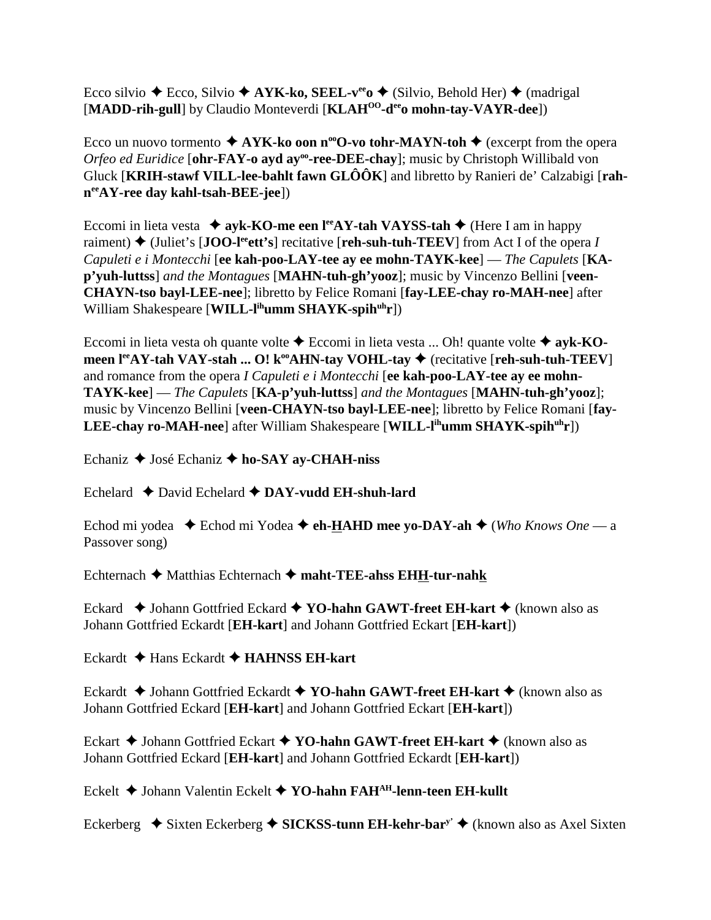Ecco silvio ✦ Ecco, Silvio ✦ **AYK-ko, SEEL-v<sup>ee</sup>o** ✦ (Silvio, Behold Her) ✦ (madrigal [**MADD-rih-gull**] by Claudio Monteverdi [**KLAH<sup>OO</sup>-d<sup>ee</sup>o mohn-tay-VAYR-dee**])

Ecco un nuovo tormento ✦ **AYK-ko oon n<sup>oo</sup>O-vo tohr-MAYN-toh** ✦ (excerpt from the opera *Orfeo ed Euridice* [**ohr-FAY-o ayd ay<sup>oo</sup>-ree-DEE-chay**]; music by Christoph Willibald von Gluck [**KRIH-stawf VILL-lee-bahlt fawn GLÔÔK**] and libretto by Ranieri de' Calzabigi [**rah-n<sup>ee</sup>AY-ree day kahl-tsah-BEE-jee**])

Eccomi in lieta vesta ✦ **ayk-KO-me een l<sup>ee</sup>AY-tah VAYSS-tah** ✦ (Here I am in happy raiment) ✦ (Juliet's [**JOO-l<sup>ee</sup>ett's**] recitative [**reh-suh-tuh-TEEV**] from Act I of the opera *I Capuleti e i Montecchi* [**ee kah-poo-LAY-tee ay ee mohn-TAYK-kee**] — *The Capulets* [**KA-p'yuh-luttss**] *and the Montagues* [**MAHN-tuh-gh'yooz**]; music by Vincenzo Bellini [**veen-CHAYN-tso bayl-LEE-nee**]; libretto by Felice Romani [**fay-LEE-chay ro-MAH-nee**] after William Shakespeare [**WILL-l<sup>ih</sup>umm SHAYK-spih<sup>uh</sup>r**])

Eccomi in lieta vesta oh quante volte ✦ Eccomi in lieta vesta ... Oh! quante volte ✦ **ayk-KO-meen l<sup>ee</sup>AY-tah VAY-stah ... O! k<sup>oo</sup>AHN-tay VOHL-tay** ✦ (recitative [**reh-suh-tuh-TEEV**] and romance from the opera *I Capuleti e i Montecchi* [**ee kah-poo-LAY-tee ay ee mohn-TAYK-kee**] — *The Capulets* [**KA-p'yuh-luttss**] *and the Montagues* [**MAHN-tuh-gh'yooz**]; music by Vincenzo Bellini [**veen-CHAYN-tso bayl-LEE-nee**]; libretto by Felice Romani [**fay-LEE-chay ro-MAH-nee**] after William Shakespeare [**WILL-l<sup>ih</sup>umm SHAYK-spih<sup>uh</sup>r**])

Echaniz ✦ José Echaniz ✦ **ho-SAY ay-CHAH-niss**

Echelard ✦ David Echelard ✦ **DAY-vudd EH-shuh-lard**

Echod mi yodea ✦ Echod mi Yodea ✦ **eh-HAHD mee yo-DAY-ah** ✦ (*Who Knows One* — a Passover song)

Echternach ✦ Matthias Echternach ✦ **maht-TEE-ahss EHH-tur-nahk**

Eckard ✦ Johann Gottfried Eckard ✦ **YO-hahn GAWT-freet EH-kart** ✦ (known also as Johann Gottfried Eckardt [**EH-kart**] and Johann Gottfried Eckart [**EH-kart**])

Eckardt ✦ Hans Eckardt ✦ **HAHNSS EH-kart**

Eckardt ✦ Johann Gottfried Eckardt ✦ **YO-hahn GAWT-freet EH-kart** ✦ (known also as Johann Gottfried Eckard [**EH-kart**] and Johann Gottfried Eckart [**EH-kart**])

Eckart ✦ Johann Gottfried Eckart ✦ **YO-hahn GAWT-freet EH-kart** ✦ (known also as Johann Gottfried Eckard [**EH-kart**] and Johann Gottfried Eckardt [**EH-kart**])

Eckelt ✦ Johann Valentin Eckelt ✦ **YO-hahn FAH<sup>AH</sup>-lenn-teen EH-kullt**

Eckerberg ✦ Sixten Eckerberg ✦ **SICKSS-tunn EH-kehr-bar<sup>y'</sup>** ✦ (known also as Axel Sixten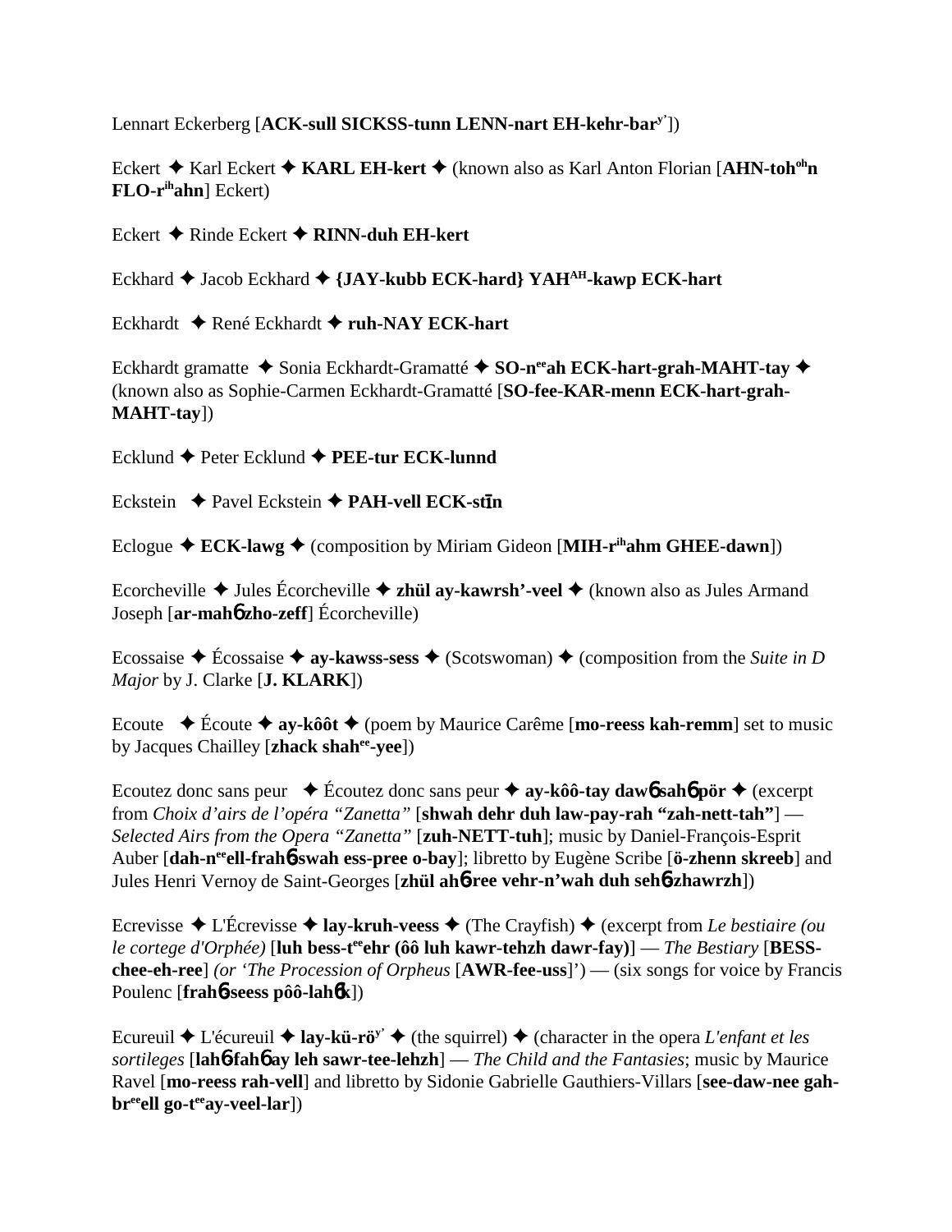Lennart Eckerberg [**ACK-sull SICKSS-tunn LENN-nart EH-kehr-bar^y'**])

Eckert ✦ Karl Eckert ✦ **KARL EH-kert** ✦ (known also as Karl Anton Florian [**AHN-toh^oh n FLO-r^ih ahn**] Eckert)

Eckert ✦ Rinde Eckert ✦ **RINN-duh EH-kert**

Eckhard ✦ Jacob Eckhard ✦ **{JAY-kubb ECK-hard} YAH^AH-kawp ECK-hart**

Eckhardt ✦ René Eckhardt ✦ **ruh-NAY ECK-hart**

Eckhardt gramatte ✦ Sonia Eckhardt-Gramatté ✦ **SO-n^ee ah ECK-hart-grah-MAHT-tay** ✦ (known also as Sophie-Carmen Eckhardt-Gramatté [**SO-fee-KAR-menn ECK-hart-grah-MAHT-tay**])

Ecklund ✦ Peter Ecklund ✦ **PEE-tur ECK-lunnd**

Eckstein ✦ Pavel Eckstein ✦ **PAH-vell ECK-st-ī-n**

Eclogue ✦ **ECK-lawg** ✦ (composition by Miriam Gideon [**MIH-r^ih ahm GHEE-dawn**])

Ecorcheville ✦ Jules Écorcheville ✦ **zhül ay-kawrsh'-veel** ✦ (known also as Jules Armand Joseph [**ar-mahɓ zho-zeff**] Écorcheville)

Ecossaise ✦ Écossaise ✦ **ay-kawss-sess** ✦ (Scotswoman) ✦ (composition from the *Suite in D Major* by J. Clarke [**J. KLARK**])

Ecoute ✦ Écoute ✦ **ay-kôôt** ✦ (poem by Maurice Carême [**mo-reess kah-remm**] set to music by Jacques Chailley [**zhack shah^ee-yee**])

Ecoutez donc sans peur ✦ Écoutez donc sans peur ✦ **ay-kôô-tay dawɓ sahɓ pör** ✦ (excerpt from *Choix d'airs de l'opéra "Zanetta"* [**shwah dehr duh law-pay-rah "zah-nett-tah"**] — *Selected Airs from the Opera "Zanetta"* [**zuh-NETT-tuh**]; music by Daniel-François-Esprit Auber [**dah-n^ee ell-frahɓ-swah ess-pree o-bay**]; libretto by Eugène Scribe [**ö-zhenn skreeb**] and Jules Henri Vernoy de Saint-Georges [**zhül ahɓ-ree vehr-n'wah duh sehɓ-zhawrzh**])

Ecrevisse ✦ L'Écrevisse ✦ **lay-kruh-veess** ✦ (The Crayfish) ✦ (excerpt from *Le bestiaire (ou le cortege d'Orphée)* [**luh bess-t^ee ehr (ôô luh kawr-tehzh dawr-fay)**] — *The Bestiary* [**BESS-chee-eh-ree**] *(or 'The Procession of Orpheus* [**AWR-fee-uss**]') — (six songs for voice by Francis Poulenc [**frahɓ-seess pôô-lahɓk**])

Ecureuil ✦ L'écureuil ✦ **lay-kü-rö^y'** ✦ (the squirrel) ✦ (character in the opera *L'enfant et les sortileges* [**lahɓ-fahɓ ay leh sawr-tee-lehzh**] — *The Child and the Fantasies*; music by Maurice Ravel [**mo-reess rah-vell**] and libretto by Sidonie Gabrielle Gauthiers-Villars [**see-daw-nee gah-br^ee ell go-t^ee ay-veel-lar**])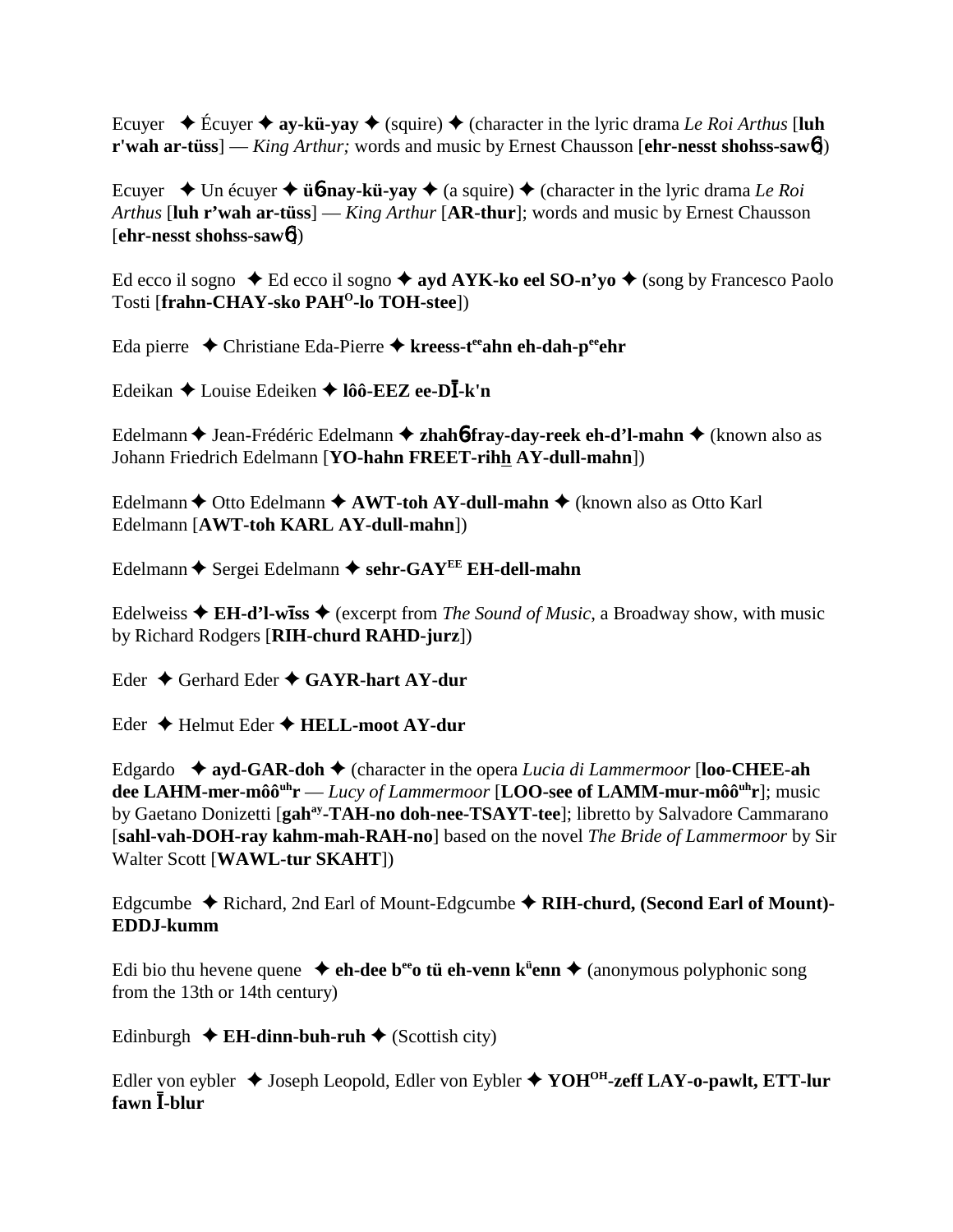Ecuyer ✦ Écuyer ✦ **ay-kü-yay** ✦ (squire) ✦ (character in the lyric drama *Le Roi Arthus* [**luh r'wah ar-tüss**] — *King Arthur;* words and music by Ernest Chausson [**ehr-nesst shohss-saw6**])

Ecuyer ✦ Un écuyer ✦ **ü6-nay-kü-yay** ✦ (a squire) ✦ (character in the lyric drama *Le Roi Arthus* [**luh r'wah ar-tüss**] — *King Arthur* [**AR-thur**]; words and music by Ernest Chausson [**ehr-nesst shohss-saw6**])

Ed ecco il sogno ✦ Ed ecco il sogno ✦ **ayd AYK-ko eel SO-n'yo** ✦ (song by Francesco Paolo Tosti [**frahn-CHAY-sko PAH**[O]**-lo TOH-stee**])

Eda pierre ✦ Christiane Eda-Pierre ✦ **kreess-t**[ee]**ahn eh-dah-p**[ee]**ehr**

Edeikan ✦ Louise Edeiken ✦ **lôô-EEZ ee-DĪ-k'n**

Edelmann ✦ Jean-Frédéric Edelmann ✦ **zhah6-fray-day-reek eh-d'l-mahn** ✦ (known also as Johann Friedrich Edelmann [**YO-hahn FREET-rihh AY-dull-mahn**])

Edelmann ✦ Otto Edelmann ✦ **AWT-toh AY-dull-mahn** ✦ (known also as Otto Karl Edelmann [**AWT-toh KARL AY-dull-mahn**])

Edelmann ✦ Sergei Edelmann ✦ **sehr-GAY**[EE] **EH-dell-mahn**

Edelweiss ✦ **EH-d'l-wīss** ✦ (excerpt from *The Sound of Music*, a Broadway show, with music by Richard Rodgers [**RIH-churd RAHD-jurz**])

Eder ✦ Gerhard Eder ✦ **GAYR-hart AY-dur**

Eder ✦ Helmut Eder ✦ **HELL-moot AY-dur**

Edgardo ✦ **ayd-GAR-doh** ✦ (character in the opera *Lucia di Lammermoor* [**loo-CHEE-ah dee LAHM-mer-môô**[uh]**r** — *Lucy of Lammermoor* [**LOO-see of LAMM-mur-môô**[uh]**r**]; music by Gaetano Donizetti [**gah**[ay]**-TAH-no doh-nee-TSAYT-tee**]; libretto by Salvadore Cammarano [**sahl-vah-DOH-ray kahm-mah-RAH-no**] based on the novel *The Bride of Lammermoor* by Sir Walter Scott [**WAWL-tur SKAHT**])

Edgcumbe ✦ Richard, 2nd Earl of Mount-Edgcumbe ✦ **RIH-churd, (Second Earl of Mount)-EDDJ-kumm**

Edi bio thu hevene quene ✦ **eh-dee b**[ee]**o tü eh-venn k**[ü]**enn** ✦ (anonymous polyphonic song from the 13th or 14th century)

Edinburgh ✦ **EH-dinn-buh-ruh** ✦ (Scottish city)

Edler von eybler ✦ Joseph Leopold, Edler von Eybler ✦ **YOH**[OH]**-zeff LAY-o-pawlt, ETT-lur fawn Ī-blur**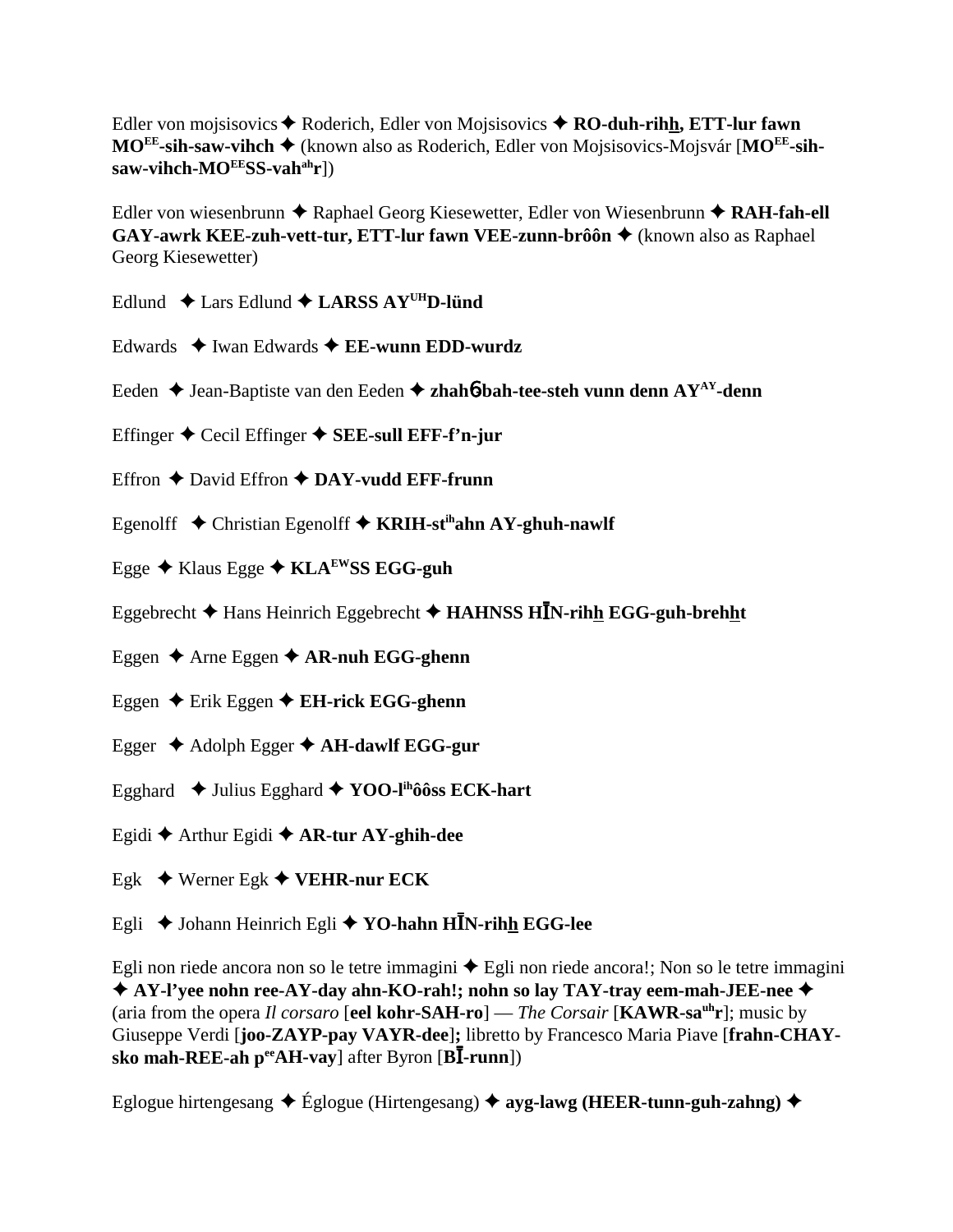Edler von mojsisovics ✦ Roderich, Edler von Mojsisovics ✦ **RO-duh-rihh, ETT-lur fawn MOEE-sih-saw-vihch** ✦ (known also as Roderich, Edler von Mojsisovics-Mojsvár [**MOEE-sih-saw-vihch-MOEESS-vahahr**])

Edler von wiesenbrunn ✦ Raphael Georg Kiesewetter, Edler von Wiesenbrunn ✦ **RAH-fah-ell GAY-awrk KEE-zuh-vett-tur, ETT-lur fawn VEE-zunn-brôôn** ✦ (known also as Raphael Georg Kiesewetter)

Edlund ✦ Lars Edlund ✦ **LARSS AYUHD-lünd**

Edwards ✦ Iwan Edwards ✦ **EE-wunn EDD-wurdz**

Eeden ✦ Jean-Baptiste van den Eeden ✦ **zhahɓ-bah-tee-steh vunn denn AYAY-denn**

Effinger ✦ Cecil Effinger ✦ **SEE-sull EFF-f'n-jur**

Effron ✦ David Effron ✦ **DAY-vudd EFF-frunn**

Egenolff ✦ Christian Egenolff ✦ **KRIH-stihahn AY-ghuh-nawlf**

Egge ✦ Klaus Egge ✦ **KLAEWSS EGG-guh**

Eggebrecht ✦ Hans Heinrich Eggebrecht ✦ **HAHNSS HĪN-rihh EGG-guh-brehht**

Eggen ✦ Arne Eggen ✦ **AR-nuh EGG-ghenn**

Eggen ✦ Erik Eggen ✦ **EH-rick EGG-ghenn**

Egger ✦ Adolph Egger ✦ **AH-dawlf EGG-gur**

Egghard ✦ Julius Egghard ✦ **YOO-lihôôss ECK-hart**

Egidi ✦ Arthur Egidi ✦ **AR-tur AY-ghih-dee**

Egk ✦ Werner Egk ✦ **VEHR-nur ECK**

Egli ✦ Johann Heinrich Egli ✦ **YO-hahn HĪN-rihh EGG-lee**

Egli non riede ancora non so le tetre immagini ✦ Egli non riede ancora!; Non so le tetre immagini ✦ **AY-l'yee nohn ree-AY-day ahn-KO-rah!; nohn so lay TAY-tray eem-mah-JEE-nee** ✦ (aria from the opera *Il corsaro* [**eel kohr-SAH-ro**] — *The Corsair* [**KAWR-sauhr**]; music by Giuseppe Verdi [**joo-ZAYP-pay VAYR-dee**]; libretto by Francesco Maria Piave [**frahn-CHAY-sko mah-REE-ah peeAH-vay**] after Byron [**BĪ-runn**])

Eglogue hirtengesang ✦ Églogue (Hirtengesang) ✦ **ayg-lawg (HEER-tunn-guh-zahng)** ✦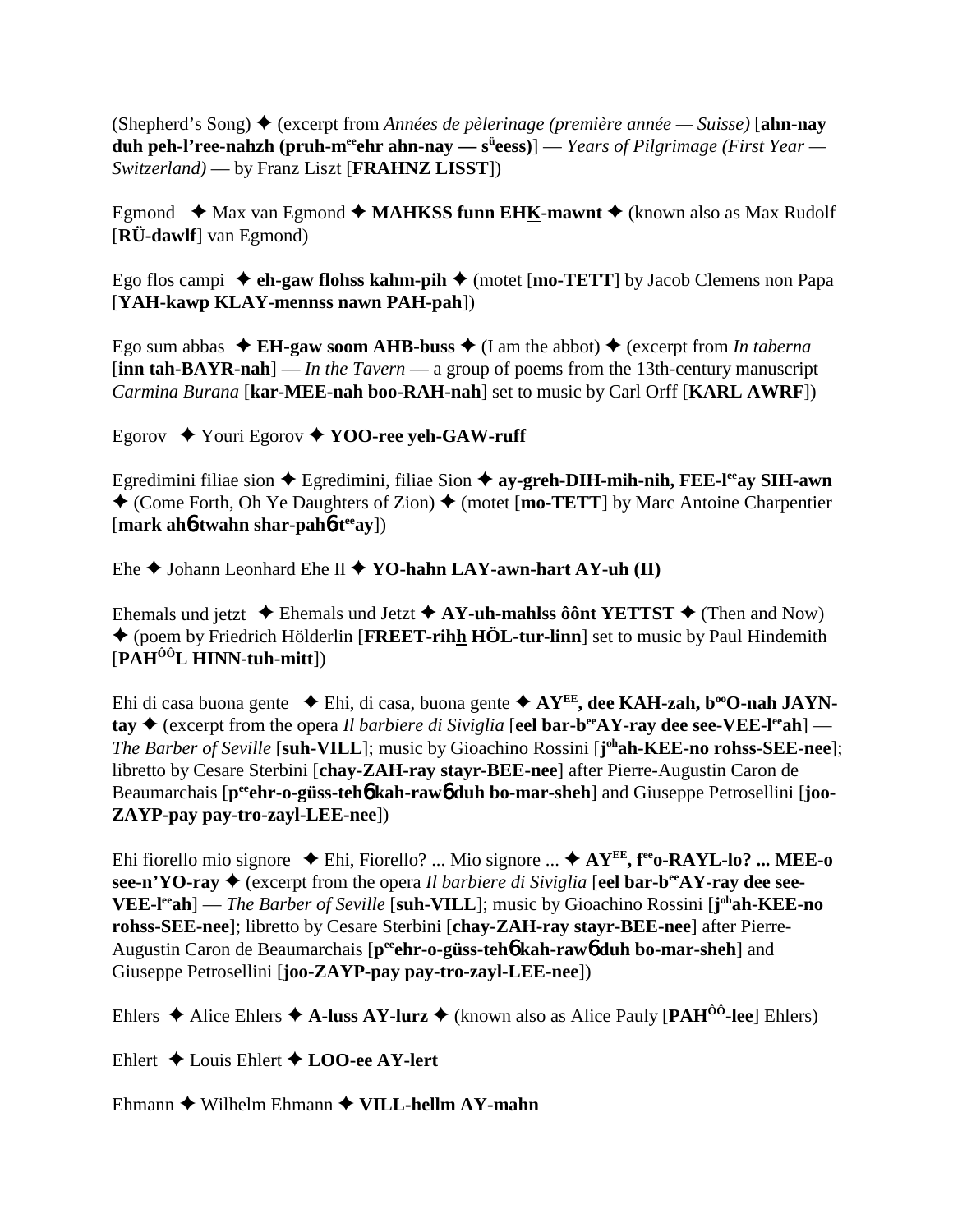(Shepherd's Song) ✦ (excerpt from *Années de pèlerinage (première année — Suisse)* [**ahn-nay duh peh-l'ree-nahzh (pruh-m**[ee]**ehr ahn-nay — s**[ü]**eess)**] — *Years of Pilgrimage (First Year — Switzerland)* — by Franz Liszt [**FRAHNZ LISST**])

Egmond ✦ Max van Egmond ✦ **MAHKSS funn EHK-mawnt** ✦ (known also as Max Rudolf [**RÜ-dawlf**] van Egmond)

Ego flos campi ✦ **eh-gaw flohss kahm-pih** ✦ (motet [**mo-TETT**] by Jacob Clemens non Papa [**YAH-kawp KLAY-mennss nawn PAH-pah**])

Ego sum abbas ✦ **EH-gaw soom AHB-buss** ✦ (I am the abbot) ✦ (excerpt from *In taberna* [**inn tah-BAYR-nah**] — *In the Tavern* — a group of poems from the 13th-century manuscript *Carmina Burana* [**kar-MEE-nah boo-RAH-nah**] set to music by Carl Orff [**KARL AWRF**])

Egorov ✦ Youri Egorov ✦ **YOO-ree yeh-GAW-ruff**

Egredimini filiae sion ✦ Egredimini, filiae Sion ✦ **ay-greh-DIH-mih-nih, FEE-l**[ee]**ay SIH-awn** ✦ (Come Forth, Oh Ye Daughters of Zion) ✦ (motet [**mo-TETT**] by Marc Antoine Charpentier [**mark ah6-twahn shar-pah6-t**[ee]**ay**])

Ehe ✦ Johann Leonhard Ehe II ✦ **YO-hahn LAY-awn-hart AY-uh (II)**

Ehemals und jetzt ✦ Ehemals und Jetzt ✦ **AY-uh-mahlss ôônt YETTST** ✦ (Then and Now) ✦ (poem by Friedrich Hölderlin [**FREET-rihh HÖL-tur-linn**] set to music by Paul Hindemith [**PAH**[ÔÔ]**L HINN-tuh-mitt**])

Ehi di casa buona gente ✦ Ehi, di casa, buona gente ✦ **AY**[EE]**, dee KAH-zah, b**[oo]**O-nah JAYN-tay** ✦ (excerpt from the opera *Il barbiere di Siviglia* [**eel bar-b**[ee]**AY-ray dee see-VEE-l**[ee]**ah**] — *The Barber of Seville* [**suh-VILL**]; music by Gioachino Rossini [**j**[oh]**ah-KEE-no rohss-SEE-nee**]; libretto by Cesare Sterbini [**chay-ZAH-ray stayr-BEE-nee**] after Pierre-Augustin Caron de Beaumarchais [**p**[ee]**ehr-o-güss-teh6 kah-raw6 duh bo-mar-sheh**] and Giuseppe Petrosellini [**joo-ZAYP-pay pay-tro-zayl-LEE-nee**])

Ehi fiorello mio signore ✦ Ehi, Fiorello? ... Mio signore ... ✦ **AY**[EE]**, f**[ee]**o-RAYL-lo? ... MEE-o see-n'YO-ray** ✦ (excerpt from the opera *Il barbiere di Siviglia* [**eel bar-b**[ee]**AY-ray dee see-VEE-l**[ee]**ah**] — *The Barber of Seville* [**suh-VILL**]; music by Gioachino Rossini [**j**[oh]**ah-KEE-no rohss-SEE-nee**]; libretto by Cesare Sterbini [**chay-ZAH-ray stayr-BEE-nee**] after Pierre-Augustin Caron de Beaumarchais [**p**[ee]**ehr-o-güss-teh6 kah-raw6 duh bo-mar-sheh**] and Giuseppe Petrosellini [**joo-ZAYP-pay pay-tro-zayl-LEE-nee**])

Ehlers ✦ Alice Ehlers ✦ **A-luss AY-lurz** ✦ (known also as Alice Pauly [**PAH**[ÔÔ]**-lee**] Ehlers)

Ehlert ✦ Louis Ehlert ✦ **LOO-ee AY-lert**

Ehmann ✦ Wilhelm Ehmann ✦ **VILL-hellm AY-mahn**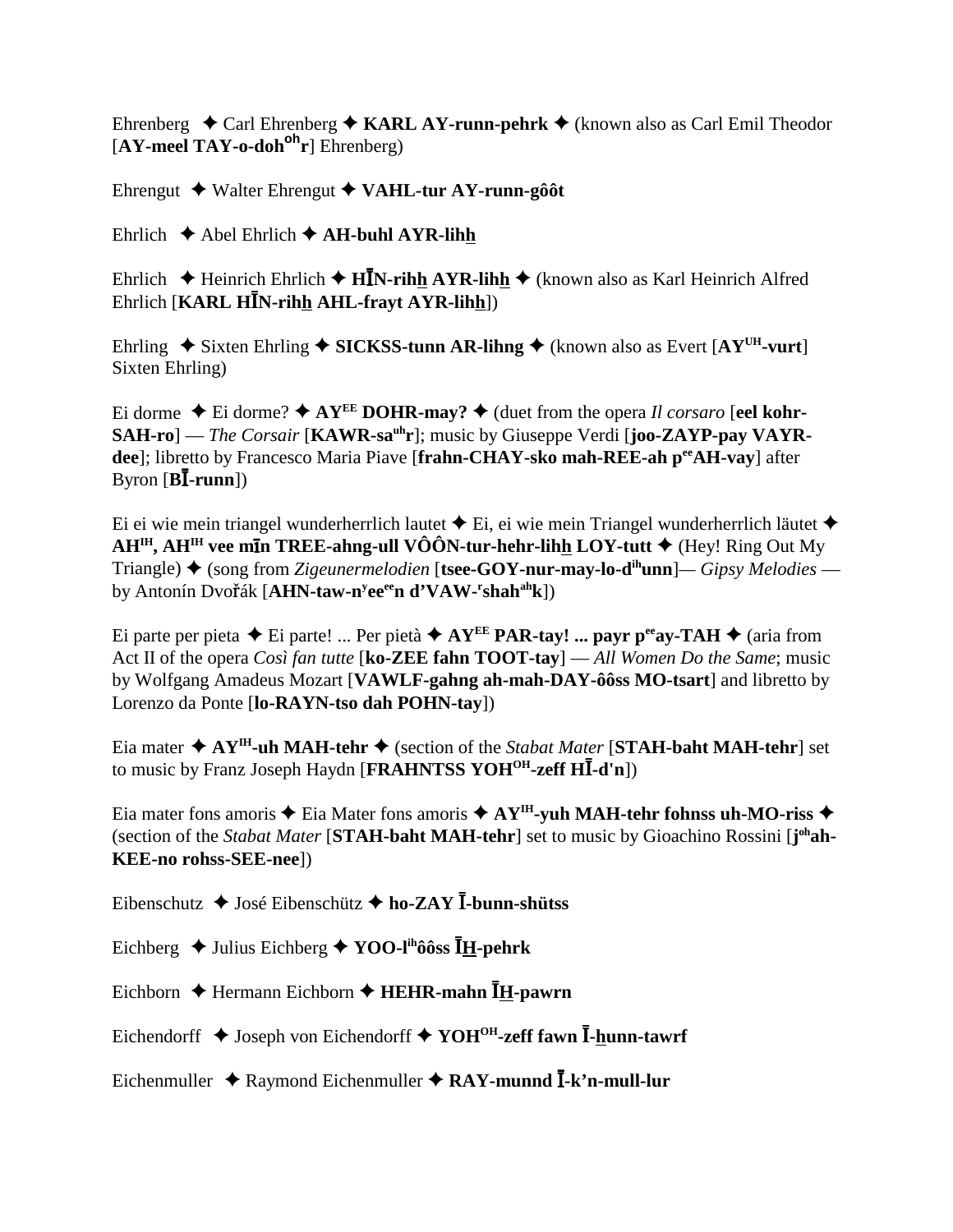Ehrenberg ✦ Carl Ehrenberg ✦ **KARL AY-runn-pehrk** ✦ (known also as Carl Emil Theodor [**AY-meel TAY-o-doh<sup>oh</sup>r**] Ehrenberg)

Ehrengut ✦ Walter Ehrengut ✦ **VAHL-tur AY-runn-gôôt**

Ehrlich ✦ Abel Ehrlich ✦ **AH-buhl AYR-lihh̲**

Ehrlich ✦ Heinrich Ehrlich ✦ **HĪN-rihh̲ AYR-lihh̲** ✦ (known also as Karl Heinrich Alfred Ehrlich [**KARL HĪN-rihh̲ AHL-frayt AYR-lihh̲**])

Ehrling ✦ Sixten Ehrling ✦ **SICKSS-tunn AR-lihng** ✦ (known also as Evert [**AY<sup>UH</sup>-vurt**] Sixten Ehrling)

Ei dorme ✦ Ei dorme? ✦ **AY<sup>EE</sup> DOHR-may?** ✦ (duet from the opera *Il corsaro* [**eel kohr-SAH-ro**] — *The Corsair* [**KAWR-sa<sup>uh</sup>r**]; music by Giuseppe Verdi [**joo-ZAYP-pay VAYR-dee**]; libretto by Francesco Maria Piave [**frahn-CHAY-sko mah-REE-ah p<sup>ee</sup>AH-vay**] after Byron [**BĪ-runn**])

Ei ei wie mein triangel wunderherrlich lautet ✦ Ei, ei wie mein Triangel wunderherrlich läutet ✦ **AH<sup>IH</sup>, AH<sup>IH</sup> vee mīn TREE-ahng-ull VÔÔN-tur-hehr-lihh̲ LOY-tutt** ✦ (Hey! Ring Out My Triangle) ✦ (song from *Zigeunermelodien* [**tsee-GOY-nur-may-lo-d<sup>ih</sup>unn**]— *Gipsy Melodies* — by Antonín Dvořák [**AHN-taw-n<sup>y</sup>ee<sup>ee</sup>n d'VAW-<sup>r</sup>shah<sup>ah</sup>k**])

Ei parte per pieta ✦ Ei parte! ... Per pietà ✦ **AY<sup>EE</sup> PAR-tay! ... payr p<sup>ee</sup>ay-TAH** ✦ (aria from Act II of the opera *Così fan tutte* [**ko-ZEE fahn TOOT-tay**] — *All Women Do the Same*; music by Wolfgang Amadeus Mozart [**VAWLF-gahng ah-mah-DAY-ôôss MO-tsart**] and libretto by Lorenzo da Ponte [**lo-RAYN-tso dah POHN-tay**])

Eia mater ✦ **AY<sup>IH</sup>-uh MAH-tehr** ✦ (section of the *Stabat Mater* [**STAH-baht MAH-tehr**] set to music by Franz Joseph Haydn [**FRAHNTSS YOH<sup>OH</sup>-zeff HĪ-d'n**])

Eia mater fons amoris ✦ Eia Mater fons amoris ✦ **AY<sup>IH</sup>-yuh MAH-tehr fohnss uh-MO-riss** ✦ (section of the *Stabat Mater* [**STAH-baht MAH-tehr**] set to music by Gioachino Rossini [**j<sup>oh</sup>ah-KEE-no rohss-SEE-nee**])

Eibenschutz ✦ José Eibenschütz ✦ **ho-ZAY Ī-bunn-shütss**

Eichberg ✦ Julius Eichberg ✦ **YOO-l<sup>ih</sup>ôôss ĪH̲-pehrk**

Eichborn ✦ Hermann Eichborn ✦ **HEHR-mahn ĪH̲-pawrn**

Eichendorff ✦ Joseph von Eichendorff ✦ **YOH<sup>OH</sup>-zeff fawn Ī-h̲unn-tawrf**

Eichenmuller ✦ Raymond Eichenmuller ✦ **RAY-munnd Ī-k'n-mull-lur**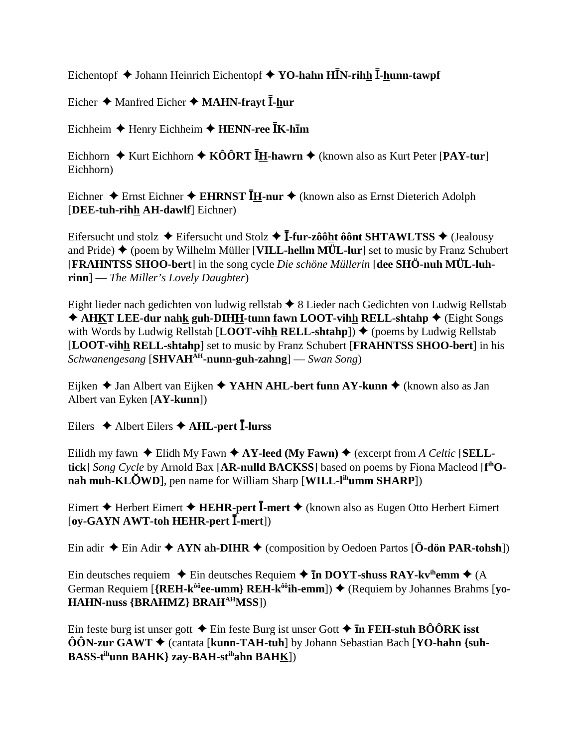Eichentopf ✦ Johann Heinrich Eichentopf ✦ **YO-hahn HĪN-rihh Ī-hunn-tawpf**

Eicher ✦ Manfred Eicher ✦ **MAHN-frayt Ī-hur**

Eichheim ✦ Henry Eichheim ✦ **HENN-ree ĪK-hīm**

Eichhorn ✦ Kurt Eichhorn ✦ **KÔÔRT ĪH-hawrn** ✦ (known also as Kurt Peter [**PAY-tur**] Eichhorn)

Eichner ✦ Ernst Eichner ✦ **EHRNST ĪH-nur** ✦ (known also as Ernst Dieterich Adolph [**DEE-tuh-rihh AH-dawlf**] Eichner)

Eifersucht und stolz ✦ Eifersucht und Stolz ✦ **Ī-fur-zôôht ôônt SHTAWLTSS** ✦ (Jealousy and Pride) ✦ (poem by Wilhelm Müller [**VILL-hellm MÜL-lur**] set to music by Franz Schubert [**FRAHNTSS SHOO-bert**] in the song cycle *Die schöne Müllerin* [**dee SHÖ-nuh MÜL-luh-rinn**] — *The Miller's Lovely Daughter*)

Eight lieder nach gedichten von ludwig rellstab ✦ 8 Lieder nach Gedichten von Ludwig Rellstab ✦ **AHKT LEE-dur nahk guh-DIHH-tunn fawn LOOT-vihh RELL-shtahp** ✦ (Eight Songs with Words by Ludwig Rellstab [**LOOT-vihh RELL-shtahp**]) ✦ (poems by Ludwig Rellstab [**LOOT-vihh RELL-shtahp**] set to music by Franz Schubert [**FRAHNTSS SHOO-bert**] in his *Schwanengesang* [**SHVAH^AH-nunn-guh-zahng**] — *Swan Song*)

Eijken ✦ Jan Albert van Eijken ✦ **YAHN AHL-bert funn AY-kunn** ✦ (known also as Jan Albert van Eyken [**AY-kunn**])

Eilers ✦ Albert Eilers ✦ **AHL-pert Ī-lurss**

Eilidh my fawn ✦ Elidh My Fawn ✦ **AY-leed (My Fawn)** ✦ (excerpt from *A Celtic* [**SELL-tick**] *Song Cycle* by Arnold Bax [**AR-nulld BACKSS**] based on poems by Fiona Macleod [**f^ih O-nah muh-KLŎWD**], pen name for William Sharp [**WILL-l^ih umm SHARP**])

Eimert ✦ Herbert Eimert ✦ **HEHR-pert Ī-mert** ✦ (known also as Eugen Otto Herbert Eimert [**oy-GAYN AWT-toh HEHR-pert Ī-mert**])

Ein adir ✦ Ein Adir ✦ **AYN ah-DIHR** ✦ (composition by Oedoen Partos [**Ö-dön PAR-tohsh**])

Ein deutsches requiem ✦ Ein deutsches Requiem ✦ **īn DOYT-shuss RAY-kv^ih emm** ✦ (A German Requiem [**{REH-k^ôô ee-umm} REH-k^ôô ih-emm**]) ✦ (Requiem by Johannes Brahms [**yo-HAHN-nuss {BRAHMZ} BRAH^AH MSS**])

Ein feste burg ist unser gott ✦ Ein feste Burg ist unser Gott ✦ **īn FEH-stuh BÔÔRK isst ÔÔN-zur GAWT** ✦ (cantata [**kunn-TAH-tuh**] by Johann Sebastian Bach [**YO-hahn {suh-BASS-t^ih unn BAHK} zay-BAH-st^ih ahn BAHK**])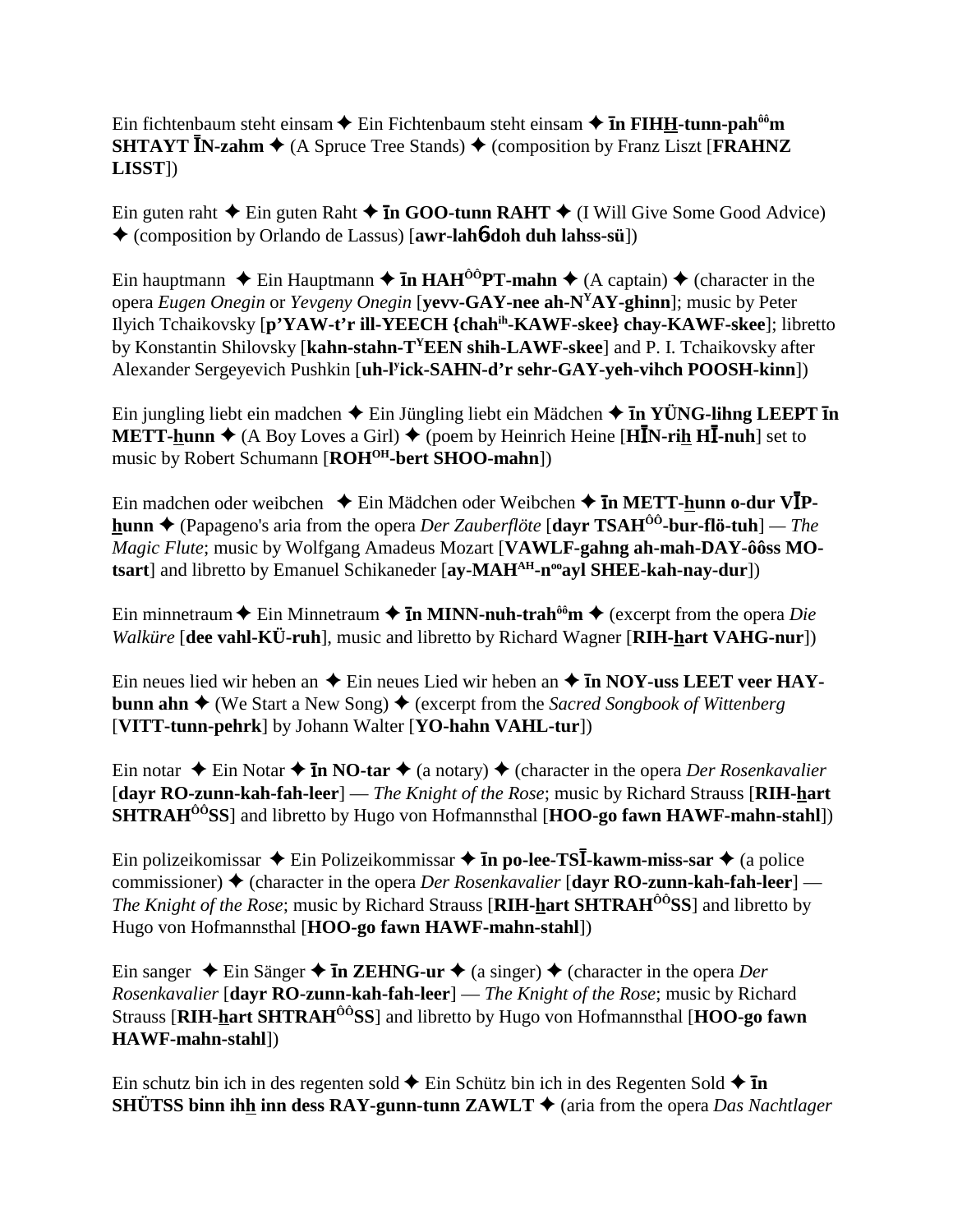Ein fichtenbaum steht einsam ✦ Ein Fichtenbaum steht einsam ✦ **īn FIH<u>H</u>-tunn-pah^ôô^m SHTAYT ĪN-zahm** ✦ (A Spruce Tree Stands) ✦ (composition by Franz Liszt [**FRAHNZ LISST**])

Ein guten raht ✦ Ein guten Raht ✦ **īn GOO-tunn RAHT** ✦ (I Will Give Some Good Advice) ✦ (composition by Orlando de Lassus) [**awr-lahɓdoh duh lahss-sü**])

Ein hauptmann ✦ Ein Hauptmann ✦ **īn HAH^ÔÔ^PT-mahn** ✦ (A captain) ✦ (character in the opera *Eugen Onegin* or *Yevgeny Onegin* [**yevv-GAY-nee ah-N^Y^AY-ghinn**]; music by Peter Ilyich Tchaikovsky [**p'YAW-t'r ill-YEECH {chah^ih^-KAWF-skee} chay-KAWF-skee**]; libretto by Konstantin Shilovsky [**kahn-stahn-T^Y^EEN shih-LAWF-skee**] and P. I. Tchaikovsky after Alexander Sergeyevich Pushkin [**uh-l^y^ick-SAHN-d'r sehr-GAY-yeh-vihch POOSH-kinn**])

Ein jungling liebt ein madchen ✦ Ein Jüngling liebt ein Mädchen ✦ **īn YÜNG-lihng LEEPT īn METT-<u>h</u>unn** ✦ (A Boy Loves a Girl) ✦ (poem by Heinrich Heine [**HĪN-ri<u>h</u> HĪ-nuh**] set to music by Robert Schumann [**ROH^OH^-bert SHOO-mahn**])

Ein madchen oder weibchen ✦ Ein Mädchen oder Weibchen ✦ **īn METT-<u>h</u>unn o-dur VĪP-<u>h</u>unn** ✦ (Papageno's aria from the opera *Der Zauberflöte* [**dayr TSAH^ÔÔ^-bur-flö-tuh**] — *The Magic Flute*; music by Wolfgang Amadeus Mozart [**VAWLF-gahng ah-mah-DAY-ôôss MO-tsart**] and libretto by Emanuel Schikaneder [**ay-MAH^AH^-n^oo^ayl SHEE-kah-nay-dur**])

Ein minnetraum ✦ Ein Minnetraum ✦ **īn MINN-nuh-trah^ôô^m** ✦ (excerpt from the opera *Die Walküre* [**dee vahl-KÜ-ruh**], music and libretto by Richard Wagner [**RIH-<u>h</u>art VAHG-nur**])

Ein neues lied wir heben an ✦ Ein neues Lied wir heben an ✦ **īn NOY-uss LEET veer HAY-bunn ahn** ✦ (We Start a New Song) ✦ (excerpt from the *Sacred Songbook of Wittenberg* [**VITT-tunn-pehrk**] by Johann Walter [**YO-hahn VAHL-tur**])

Ein notar ✦ Ein Notar ✦ **īn NO-tar** ✦ (a notary) ✦ (character in the opera *Der Rosenkavalier* [**dayr RO-zunn-kah-fah-leer**] — *The Knight of the Rose*; music by Richard Strauss [**RIH-<u>h</u>art SHTRAH^ÔÔ^SS**] and libretto by Hugo von Hofmannsthal [**HOO-go fawn HAWF-mahn-stahl**])

Ein polizeikomissar ✦ Ein Polizeikommissar ✦ **īn po-lee-TSĪ-kawm-miss-sar** ✦ (a police commissioner) ✦ (character in the opera *Der Rosenkavalier* [**dayr RO-zunn-kah-fah-leer**] — *The Knight of the Rose*; music by Richard Strauss [**RIH-<u>h</u>art SHTRAH^ÔÔ^SS**] and libretto by Hugo von Hofmannsthal [**HOO-go fawn HAWF-mahn-stahl**])

Ein sanger ✦ Ein Sänger ✦ **īn ZEHNG-ur** ✦ (a singer) ✦ (character in the opera *Der Rosenkavalier* [**dayr RO-zunn-kah-fah-leer**] — *The Knight of the Rose*; music by Richard Strauss [**RIH-<u>h</u>art SHTRAH^ÔÔ^SS**] and libretto by Hugo von Hofmannsthal [**HOO-go fawn HAWF-mahn-stahl**])

Ein schutz bin ich in des regenten sold ✦ Ein Schütz bin ich in des Regenten Sold ✦ **īn SHÜTSS binn ih<u>h</u> inn dess RAY-gunn-tunn ZAWLT** ✦ (aria from the opera *Das Nachtlager*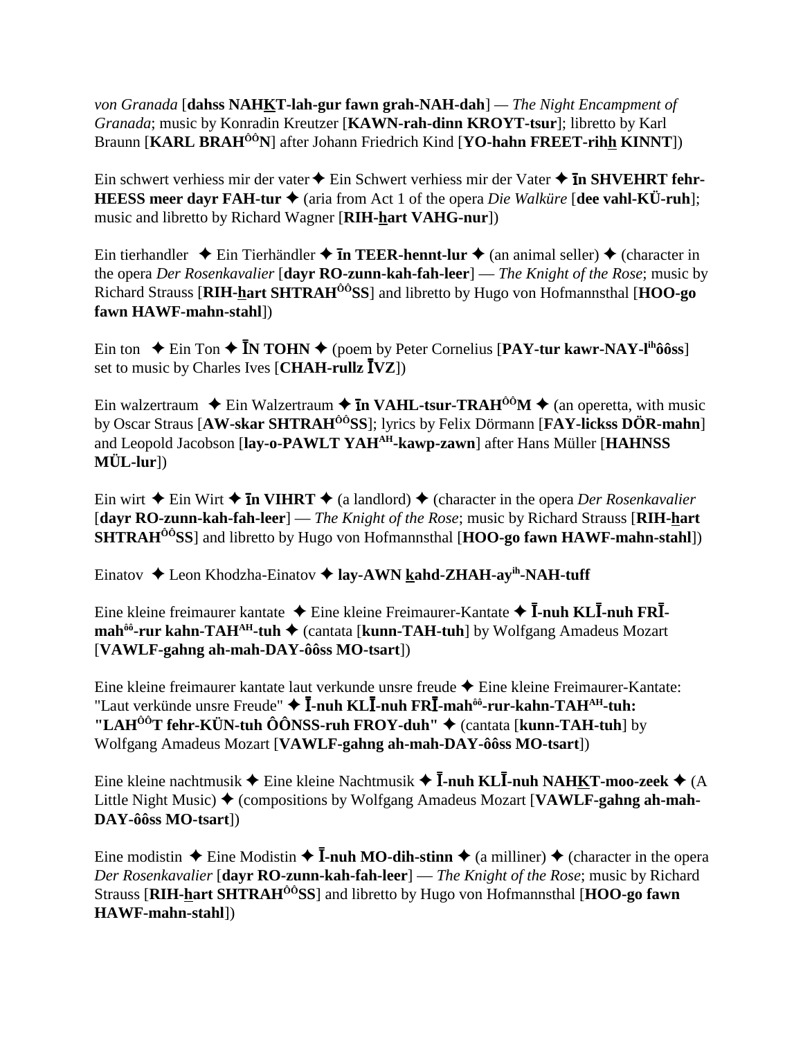*von Granada* [**dahss NAHKT-lah-gur fawn grah-NAH-dah**] — *The Night Encampment of Granada*; music by Konradin Kreutzer [**KAWN-rah-dinn KROYT-tsur**]; libretto by Karl Braunn [**KARL BRAH$^{ÔÔ}$N**] after Johann Friedrich Kind [**YO-hahn FREET-rihh KINNT**])

Ein schwert verhiess mir der vater ✦ Ein Schwert verhiess mir der Vater ✦ **īn SHVEHRT fehr-HEESS meer dayr FAH-tur** ✦ (aria from Act 1 of the opera *Die Walküre* [**dee vahl-KÜ-ruh**]; music and libretto by Richard Wagner [**RIH-hart VAHG-nur**])

Ein tierhandler ✦ Ein Tierhändler ✦ **īn TEER-hennt-lur** ✦ (an animal seller) ✦ (character in the opera *Der Rosenkavalier* [**dayr RO-zunn-kah-fah-leer**] — *The Knight of the Rose*; music by Richard Strauss [**RIH-hart SHTRAH$^{ÔÔ}$SS**] and libretto by Hugo von Hofmannsthal [**HOO-go fawn HAWF-mahn-stahl**])

Ein ton ✦ Ein Ton ✦ **ĪN TOHN** ✦ (poem by Peter Cornelius [**PAY-tur kawr-NAY-l$^{ih}$ôôss**] set to music by Charles Ives [**CHAH-rullz ĪVZ**])

Ein walzertraum ✦ Ein Walzertraum ✦ **īn VAHL-tsur-TRAH$^{ÔÔ}$M** ✦ (an operetta, with music by Oscar Straus [**AW-skar SHTRAH$^{ÔÔ}$SS**]; lyrics by Felix Dörmann [**FAY-lickss DÖR-mahn**] and Leopold Jacobson [**lay-o-PAWLT YAH$^{AH}$-kawp-zawn**] after Hans Müller [**HAHNSS MÜL-lur**])

Ein wirt ✦ Ein Wirt ✦ **īn VIHRT** ✦ (a landlord) ✦ (character in the opera *Der Rosenkavalier* [**dayr RO-zunn-kah-fah-leer**] — *The Knight of the Rose*; music by Richard Strauss [**RIH-hart SHTRAH$^{ÔÔ}$SS**] and libretto by Hugo von Hofmannsthal [**HOO-go fawn HAWF-mahn-stahl**])

Einatov ✦ Leon Khodzha-Einatov ✦ **lay-AWN kahd-ZHAH-ay$^{ih}$-NAH-tuff**

Eine kleine freimaurer kantate ✦ Eine kleine Freimaurer-Kantate ✦ **Ī-nuh KLĪ-nuh FRĪ-mah$^{ôô}$-rur kahn-TAH$^{AH}$-tuh** ✦ (cantata [**kunn-TAH-tuh**] by Wolfgang Amadeus Mozart [**VAWLF-gahng ah-mah-DAY-ôôss MO-tsart**])

Eine kleine freimaurer kantate laut verkunde unsre freude ✦ Eine kleine Freimaurer-Kantate: "Laut verkünde unsre Freude" ✦ **Ī-nuh KLĪ-nuh FRĪ-mah$^{ôô}$-rur-kahn-TAH$^{AH}$-tuh: "LAH$^{ÔÔ}$T fehr-KÜN-tuh ÔÔNSS-ruh FROY-duh"** ✦ (cantata [**kunn-TAH-tuh**] by Wolfgang Amadeus Mozart [**VAWLF-gahng ah-mah-DAY-ôôss MO-tsart**])

Eine kleine nachtmusik ✦ Eine kleine Nachtmusik ✦ **Ī-nuh KLĪ-nuh NAHKT-moo-zeek** ✦ (A Little Night Music) ✦ (compositions by Wolfgang Amadeus Mozart [**VAWLF-gahng ah-mah-DAY-ôôss MO-tsart**])

Eine modistin ✦ Eine Modistin ✦ **Ī-nuh MO-dih-stinn** ✦ (a milliner) ✦ (character in the opera *Der Rosenkavalier* [**dayr RO-zunn-kah-fah-leer**] — *The Knight of the Rose*; music by Richard Strauss [**RIH-hart SHTRAH$^{ÔÔ}$SS**] and libretto by Hugo von Hofmannsthal [**HOO-go fawn HAWF-mahn-stahl**])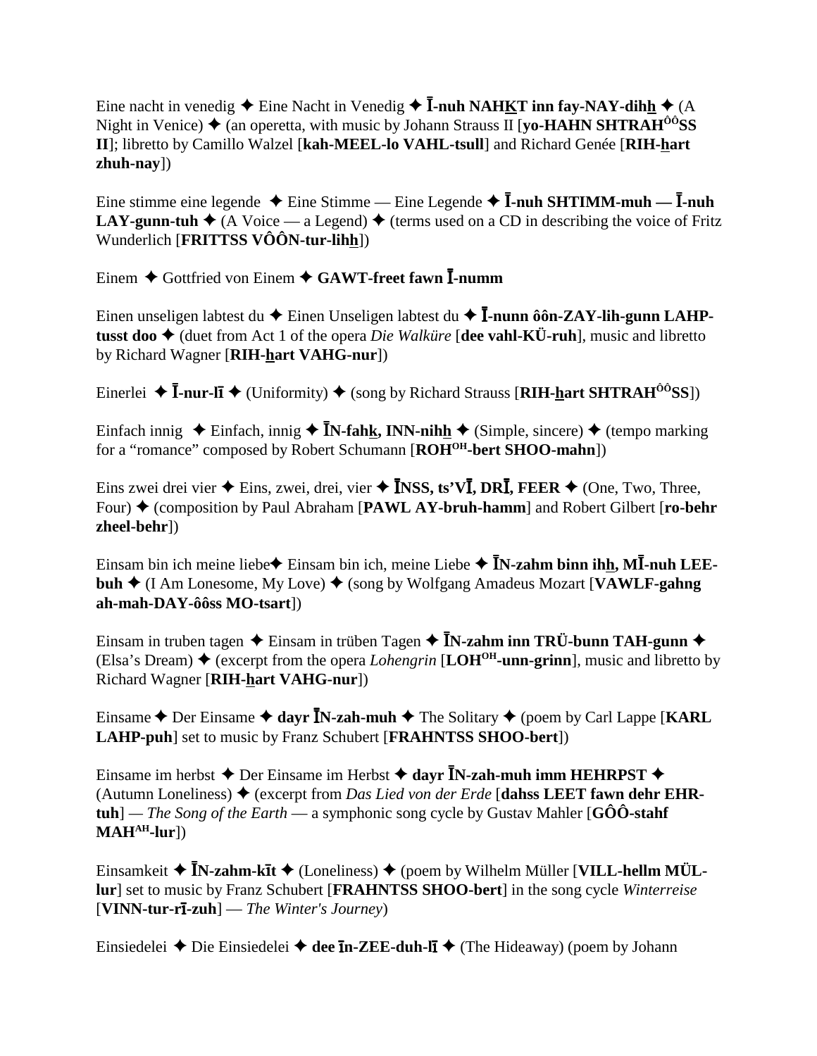Eine nacht in venedig ✦ Eine Nacht in Venedig ✦ **Ī-nuh NAHKT inn fay-NAY-dihh** ✦ (A Night in Venice) ✦ (an operetta, with music by Johann Strauss II [**yo-HAHN SHTRAHÔÔSS II**]; libretto by Camillo Walzel [**kah-MEEL-lo VAHL-tsull**] and Richard Genée [**RIH-hart zhuh-nay**])

Eine stimme eine legende ✦ Eine Stimme — Eine Legende ✦ **Ī-nuh SHTIMM-muh — Ī-nuh LAY-gunn-tuh** ✦ (A Voice — a Legend) ✦ (terms used on a CD in describing the voice of Fritz Wunderlich [**FRITTSS VÔÔN-tur-lihh**])

Einem ✦ Gottfried von Einem ✦ **GAWT-freet fawn Ī-numm**

Einen unseligen labtest du ✦ Einen Unseligen labtest du ✦ **Ī-nunn ôôn-ZAY-lih-gunn LAHP-tusst doo** ✦ (duet from Act 1 of the opera *Die Walküre* [**dee vahl-KÜ-ruh**], music and libretto by Richard Wagner [**RIH-hart VAHG-nur**])

Einerlei ✦ **Ī-nur-lī** ✦ (Uniformity) ✦ (song by Richard Strauss [**RIH-hart SHTRAHÔÔSS**])

Einfach innig ✦ Einfach, innig ✦ **ĪN-fahk, INN-nihh** ✦ (Simple, sincere) ✦ (tempo marking for a "romance" composed by Robert Schumann [**ROHOH-bert SHOO-mahn**])

Eins zwei drei vier ✦ Eins, zwei, drei, vier ✦ **ĪNSS, ts'VĪ, DRĪ, FEER** ✦ (One, Two, Three, Four) ✦ (composition by Paul Abraham [**PAWL AY-bruh-hamm**] and Robert Gilbert [**ro-behr zheel-behr**])

Einsam bin ich meine liebe✦ Einsam bin ich, meine Liebe ✦ **ĪN-zahm binn ihh, MĪ-nuh LEE-buh** ✦ (I Am Lonesome, My Love) ✦ (song by Wolfgang Amadeus Mozart [**VAWLF-gahng ah-mah-DAY-ôôss MO-tsart**])

Einsam in truben tagen ✦ Einsam in trüben Tagen ✦ **ĪN-zahm inn TRÜ-bunn TAH-gunn** ✦ (Elsa's Dream) ✦ (excerpt from the opera *Lohengrin* [**LOHOH-unn-grinn**], music and libretto by Richard Wagner [**RIH-hart VAHG-nur**])

Einsame ✦ Der Einsame ✦ **dayr ĪN-zah-muh** ✦ The Solitary ✦ (poem by Carl Lappe [**KARL LAHP-puh**] set to music by Franz Schubert [**FRAHNTSS SHOO-bert**])

Einsame im herbst ✦ Der Einsame im Herbst ✦ **dayr ĪN-zah-muh imm HEHRPST** ✦ (Autumn Loneliness) ✦ (excerpt from *Das Lied von der Erde* [**dahss LEET fawn dehr EHR-tuh**] — *The Song of the Earth* — a symphonic song cycle by Gustav Mahler [**GÔÔ-stahf MAHAH-lur**])

Einsamkeit ✦ **ĪN-zahm-kīt** ✦ (Loneliness) ✦ (poem by Wilhelm Müller [**VILL-hellm MÜL-lur**] set to music by Franz Schubert [**FRAHNTSS SHOO-bert**] in the song cycle *Winterreise* [**VINN-tur-rī-zuh**] — *The Winter's Journey*)

Einsiedelei ✦ Die Einsiedelei ✦ **dee īn-ZEE-duh-lī** ✦ (The Hideaway) (poem by Johann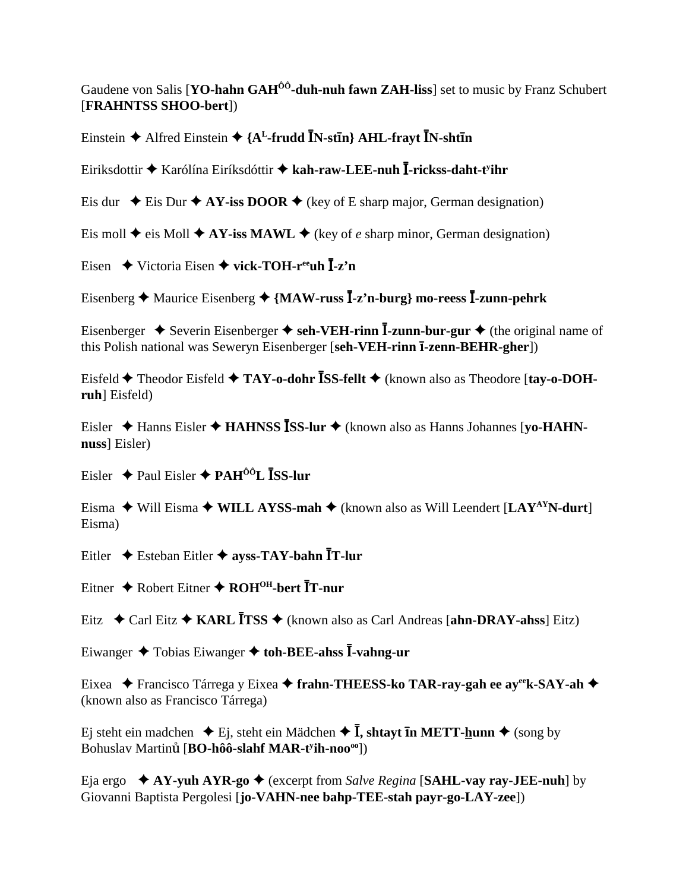Gaudene von Salis [**YO-hahn GAH^ÔÔ-duh-nuh fawn ZAH-liss**] set to music by Franz Schubert [**FRAHNTSS SHOO-bert**])

Einstein ✦ Alfred Einstein ✦ **{A^L-frudd ĪN-stīn} AHL-frayt ĪN-shtīn**

Eiriksdottir ✦ Karólína Eiríksdóttir ✦ **kah-raw-LEE-nuh Ī-rickss-daht-t^yihr**

Eis dur ✦ Eis Dur ✦ **AY-iss DOOR** ✦ (key of E sharp major, German designation)

Eis moll ✦ eis Moll ✦ **AY-iss MAWL** ✦ (key of *e* sharp minor, German designation)

Eisen ✦ Victoria Eisen ✦ **vick-TOH-r^ee uh Ī-z'n**

Eisenberg ✦ Maurice Eisenberg ✦ **{MAW-russ Ī-z'n-burg} mo-reess Ī-zunn-pehrk**

Eisenberger ✦ Severin Eisenberger ✦ **seh-VEH-rinn Ī-zunn-bur-gur** ✦ (the original name of this Polish national was Seweryn Eisenberger [**seh-VEH-rinn ī-zenn-BEHR-gher**])

Eisfeld ✦ Theodor Eisfeld ✦ **TAY-o-dohr ĪSS-fellt** ✦ (known also as Theodore [**tay-o-DOH-ruh**] Eisfeld)

Eisler ✦ Hanns Eisler ✦ **HAHNSS ĪSS-lur** ✦ (known also as Hanns Johannes [**yo-HAHN-nuss**] Eisler)

Eisler ✦ Paul Eisler ✦ **PAH^ÔÔL ĪSS-lur**

Eisma ✦ Will Eisma ✦ **WILL AYSS-mah** ✦ (known also as Will Leendert [**LAY^AYN-durt**] Eisma)

Eitler ✦ Esteban Eitler ✦ **ayss-TAY-bahn ĪT-lur**

Eitner ✦ Robert Eitner ✦ **ROH^OH-bert ĪT-nur**

Eitz ✦ Carl Eitz ✦ **KARL ĪTSS** ✦ (known also as Carl Andreas [**ahn-DRAY-ahss**] Eitz)

Eiwanger ✦ Tobias Eiwanger ✦ **toh-BEE-ahss Ī-vahng-ur**

Eixea ✦ Francisco Tárrega y Eixea ✦ **frahn-THEESS-ko TAR-ray-gah ee ay^ee k-SAY-ah** ✦ (known also as Francisco Tárrega)

Ej steht ein madchen ✦ Ej, steht ein Mädchen ✦ **Ī, shtayt īn METT-hunn** ✦ (song by Bohuslav Martinů [**BO-hôô-slahf MAR-t^yih-noo^oo**])

Eja ergo ✦ **AY-yuh AYR-go** ✦ (excerpt from *Salve Regina* [**SAHL-vay ray-JEE-nuh**] by Giovanni Baptista Pergolesi [**jo-VAHN-nee bahp-TEE-stah payr-go-LAY-zee**])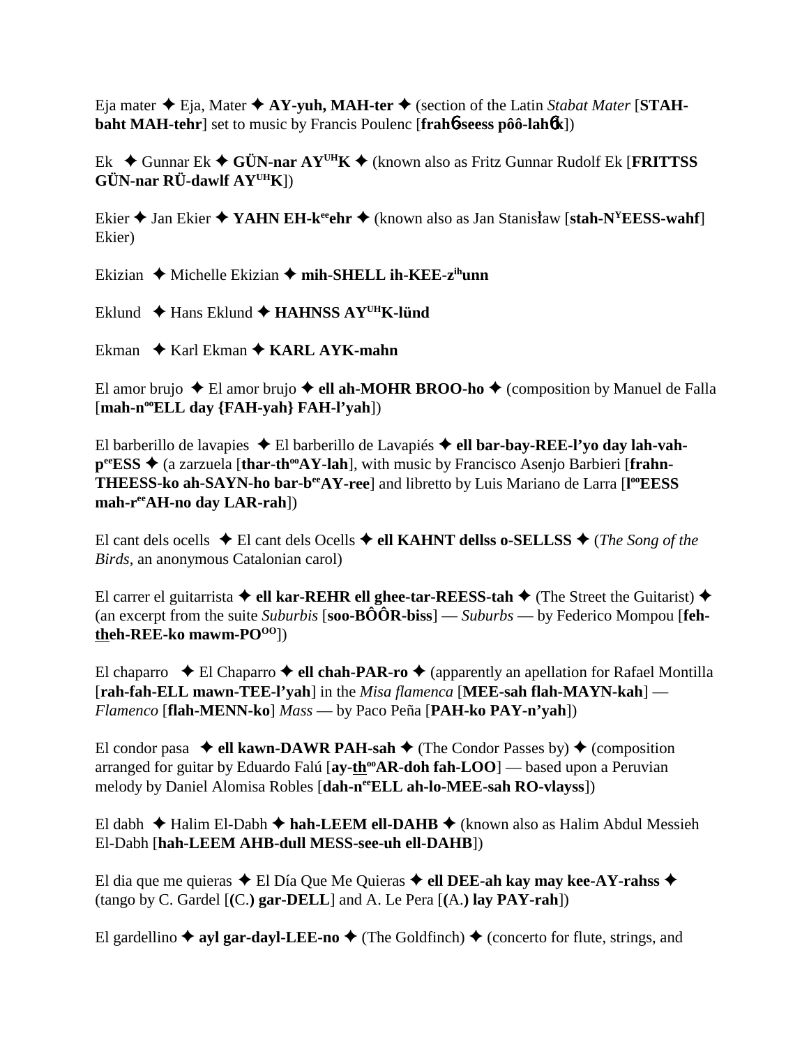Eja mater ✦ Eja, Mater ✦ **AY-yuh, MAH-ter** ✦ (section of the Latin *Stabat Mater* [**STAH-baht MAH-tehr**] set to music by Francis Poulenc [**frahɓ-seess pôô-lahɓk**])

Ek ✦ Gunnar Ek ✦ **GÜN-nar AY$^{UH}$K** ✦ (known also as Fritz Gunnar Rudolf Ek [**FRITTSS GÜN-nar RÜ-dawlf AY$^{UH}$K**])

Ekier ✦ Jan Ekier ✦ **YAHN EH-k$^{ee}$ehr** ✦ (known also as Jan Stanisław [**stah-N$^{Y}$EESS-wahf**] Ekier)

Ekizian ✦ Michelle Ekizian ✦ **mih-SHELL ih-KEE-z$^{ih}$unn**

Eklund ✦ Hans Eklund ✦ **HAHNSS AY$^{UH}$K-lünd**

Ekman ✦ Karl Ekman ✦ **KARL AYK-mahn**

El amor brujo ✦ El amor brujo ✦ **ell ah-MOHR BROO-ho** ✦ (composition by Manuel de Falla [**mah-n$^{oo}$ELL day {FAH-yah} FAH-l'yah**])

El barberillo de lavapies ✦ El barberillo de Lavapiés ✦ **ell bar-bay-REE-l'yo day lah-vah-p$^{ee}$ESS** ✦ (a zarzuela [**thar-th$^{oo}$AY-lah**], with music by Francisco Asenjo Barbieri [**frahn-THEESS-ko ah-SAYN-ho bar-b$^{ee}$AY-ree**] and libretto by Luis Mariano de Larra [**l$^{oo}$EESS mah-r$^{ee}$AH-no day LAR-rah**])

El cant dels ocells ✦ El cant dels Ocells ✦ **ell KAHNT dellss o-SELLSS** ✦ (*The Song of the Birds*, an anonymous Catalonian carol)

El carrer el guitarrista ✦ **ell kar-REHR ell ghee-tar-REESS-tah** ✦ (The Street the Guitarist) ✦ (an excerpt from the suite *Suburbis* [**soo-BÔÔR-biss**] — *Suburbs* — by Federico Mompou [**feh-theh-REE-ko mawm-PO$^{OO}$**])

El chaparro ✦ El Chaparro ✦ **ell chah-PAR-ro** ✦ (apparently an apellation for Rafael Montilla [**rah-fah-ELL mawn-TEE-l'yah**] in the *Misa flamenca* [**MEE-sah flah-MAYN-kah**] — *Flamenco* [**flah-MENN-ko**] *Mass* — by Paco Peña [**PAH-ko PAY-n'yah**])

El condor pasa ✦ **ell kawn-DAWR PAH-sah** ✦ (The Condor Passes by) ✦ (composition arranged for guitar by Eduardo Falú [**ay-th$^{oo}$AR-doh fah-LOO**] — based upon a Peruvian melody by Daniel Alomisa Robles [**dah-n$^{ee}$ELL ah-lo-MEE-sah RO-vlayss**])

El dabh ✦ Halim El-Dabh ✦ **hah-LEEM ell-DAHB** ✦ (known also as Halim Abdul Messieh El-Dabh [**hah-LEEM AHB-dull MESS-see-uh ell-DAHB**])

El dia que me quieras ✦ El Día Que Me Quieras ✦ **ell DEE-ah kay may kee-AY-rahss** ✦ (tango by C. Gardel [**(C.) gar-DELL**] and A. Le Pera [**(A.) lay PAY-rah**])

El gardellino ✦ **ayl gar-dayl-LEE-no** ✦ (The Goldfinch) ✦ (concerto for flute, strings, and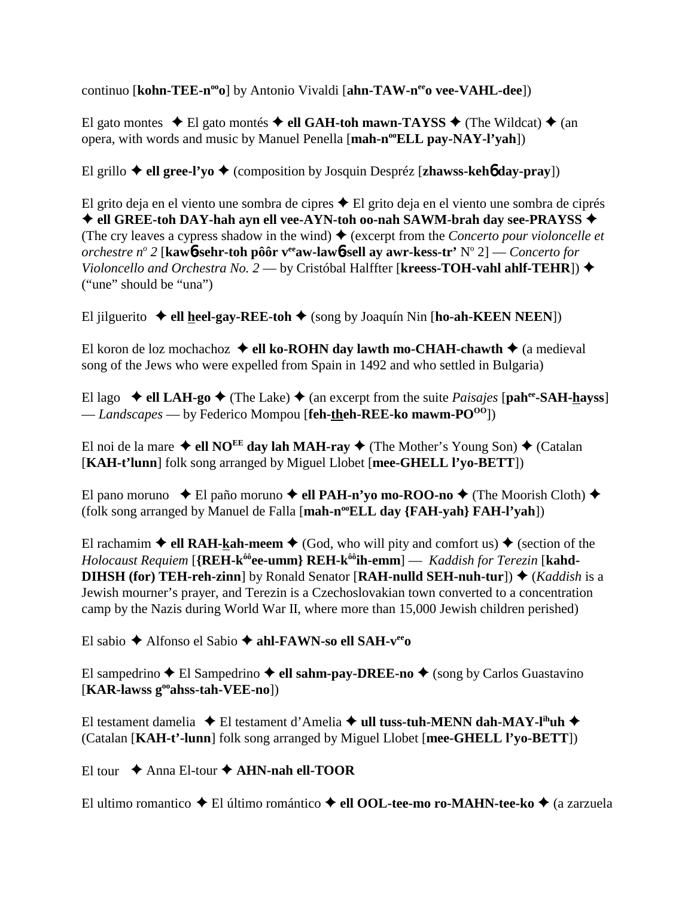continuo [**kohn-TEE-nooo**] by Antonio Vivaldi [**ahn-TAW-neeo vee-VAHL-dee**])

El gato montes ✦ El gato montés ✦ **ell GAH-toh mawn-TAYSS** ✦ (The Wildcat) ✦ (an opera, with words and music by Manuel Penella [**mah-nooELL pay-NAY-l'yah**])

El grillo ✦ **ell gree-l'yo** ✦ (composition by Josquin Despréz [**zhawss-keh6 day-pray**])

El grito deja en el viento une sombra de cipres ✦ El grito deja en el viento une sombra de ciprés ✦ **ell GREE-toh DAY-hah ayn ell vee-AYN-toh oo-nah SAWM-brah day see-PRAYSS** ✦ (The cry leaves a cypress shadow in the wind) ✦ (excerpt from the *Concerto pour violoncelle et orchestre no 2* [**kaw6-sehr-toh pôôr veeaw-law6-sell ay awr-kess-tr'** No 2] — *Concerto for Violoncello and Orchestra No. 2* — by Cristóbal Halffter [**kreess-TOH-vahl ahlf-TEHR**]) ✦ ("une" should be "una")

El jilguerito ✦ **ell heel-gay-REE-toh** ✦ (song by Joaquín Nin [**ho-ah-KEEN NEEN**])

El koron de loz mochachoz ✦ **ell ko-ROHN day lawth mo-CHAH-chawth** ✦ (a medieval song of the Jews who were expelled from Spain in 1492 and who settled in Bulgaria)

El lago ✦ **ell LAH-go** ✦ (The Lake) ✦ (an excerpt from the suite *Paisajes* [**paheeSAH-hayss**] — *Landscapes* — by Federico Mompou [**feh-theh-REE-ko mawm-POOO**])

El noi de la mare ✦ **ell NOEE day lah MAH-ray** ✦ (The Mother's Young Son) ✦ (Catalan [**KAH-t'lunn**] folk song arranged by Miguel Llobet [**mee-GHELL l'yo-BETT**])

El pano moruno ✦ El paño moruno ✦ **ell PAH-n'yo mo-ROO-no** ✦ (The Moorish Cloth) ✦ (folk song arranged by Manuel de Falla [**mah-nooELL day {FAH-yah} FAH-l'yah**])

El rachamim ✦ **ell RAH-kah-meem** ✦ (God, who will pity and comfort us) ✦ (section of the *Holocaust Requiem* [**{REH-kôôee-umm} REH-kôôih-emm**] — *Kaddish for Terezin* [**kahd-DIHSH (for) TEH-reh-zinn**] by Ronald Senator [**RAH-nulld SEH-nuh-tur**]) ✦ (*Kaddish* is a Jewish mourner's prayer, and Terezin is a Czechoslovakian town converted to a concentration camp by the Nazis during World War II, where more than 15,000 Jewish children perished)

El sabio ✦ Alfonso el Sabio ✦ **ahl-FAWN-so ell SAH-veeo**

El sampedrino ✦ El Sampedrino ✦ **ell sahm-pay-DREE-no** ✦ (song by Carlos Guastavino [**KAR-lawss gooahss-tah-VEE-no**])

El testament damelia ✦ El testament d'Amelia ✦ **ull tuss-tuh-MENN dah-MAY-lihuh** ✦ (Catalan [**KAH-t'-lunn**] folk song arranged by Miguel Llobet [**mee-GHELL l'yo-BETT**])

El tour ✦ Anna El-tour ✦ **AHN-nah ell-TOOR**

El ultimo romantico ✦ El último romántico ✦ **ell OOL-tee-mo ro-MAHN-tee-ko** ✦ (a zarzuela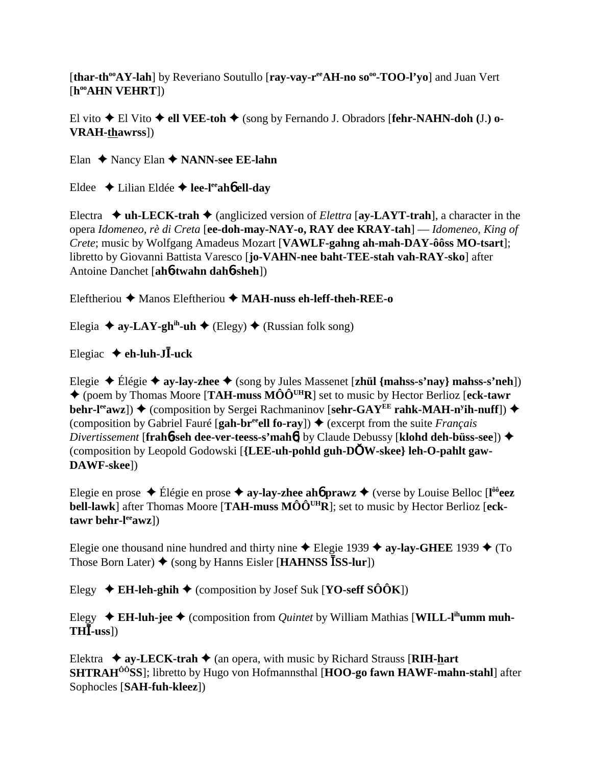[**thar-th<sup>oo</sup>AY-lah**] by Reveriano Soutullo [**ray-vay-r<sup>ee</sup>AH-no so<sup>oo</sup>-TOO-l'yo**] and Juan Vert [**h<sup>oo</sup>AHN VEHRT**])

El vito ✦ El Vito ✦ **ell VEE-toh** ✦ (song by Fernando J. Obradors [**fehr-NAHN-doh (**J.**) o-VRAH-thawrss**])

Elan ✦ Nancy Elan ✦ **NANN-see EE-lahn**

Eldee ✦ Lilian Eldée ✦ **lee-l<sup>ee</sup>ahɓ ell-day**

Electra ✦ **uh-LECK-trah** ✦ (anglicized version of *Elettra* [**ay-LAYT-trah**], a character in the opera *Idomeneo, rè di Creta* [**ee-doh-may-NAY-o, RAY dee KRAY-tah**] — *Idomeneo, King of Crete*; music by Wolfgang Amadeus Mozart [**VAWLF-gahng ah-mah-DAY-ôôss MO-tsart**]; libretto by Giovanni Battista Varesco [**jo-VAHN-nee baht-TEE-stah vah-RAY-sko**] after Antoine Danchet [**ahɓ-twahn dahɓ-sheh**])

Eleftheriou ✦ Manos Eleftheriou ✦ **MAH-nuss eh-leff-theh-REE-o**

Elegia ✦ **ay-LAY-gh<sup>ih</sup>-uh** ✦ (Elegy) ✦ (Russian folk song)

Elegiac ✦ **eh-luh-JĪ-uck**

Elegie ✦ Élégie ✦ **ay-lay-zhee** ✦ (song by Jules Massenet [**zhül {mahss-s'nay} mahss-s'neh**]) ✦ (poem by Thomas Moore [**TAH-muss MÔÔ<sup>UH</sup>R**] set to music by Hector Berlioz [**eck-tawr behr-l<sup>ee</sup>awz**]) ✦ (composition by Sergei Rachmaninov [**sehr-GAY<sup>EE</sup> rahk-MAH-n<sup>y</sup>ih-nuff**]) ✦ (composition by Gabriel Fauré [**gah-br<sup>ee</sup>ell fo-ray**]) ✦ (excerpt from the suite *Français Divertissement* [**frahɓ-seh dee-ver-teess-s'mahɓ**] by Claude Debussy [**klohd deh-büss-see**]) ✦ (composition by Leopold Godowski [**{LEE-uh-pohld guh-DŎW-skee} leh-O-pahlt gaw-DAWF-skee**])

Elegie en prose ✦ Élégie en prose ✦ **ay-lay-zhee ahɓ prawz** ✦ (verse by Louise Belloc [**l<sup>ôô</sup>eez bell-lawk**] after Thomas Moore [**TAH-muss MÔÔ<sup>UH</sup>R**]; set to music by Hector Berlioz [**eck-tawr behr-l<sup>ee</sup>awz**])

Elegie one thousand nine hundred and thirty nine ✦ Elegie 1939 ✦ **ay-lay-GHEE** 1939 ✦ (To Those Born Later) ✦ (song by Hanns Eisler [**HAHNSS ĪSS-lur**])

Elegy ✦ **EH-leh-ghih** ✦ (composition by Josef Suk [**YO-seff SÔÔK**])

Elegy ✦ **EH-luh-jee** ✦ (composition from *Quintet* by William Mathias [**WILL-l<sup>ih</sup>umm muh-THĪ-uss**])

Elektra ✦ **ay-LECK-trah** ✦ (an opera, with music by Richard Strauss [**RIH-hart SHTRAH<sup>ÔÔ</sup>SS**]; libretto by Hugo von Hofmannsthal [**HOO-go fawn HAWF-mahn-stahl**] after Sophocles [**SAH-fuh-kleez**])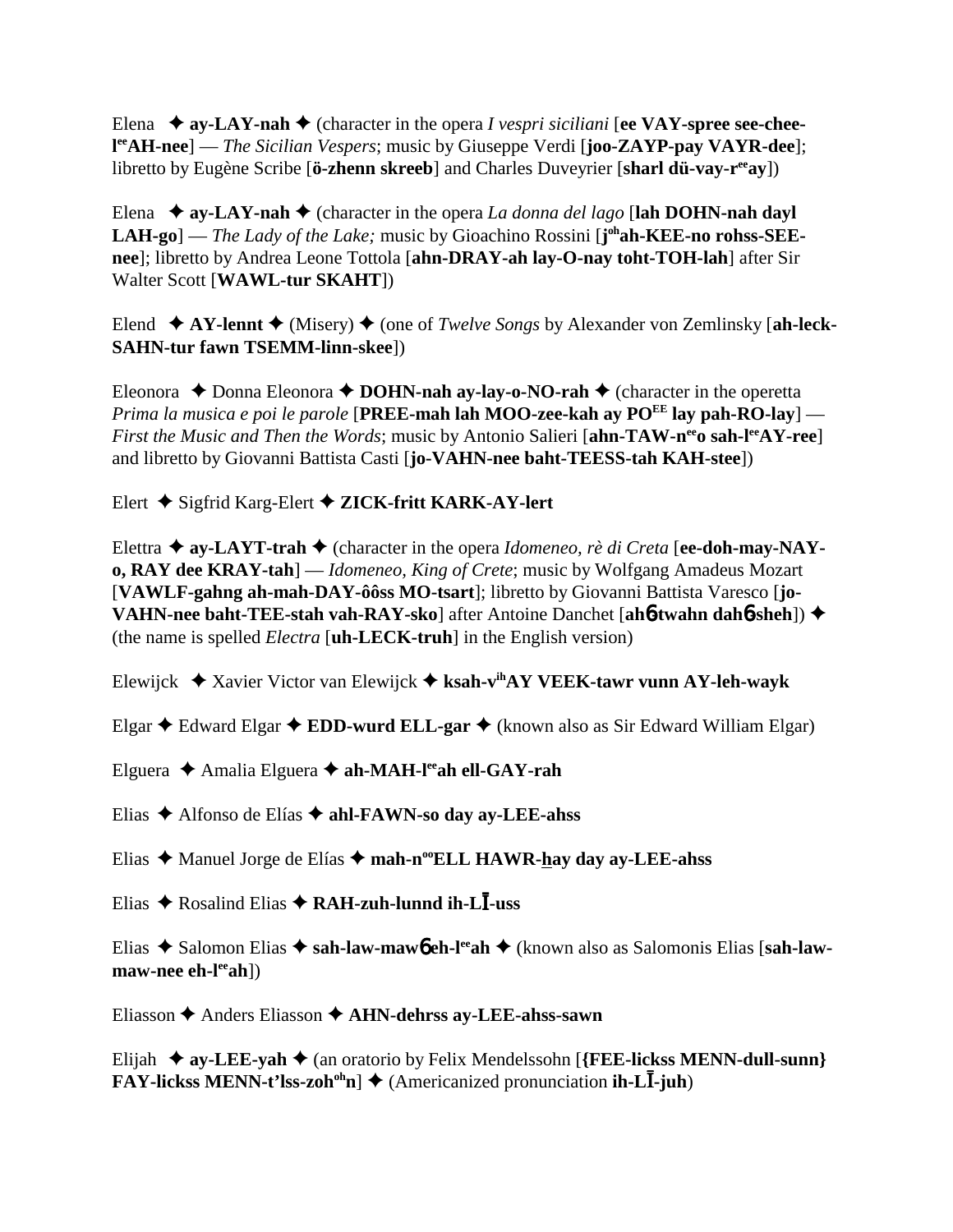Elena ✦ **ay-LAY-nah** ✦ (character in the opera *I vespri siciliani* [**ee VAY-spree see-chee-l**[ee]**AH-nee**] — *The Sicilian Vespers*; music by Giuseppe Verdi [**joo-ZAYP-pay VAYR-dee**]; libretto by Eugène Scribe [**ö-zhenn skreeb**] and Charles Duveyrier [**sharl dü-vay-r**[ee]**ay**])

Elena ✦ **ay-LAY-nah** ✦ (character in the opera *La donna del lago* [**lah DOHN-nah dayl LAH-go**] — *The Lady of the Lake;* music by Gioachino Rossini [**j**[oh]**ah-KEE-no rohss-SEE-nee**]; libretto by Andrea Leone Tottola [**ahn-DRAY-ah lay-O-nay toht-TOH-lah**] after Sir Walter Scott [**WAWL-tur SKAHT**])

Elend ✦ **AY-lennt** ✦ (Misery) ✦ (one of *Twelve Songs* by Alexander von Zemlinsky [**ah-leck-SAHN-tur fawn TSEMM-linn-skee**])

Eleonora ✦ Donna Eleonora ✦ **DOHN-nah ay-lay-o-NO-rah** ✦ (character in the operetta *Prima la musica e poi le parole* [**PREE-mah lah MOO-zee-kah ay PO**[EE] **lay pah-RO-lay**] — *First the Music and Then the Words*; music by Antonio Salieri [**ahn-TAW-n**[ee]**o sah-l**[ee]**AY-ree**] and libretto by Giovanni Battista Casti [**jo-VAHN-nee baht-TEESS-tah KAH-stee**])

Elert ✦ Sigfrid Karg-Elert ✦ **ZICK-fritt KARK-AY-lert**

Elettra ✦ **ay-LAYT-trah** ✦ (character in the opera *Idomeneo, rè di Creta* [**ee-doh-may-NAY-o, RAY dee KRAY-tah**] — *Idomeneo, King of Crete*; music by Wolfgang Amadeus Mozart [**VAWLF-gahng ah-mah-DAY-ôôss MO-tsart**]; libretto by Giovanni Battista Varesco [**jo-VAHN-nee baht-TEE-stah vah-RAY-sko**] after Antoine Danchet [**ahɓ-twahn dahɓ-sheh**]) ✦ (the name is spelled *Electra* [**uh-LECK-truh**] in the English version)

Elewijck ✦ Xavier Victor van Elewijck ✦ **ksah-v**[ih]**AY VEEK-tawr vunn AY-leh-wayk**

Elgar ✦ Edward Elgar ✦ **EDD-wurd ELL-gar** ✦ (known also as Sir Edward William Elgar)

Elguera ✦ Amalia Elguera ✦ **ah-MAH-l**[ee]**ah ell-GAY-rah**

Elias ✦ Alfonso de Elías ✦ **ahl-FAWN-so day ay-LEE-ahss**

Elias ✦ Manuel Jorge de Elías ✦ **mah-n**[oo]**ELL HAWR-hay day ay-LEE-ahss**

Elias ✦ Rosalind Elias ✦ **RAH-zuh-lunnd ih-LĪ-uss**

Elias ✦ Salomon Elias ✦ **sah-law-mawɓ eh-l**[ee]**ah** ✦ (known also as Salomonis Elias [**sah-law-maw-nee eh-l**[ee]**ah**])

Eliasson ✦ Anders Eliasson ✦ **AHN-dehrss ay-LEE-ahss-sawn**

Elijah ✦ **ay-LEE-yah** ✦ (an oratorio by Felix Mendelssohn [**{FEE-lickss MENN-dull-sunn} FAY-lickss MENN-t'lss-zoh**[oh]**n**] ✦ (Americanized pronunciation **ih-LĪ-juh**)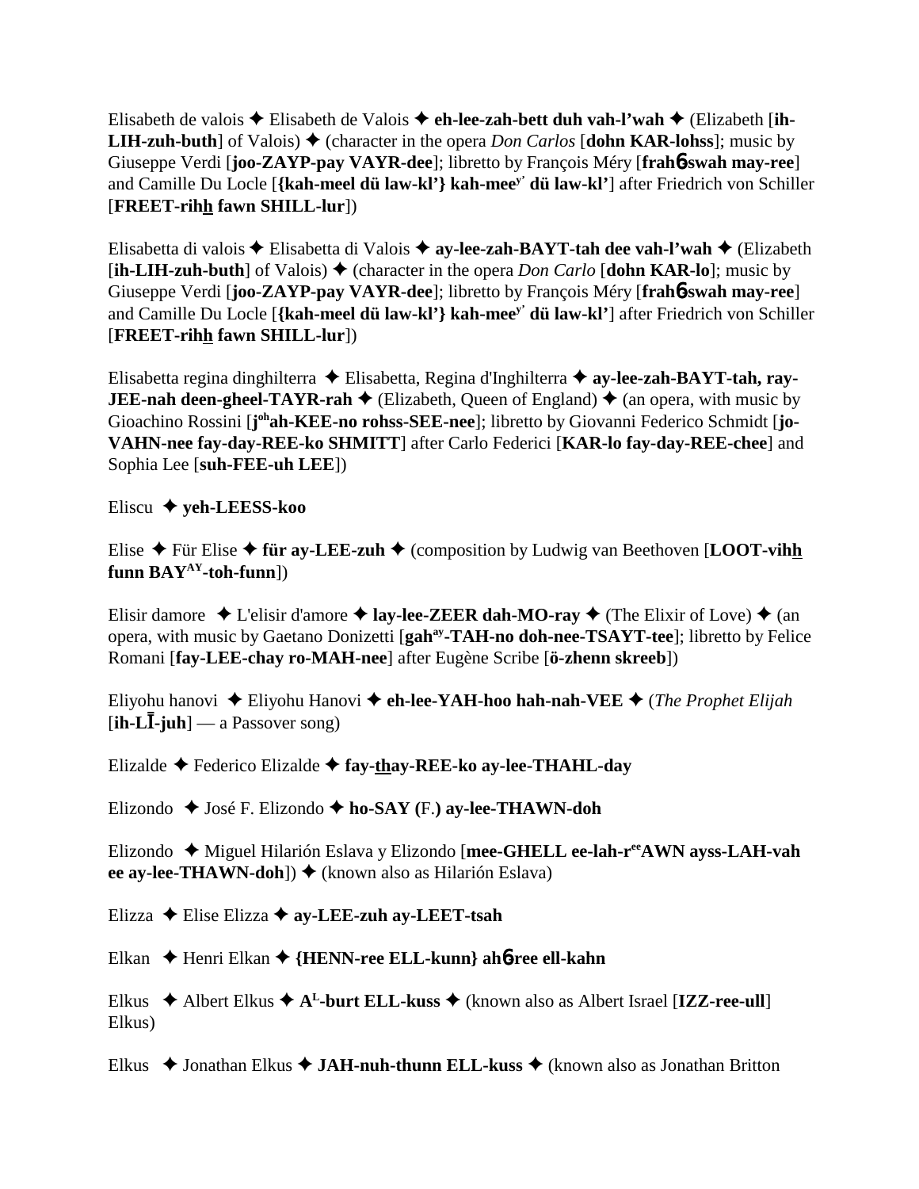Elisabeth de valois ✦ Elisabeth de Valois ✦ **eh-lee-zah-bett duh vah-l'wah** ✦ (Elizabeth [**ih-LIH-zuh-buth**] of Valois) ✦ (character in the opera *Don Carlos* [**dohn KAR-lohss**]; music by Giuseppe Verdi [**joo-ZAYP-pay VAYR-dee**]; libretto by François Méry [**frahɓ-swah may-ree**] and Camille Du Locle [**{kah-meel dü law-kl'} kah-mee^y' dü law-kl'**] after Friedrich von Schiller [**FREET-rihh fawn SHILL-lur**])

Elisabetta di valois ✦ Elisabetta di Valois ✦ **ay-lee-zah-BAYT-tah dee vah-l'wah** ✦ (Elizabeth [**ih-LIH-zuh-buth**] of Valois) ✦ (character in the opera *Don Carlo* [**dohn KAR-lo**]; music by Giuseppe Verdi [**joo-ZAYP-pay VAYR-dee**]; libretto by François Méry [**frahɓ-swah may-ree**] and Camille Du Locle [**{kah-meel dü law-kl'} kah-mee^y' dü law-kl'**] after Friedrich von Schiller [**FREET-rihh fawn SHILL-lur**])

Elisabetta regina dinghilterra ✦ Elisabetta, Regina d'Inghilterra ✦ **ay-lee-zah-BAYT-tah, ray-JEE-nah deen-gheel-TAYR-rah** ✦ (Elizabeth, Queen of England) ✦ (an opera, with music by Gioachino Rossini [**j^oh ah-KEE-no rohss-SEE-nee**]; libretto by Giovanni Federico Schmidt [**jo-VAHN-nee fay-day-REE-ko SHMITT**] after Carlo Federici [**KAR-lo fay-day-REE-chee**] and Sophia Lee [**suh-FEE-uh LEE**])

Eliscu ✦ **yeh-LEESS-koo**

Elise ✦ Für Elise ✦ **für ay-LEE-zuh** ✦ (composition by Ludwig van Beethoven [**LOOT-vihh funn BAY^AY-toh-funn**])

Elisir damore ✦ L'elisir d'amore ✦ **lay-lee-ZEER dah-MO-ray** ✦ (The Elixir of Love) ✦ (an opera, with music by Gaetano Donizetti [**gah^ay-TAH-no doh-nee-TSAYT-tee**]; libretto by Felice Romani [**fay-LEE-chay ro-MAH-nee**] after Eugène Scribe [**ö-zhenn skreeb**])

Eliyohu hanovi ✦ Eliyohu Hanovi ✦ **eh-lee-YAH-hoo hah-nah-VEE** ✦ (*The Prophet Elijah* [**ih-LĪ-juh**] — a Passover song)

Elizalde ✦ Federico Elizalde ✦ **fay-thay-REE-ko ay-lee-THAHL-day**

Elizondo ✦ José F. Elizondo ✦ **ho-SAY (**F.**) ay-lee-THAWN-doh**

Elizondo ✦ Miguel Hilarión Eslava y Elizondo [**mee-GHELL ee-lah-r^ee AWN ayss-LAH-vah ee ay-lee-THAWN-doh**]) ✦ (known also as Hilarión Eslava)

Elizza ✦ Elise Elizza ✦ **ay-LEE-zuh ay-LEET-tsah**

Elkan ✦ Henri Elkan ✦ **{HENN-ree ELL-kunn} ahɓ-ree ell-kahn**

Elkus ✦ Albert Elkus ✦ **A^L-burt ELL-kuss** ✦ (known also as Albert Israel [**IZZ-ree-ull**] Elkus)

Elkus ✦ Jonathan Elkus ✦ **JAH-nuh-thunn ELL-kuss** ✦ (known also as Jonathan Britton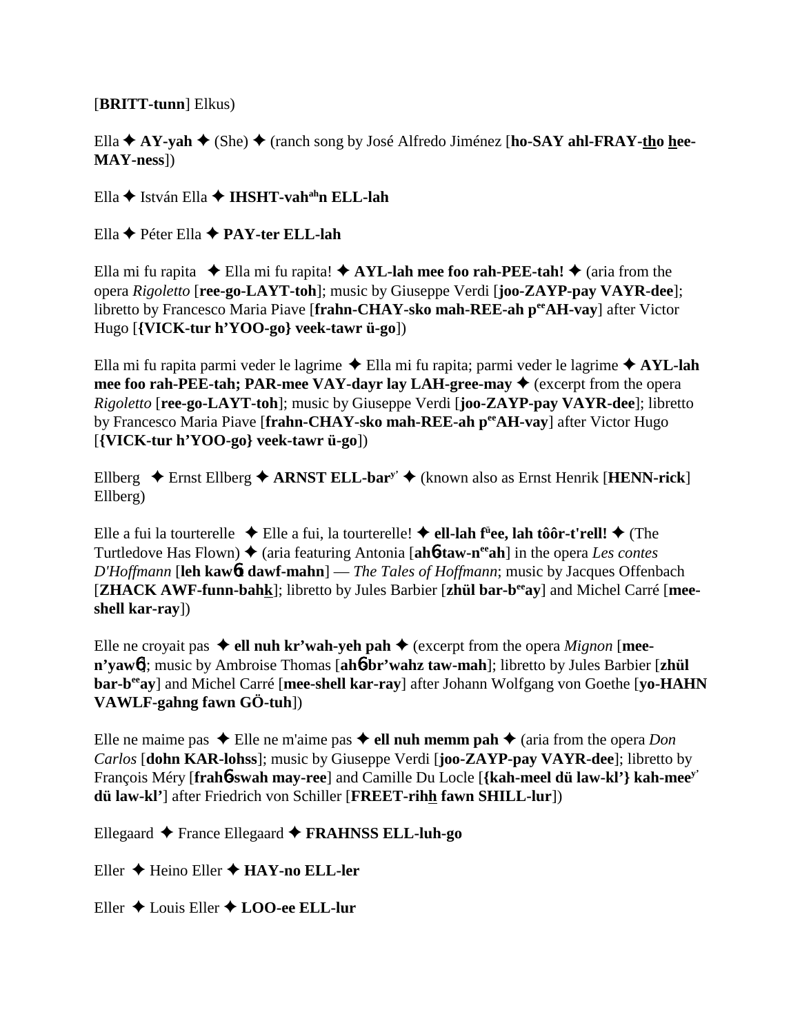[**BRITT-tunn**] Elkus)

Ella ✦ **AY-yah** ✦ (She) ✦ (ranch song by José Alfredo Jiménez [**ho-SAY ahl-FRAY-tho hee-MAY-ness**])

Ella ✦ István Ella ✦ **IHSHT-vah**[ah]**n ELL-lah**

Ella ✦ Péter Ella ✦ **PAY-ter ELL-lah**

Ella mi fu rapita ✦ Ella mi fu rapita! ✦ **AYL-lah mee foo rah-PEE-tah!** ✦ (aria from the opera *Rigoletto* [**ree-go-LAYT-toh**]; music by Giuseppe Verdi [**joo-ZAYP-pay VAYR-dee**]; libretto by Francesco Maria Piave [**frahn-CHAY-sko mah-REE-ah p**[ee]**AH-vay**] after Victor Hugo [**{VICK-tur h'YOO-go} veek-tawr ü-go**])

Ella mi fu rapita parmi veder le lagrime ✦ Ella mi fu rapita; parmi veder le lagrime ✦ **AYL-lah mee foo rah-PEE-tah; PAR-mee VAY-dayr lay LAH-gree-may** ✦ (excerpt from the opera *Rigoletto* [**ree-go-LAYT-toh**]; music by Giuseppe Verdi [**joo-ZAYP-pay VAYR-dee**]; libretto by Francesco Maria Piave [**frahn-CHAY-sko mah-REE-ah p**[ee]**AH-vay**] after Victor Hugo [**{VICK-tur h'YOO-go} veek-tawr ü-go**])

Ellberg ✦ Ernst Ellberg ✦ **ARNST ELL-bar**[y'] ✦ (known also as Ernst Henrik [**HENN-rick**] Ellberg)

Elle a fui la tourterelle ✦ Elle a fui, la tourterelle! ✦ **ell-lah f**[ü]**ee, lah tôôr-t'rell!** ✦ (The Turtledove Has Flown) ✦ (aria featuring Antonia [**ahɴ-taw-n**[ee]**ah**] in the opera *Les contes D'Hoffmann* [**leh kawɴt dawf-mahn**] — *The Tales of Hoffmann*; music by Jacques Offenbach [**ZHACK AWF-funn-bahk**]; libretto by Jules Barbier [**zhül bar-b**[ee]**ay**] and Michel Carré [**mee-shell kar-ray**])

Elle ne croyait pas ✦ **ell nuh kr'wah-yeh pah** ✦ (excerpt from the opera *Mignon* [**mee-n'yawɴ**]; music by Ambroise Thomas [**ahɴ-br'wahz taw-mah**]; libretto by Jules Barbier [**zhül bar-b**[ee]**ay**] and Michel Carré [**mee-shell kar-ray**] after Johann Wolfgang von Goethe [**yo-HAHN VAWLF-gahng fawn GÖ-tuh**])

Elle ne maime pas ✦ Elle ne m'aime pas ✦ **ell nuh memm pah** ✦ (aria from the opera *Don Carlos* [**dohn KAR-lohss**]; music by Giuseppe Verdi [**joo-ZAYP-pay VAYR-dee**]; libretto by François Méry [**frahɴ-swah may-ree**] and Camille Du Locle [**{kah-meel dü law-kl'} kah-mee**[y'] **dü law-kl'**] after Friedrich von Schiller [**FREET-rihh fawn SHILL-lur**])

Ellegaard ✦ France Ellegaard ✦ **FRAHNSS ELL-luh-go**

Eller ✦ Heino Eller ✦ **HAY-no ELL-ler**

Eller ✦ Louis Eller ✦ **LOO-ee ELL-lur**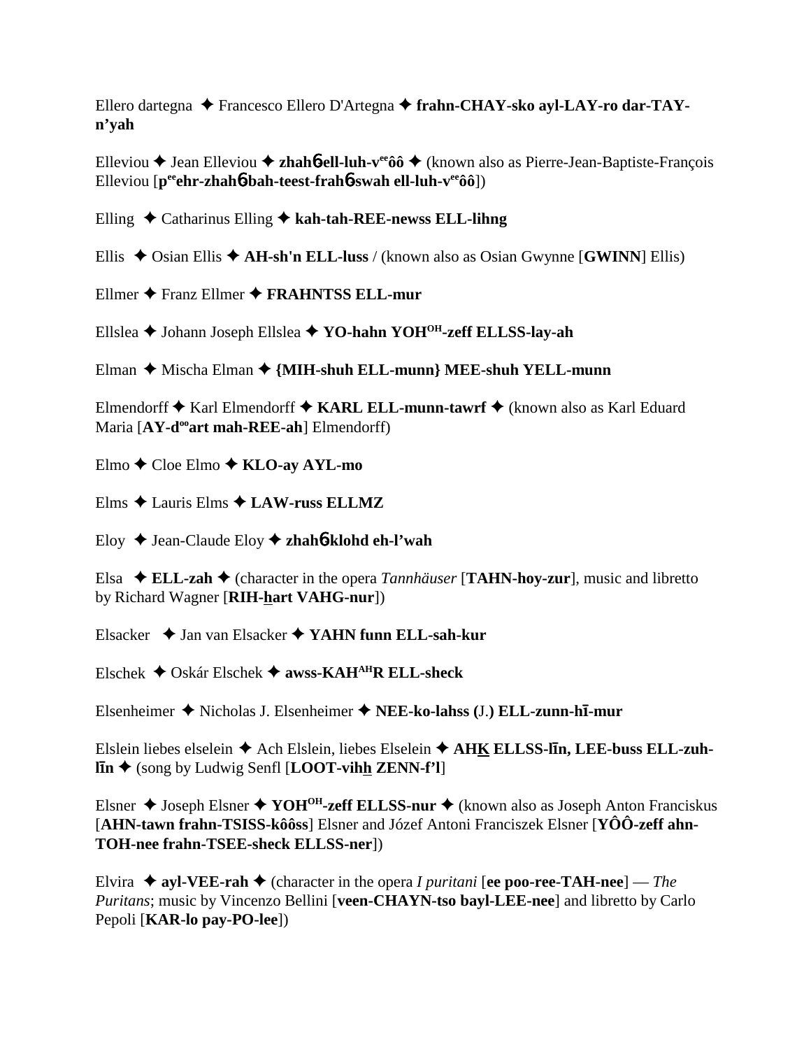Ellero dartegna ✦ Francesco Ellero D'Artegna ✦ **frahn-CHAY-sko ayl-LAY-ro dar-TAY-n'yah**

Elleviou ✦ Jean Elleviou ✦ **zhahɓ-ell-luh-v[ee]ôô** ✦ (known also as Pierre-Jean-Baptiste-François Elleviou [**p[ee]ehr-zhahɓ-bah-teest-frahɓ-swah ell-luh-v[ee]ôô**])

Elling ✦ Catharinus Elling ✦ **kah-tah-REE-newss ELL-lihng**

Ellis ✦ Osian Ellis ✦ **AH-sh'n ELL-luss** / (known also as Osian Gwynne [**GWINN**] Ellis)

Ellmer ✦ Franz Ellmer ✦ **FRAHNTSS ELL-mur**

Ellslea ✦ Johann Joseph Ellslea ✦ **YO-hahn YOH[OH]-zeff ELLSS-lay-ah**

Elman ✦ Mischa Elman ✦ **{MIH-shuh ELL-munn} MEE-shuh YELL-munn**

Elmendorff ✦ Karl Elmendorff ✦ **KARL ELL-munn-tawrf** ✦ (known also as Karl Eduard Maria [**AY-d[oo]art mah-REE-ah**] Elmendorff)

Elmo ✦ Cloe Elmo ✦ **KLO-ay AYL-mo**

Elms ✦ Lauris Elms ✦ **LAW-russ ELLMZ**

Eloy ✦ Jean-Claude Eloy ✦ **zhahɓ-klohd eh-l'wah**

Elsa ✦ **ELL-zah** ✦ (character in the opera *Tannhäuser* [**TAHN-hoy-zur**], music and libretto by Richard Wagner [**RIH-hart VAHG-nur**])

Elsacker ✦ Jan van Elsacker ✦ **YAHN funn ELL-sah-kur**

Elschek ✦ Oskár Elschek ✦ **awss-KAH[AH]R ELL-sheck**

Elsenheimer ✦ Nicholas J. Elsenheimer ✦ **NEE-ko-lahss (**J.**) ELL-zunn-hī-mur**

Elslein liebes elselein ✦ Ach Elslein, liebes Elselein ✦ **AHK ELLSS-līn, LEE-buss ELL-zuh-līn** ✦ (song by Ludwig Senfl [**LOOT-vihh ZENN-f'l**])

Elsner ✦ Joseph Elsner ✦ **YOH[OH]-zeff ELLSS-nur** ✦ (known also as Joseph Anton Franciskus [**AHN-tawn frahn-TSISS-kôôss**] Elsner and Józef Antoni Franciszek Elsner [**YÔÔ-zeff ahn-TOH-nee frahn-TSEE-sheck ELLSS-ner**])

Elvira ✦ **ayl-VEE-rah** ✦ (character in the opera *I puritani* [**ee poo-ree-TAH-nee**] — *The Puritans*; music by Vincenzo Bellini [**veen-CHAYN-tso bayl-LEE-nee**] and libretto by Carlo Pepoli [**KAR-lo pay-PO-lee**])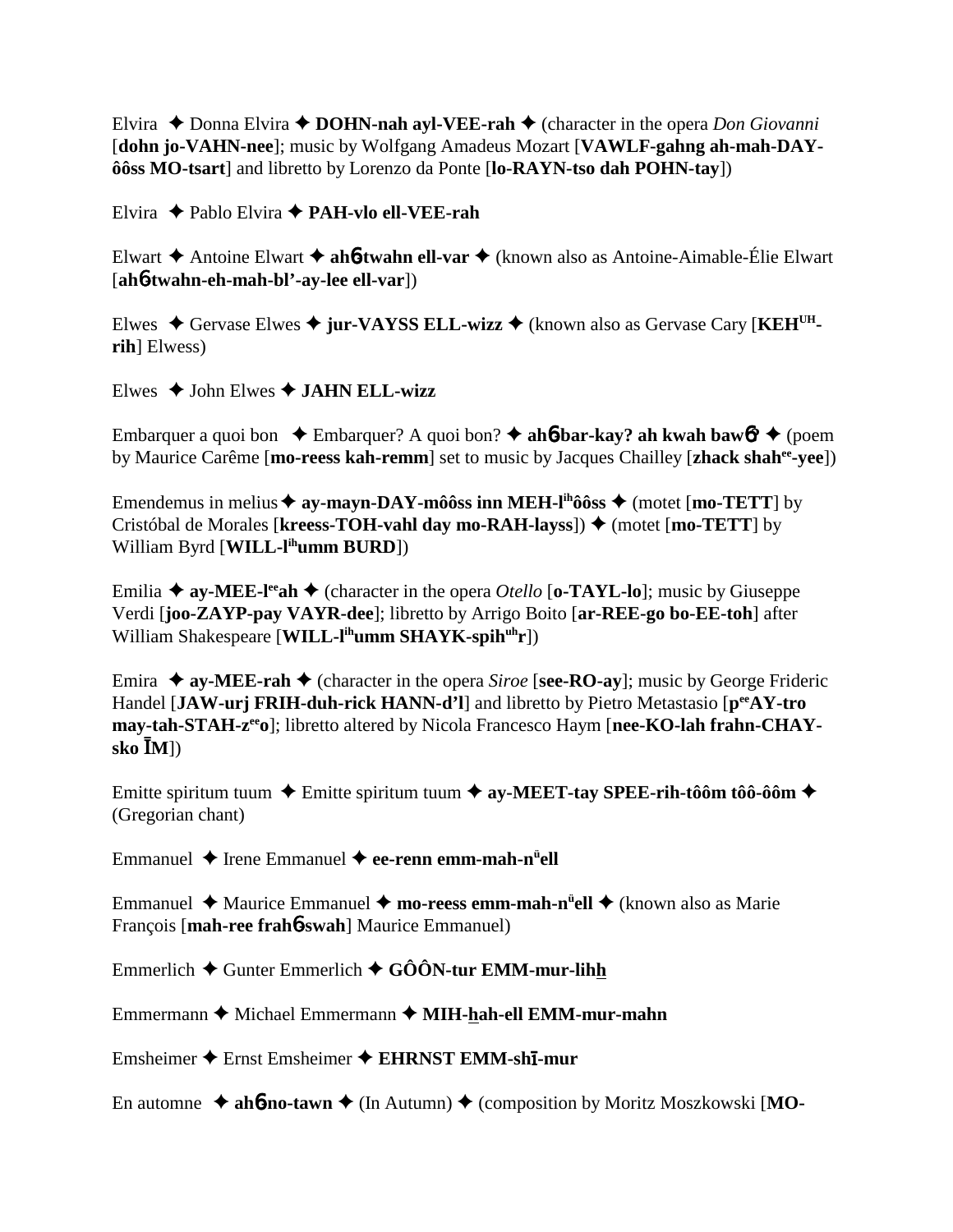Elvira ✦ Donna Elvira ✦ **DOHN-nah ayl-VEE-rah** ✦ (character in the opera *Don Giovanni* [**dohn jo-VAHN-nee**]; music by Wolfgang Amadeus Mozart [**VAWLF-gahng ah-mah-DAY-ôôss MO-tsart**] and libretto by Lorenzo da Ponte [**lo-RAYN-tso dah POHN-tay**])

Elvira ✦ Pablo Elvira ✦ **PAH-vlo ell-VEE-rah**

Elwart ✦ Antoine Elwart ✦ **ah6-twahn ell-var** ✦ (known also as Antoine-Aimable-Élie Elwart [**ah6-twahn-eh-mah-bl'-ay-lee ell-var**])

Elwes ✦ Gervase Elwes ✦ **jur-VAYSS ELL-wizz** ✦ (known also as Gervase Cary [**KEH**[UH]**-rih**] Elwess)

Elwes ✦ John Elwes ✦ **JAHN ELL-wizz**

Embarquer a quoi bon ✦ Embarquer? A quoi bon? ✦ **ah6-bar-kay? ah kwah baw6?** ✦ (poem by Maurice Carême [**mo-reess kah-remm**] set to music by Jacques Chailley [**zhack shah**[ee]**-yee**])

Emendemus in melius ✦ **ay-mayn-DAY-môôss inn MEH-l**[ih]**ôôss** ✦ (motet [**mo-TETT**] by Cristóbal de Morales [**kreess-TOH-vahl day mo-RAH-layss**]) ✦ (motet [**mo-TETT**] by William Byrd [**WILL-l**[ih]**umm BURD**])

Emilia ✦ **ay-MEE-l**[ee]**ah** ✦ (character in the opera *Otello* [**o-TAYL-lo**]; music by Giuseppe Verdi [**joo-ZAYP-pay VAYR-dee**]; libretto by Arrigo Boito [**ar-REE-go bo-EE-toh**] after William Shakespeare [**WILL-l**[ih]**umm SHAYK-spih**[uh]**r**])

Emira ✦ **ay-MEE-rah** ✦ (character in the opera *Siroe* [**see-RO-ay**]; music by George Frideric Handel [**JAW-urj FRIH-duh-rick HANN-d'l**] and libretto by Pietro Metastasio [**p**[ee]**AY-tro may-tah-STAH-z**[ee]**o**]; libretto altered by Nicola Francesco Haym [**nee-KO-lah frahn-CHAY-sko ĪM**])

Emitte spiritum tuum ✦ Emitte spiritum tuum ✦ **ay-MEET-tay SPEE-rih-tôôm tôô-ôôm** ✦ (Gregorian chant)

Emmanuel ✦ Irene Emmanuel ✦ **ee-renn emm-mah-n**[ü]**ell**

Emmanuel ✦ Maurice Emmanuel ✦ **mo-reess emm-mah-n**[ü]**ell** ✦ (known also as Marie François [**mah-ree frah6-swah**] Maurice Emmanuel)

Emmerlich ✦ Gunter Emmerlich ✦ **GÔÔN-tur EMM-mur-lihh**

Emmermann ✦ Michael Emmermann ✦ **MIH-hah-ell EMM-mur-mahn**

Emsheimer ✦ Ernst Emsheimer ✦ **EHRNST EMM-shī-mur**

En automne ✦ **ah6-no-tawn** ✦ (In Autumn) ✦ (composition by Moritz Moszkowski [**MO-**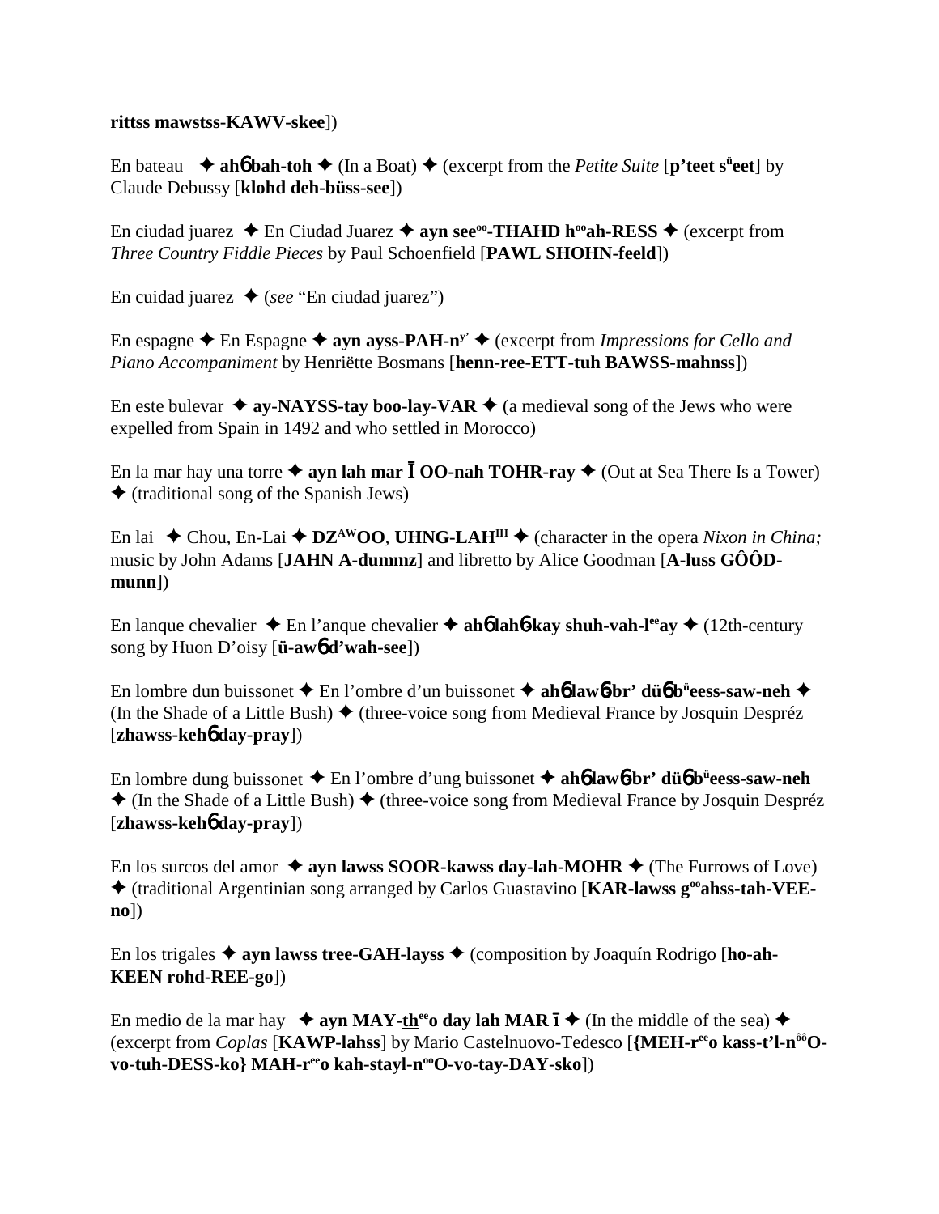**rittss mawstss-KAWV-skee**])

En bateau ✦ **ahɓ bah-toh** ✦ (In a Boat) ✦ (excerpt from the *Petite Suite* [**p'teet s^ü^eet**] by Claude Debussy [**klohd deh-büss-see**])

En ciudad juarez ✦ En Ciudad Juarez ✦ **ayn see^oo^-THAHD h^oo^ah-RESS** ✦ (excerpt from *Three Country Fiddle Pieces* by Paul Schoenfield [**PAWL SHOHN-feeld**])

En cuidad juarez ✦ (*see* "En ciudad juarez")

En espagne ✦ En Espagne ✦ **ayn ayss-PAH-n^y'^** ✦ (excerpt from *Impressions for Cello and Piano Accompaniment* by Henriëtte Bosmans [**henn-ree-ETT-tuh BAWSS-mahnss**])

En este bulevar ✦ **ay-NAYSS-tay boo-lay-VAR** ✦ (a medieval song of the Jews who were expelled from Spain in 1492 and who settled in Morocco)

En la mar hay una torre ✦ **ayn lah mar Ī OO-nah TOHR-ray** ✦ (Out at Sea There Is a Tower) ✦ (traditional song of the Spanish Jews)

En lai ✦ Chou, En-Lai ✦ **DZ^AW^OO**, **UHNG-LAH^IH^** ✦ (character in the opera *Nixon in China;* music by John Adams [**JAHN A-dummz**] and libretto by Alice Goodman [**A-luss GÔÔD-munn**])

En lanque chevalier ✦ En l'anque chevalier ✦ **ahɓ lahɓ-kay shuh-vah-l^ee^ay** ✦ (12th-century song by Huon D'oisy [**ü-awɓ d'wah-see**])

En lombre dun buissonet ✦ En l'ombre d'un buissonet ✦ **ahɓ lawɓ-br' düɓ b^ü^eess-saw-neh** ✦ (In the Shade of a Little Bush) ✦ (three-voice song from Medieval France by Josquin Despréz [**zhawss-kehɓ day-pray**])

En lombre dung buissonet ✦ En l'ombre d'ung buissonet ✦ **ahɓ lawɓ-br' düɓ b^ü^eess-saw-neh** ✦ (In the Shade of a Little Bush) ✦ (three-voice song from Medieval France by Josquin Despréz [**zhawss-kehɓ day-pray**])

En los surcos del amor ✦ **ayn lawss SOOR-kawss day-lah-MOHR** ✦ (The Furrows of Love) ✦ (traditional Argentinian song arranged by Carlos Guastavino [**KAR-lawss g^oo^ahss-tah-VEE-no**])

En los trigales ✦ **ayn lawss tree-GAH-layss** ✦ (composition by Joaquín Rodrigo [**ho-ah-KEEN rohd-REE-go**])

En medio de la mar hay ✦ **ayn MAY-th^ee^o day lah MAR ī** ✦ (In the middle of the sea) ✦ (excerpt from *Coplas* [**KAWP-lahss**] by Mario Castelnuovo-Tedesco [**{MEH-r^ee^o kass-t'l-n^ôô^O-vo-tuh-DESS-ko} MAH-r^ee^o kah-stayl-n^oo^O-vo-tay-DAY-sko**])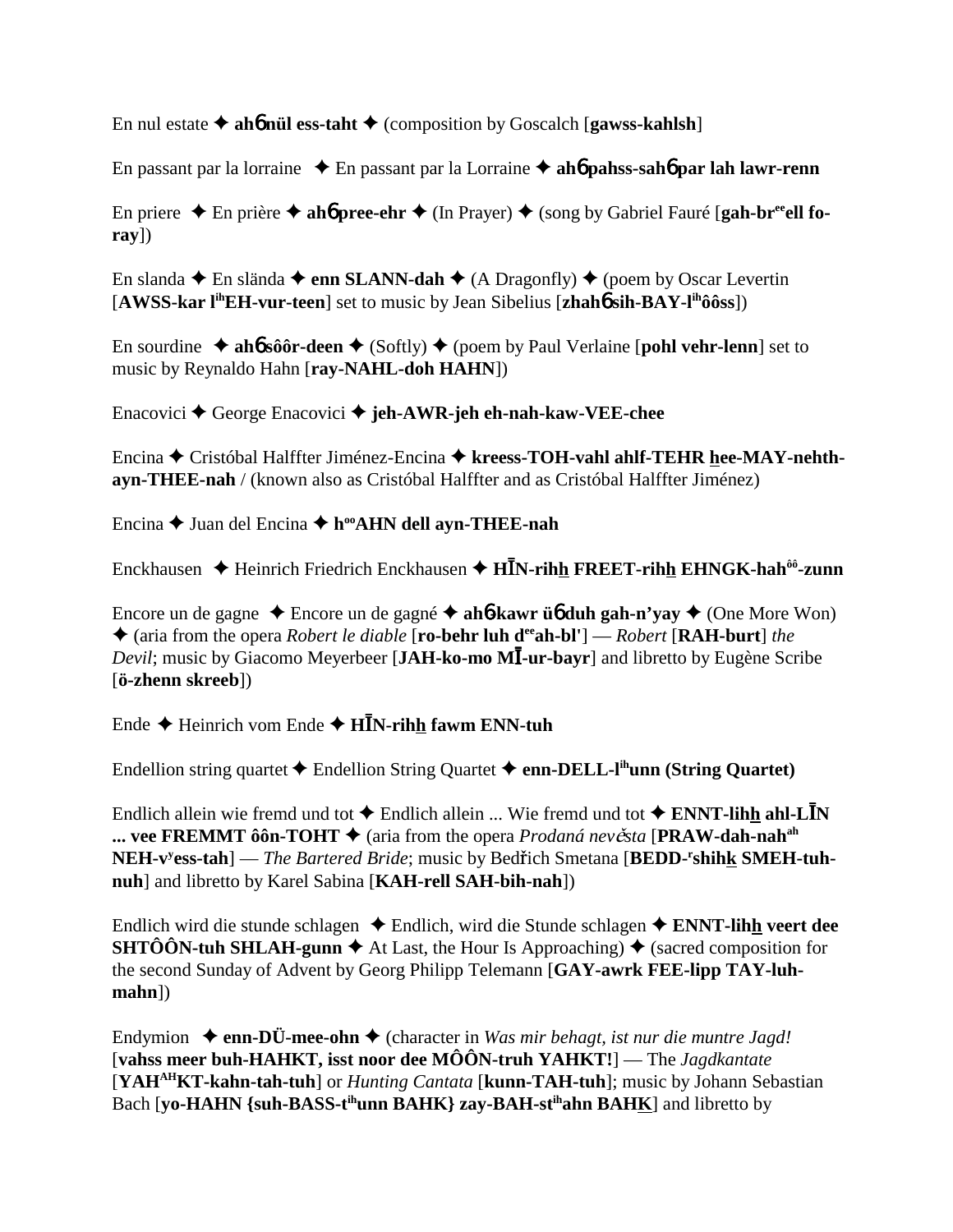En nul estate ✦ **ahɓ nül ess-taht** ✦ (composition by Goscalch [**gawss-kahlsh**]

En passant par la lorraine ✦ En passant par la Lorraine ✦ **ahɓ pahss-sahɓ par lah lawr-renn**

En priere ✦ En prière ✦ **ahɓ pree-ehr** ✦ (In Prayer) ✦ (song by Gabriel Fauré [**gah-br$^{ee}$ell fo-ray**])

En slanda ✦ En slända ✦ **enn SLANN-dah** ✦ (A Dragonfly) ✦ (poem by Oscar Levertin [**AWSS-kar l$^{ih}$EH-vur-teen**] set to music by Jean Sibelius [**zhahɓ sih-BAY-l$^{ih}$ôôss**])

En sourdine ✦ **ahɓ sôôr-deen** ✦ (Softly) ✦ (poem by Paul Verlaine [**pohl vehr-lenn**] set to music by Reynaldo Hahn [**ray-NAHL-doh HAHN**])

Enacovici ✦ George Enacovici ✦ **jeh-AWR-jeh eh-nah-kaw-VEE-chee**

Encina ✦ Cristóbal Halffter Jiménez-Encina ✦ **kreess-TOH-vahl ahlf-TEHR hee-MAY-nehth-ayn-THEE-nah** / (known also as Cristóbal Halffter and as Cristóbal Halffter Jiménez)

Encina ✦ Juan del Encina ✦ **h$^{oo}$AHN dell ayn-THEE-nah**

Enckhausen ✦ Heinrich Friedrich Enckhausen ✦ **HĪN-rihh FREET-rihh EHNGK-hah$^{ôô}$-zunn**

Encore un de gagne ✦ Encore un de gagné ✦ **ahɓ-kawr üɓ duh gah-n'yay** ✦ (One More Won) ✦ (aria from the opera *Robert le diable* [**ro-behr luh d$^{ee}$ah-bl'**] — *Robert* [**RAH-burt**] *the Devil*; music by Giacomo Meyerbeer [**JAH-ko-mo MĪ-ur-bayr**] and libretto by Eugène Scribe [**ö-zhenn skreeb**])

Ende ✦ Heinrich vom Ende ✦ **HĪN-rihh fawm ENN-tuh**

Endellion string quartet ✦ Endellion String Quartet ✦ **enn-DELL-l$^{ih}$unn (String Quartet)**

Endlich allein wie fremd und tot ✦ Endlich allein ... Wie fremd und tot ✦ **ENNT-lihh ahl-LĪN ... vee FREMMT ôôn-TOHT** ✦ (aria from the opera *Prodaná nevěsta* [**PRAW-dah-nah$^{ah}$ NEH-v$^{y}$ess-tah**] — *The Bartered Bride*; music by Bedřich Smetana [**BEDD-$^{r}$shihk SMEH-tuh-nuh**] and libretto by Karel Sabina [**KAH-rell SAH-bih-nah**])

Endlich wird die stunde schlagen ✦ Endlich, wird die Stunde schlagen ✦ **ENNT-lihh veert dee SHTÔÔN-tuh SHLAH-gunn** ✦ At Last, the Hour Is Approaching) ✦ (sacred composition for the second Sunday of Advent by Georg Philipp Telemann [**GAY-awrk FEE-lipp TAY-luh-mahn**])

Endymion ✦ **enn-DÜ-mee-ohn** ✦ (character in *Was mir behagt, ist nur die muntre Jagd!* [**vahss meer buh-HAHKT, isst noor dee MÔÔN-truh YAHKT!**] — The *Jagdkantate* [**YAH$^{AH}$KT-kahn-tah-tuh**] or *Hunting Cantata* [**kunn-TAH-tuh**]; music by Johann Sebastian Bach [**yo-HAHN {suh-BASS-t$^{ih}$unn BAHK} zay-BAH-st$^{ih}$ahn BAHK**] and libretto by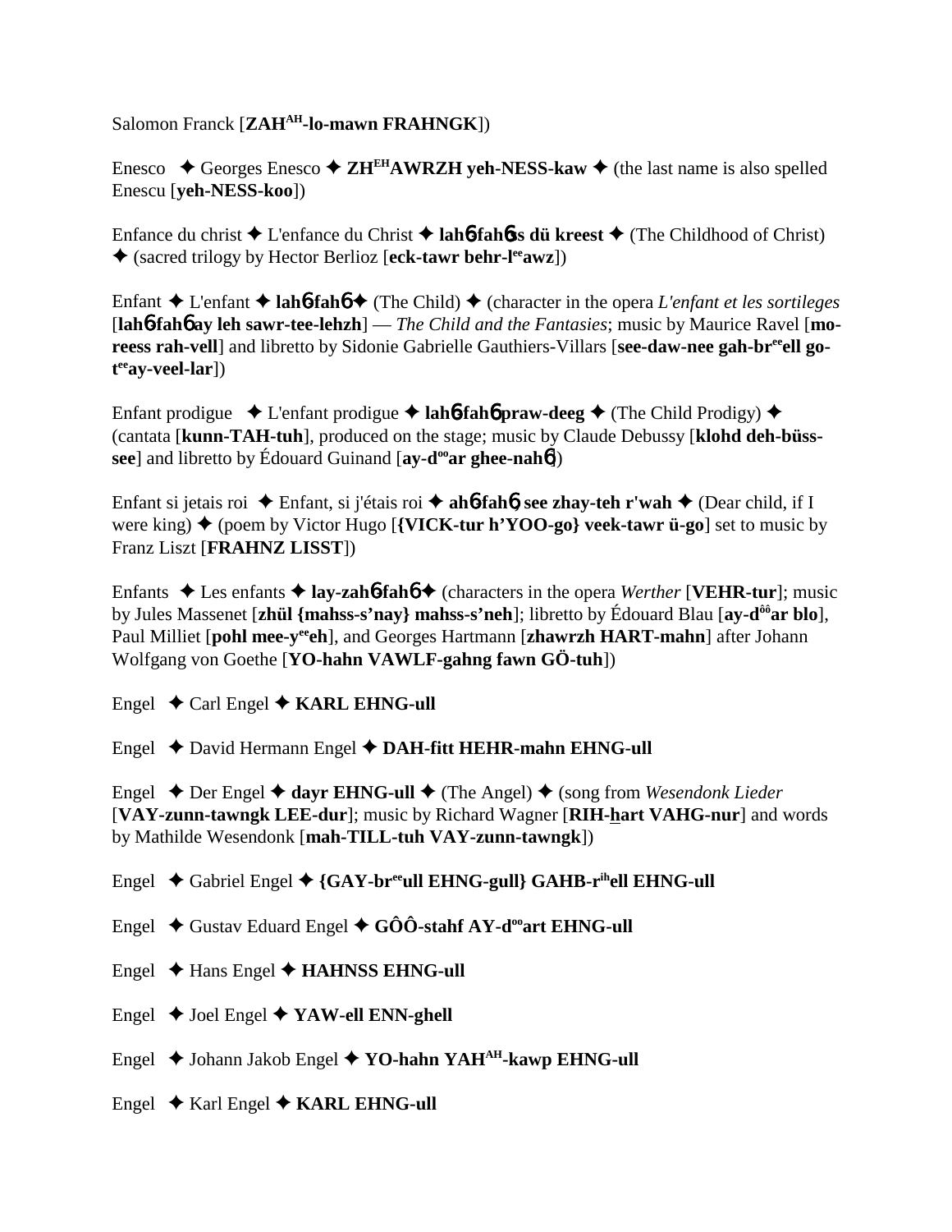Salomon Franck [**ZAH^AH-lo-mawn FRAHNGK**])

Enesco ✦ Georges Enesco ✦ **ZH^EH AWRZH yeh-NESS-kaw** ✦ (the last name is also spelled Enescu [**yeh-NESS-koo**])

Enfance du christ ✦ L'enfance du Christ ✦ **lah6-fah6ss dü kreest** ✦ (The Childhood of Christ) ✦ (sacred trilogy by Hector Berlioz [**eck-tawr behr-l^ee awz**])

Enfant ✦ L'enfant ✦ **lah6-fah6** ✦ (The Child) ✦ (character in the opera *L'enfant et les sortileges* [**lah6-fah6 ay leh sawr-tee-lehzh**] — *The Child and the Fantasies*; music by Maurice Ravel [**mo-reess rah-vell**] and libretto by Sidonie Gabrielle Gauthiers-Villars [**see-daw-nee gah-br^ee ell go-t^ee ay-veel-lar**])

Enfant prodigue ✦ L'enfant prodigue ✦ **lah6-fah6 praw-deeg** ✦ (The Child Prodigy) ✦ (cantata [**kunn-TAH-tuh**], produced on the stage; music by Claude Debussy [**klohd deh-büss-see**] and libretto by Édouard Guinand [**ay-d^oo ar ghee-nah6**])

Enfant si jetais roi ✦ Enfant, si j'étais roi ✦ **ah6-fah6, see zhay-teh r'wah** ✦ (Dear child, if I were king) ✦ (poem by Victor Hugo [**{VICK-tur h'YOO-go} veek-tawr ü-go**] set to music by Franz Liszt [**FRAHNZ LISST**])

Enfants ✦ Les enfants ✦ **lay-zah6-fah6** ✦ (characters in the opera *Werther* [**VEHR-tur**]; music by Jules Massenet [**zhül {mahss-s'nay} mahss-s'neh**]; libretto by Édouard Blau [**ay-d^ôô ar blo**], Paul Milliet [**pohl mee-y^ee eh**], and Georges Hartmann [**zhawrzh HART-mahn**] after Johann Wolfgang von Goethe [**YO-hahn VAWLF-gahng fawn GÖ-tuh**])

Engel ✦ Carl Engel ✦ **KARL EHNG-ull**

Engel ✦ David Hermann Engel ✦ **DAH-fitt HEHR-mahn EHNG-ull**

Engel ✦ Der Engel ✦ **dayr EHNG-ull** ✦ (The Angel) ✦ (song from *Wesendonk Lieder* [**VAY-zunn-tawngk LEE-dur**]; music by Richard Wagner [**RIH-hart VAHG-nur**] and words by Mathilde Wesendonk [**mah-TILL-tuh VAY-zunn-tawngk**])

Engel ✦ Gabriel Engel ✦ **{GAY-br^ee ull EHNG-gull} GAHB-r^ih ell EHNG-ull**

Engel ✦ Gustav Eduard Engel ✦ **GÔÔ-stahf AY-d^oo art EHNG-ull**

Engel ✦ Hans Engel ✦ **HAHNSS EHNG-ull**

Engel ✦ Joel Engel ✦ **YAW-ell ENN-ghell**

Engel ✦ Johann Jakob Engel ✦ **YO-hahn YAH^AH-kawp EHNG-ull**

Engel ✦ Karl Engel ✦ **KARL EHNG-ull**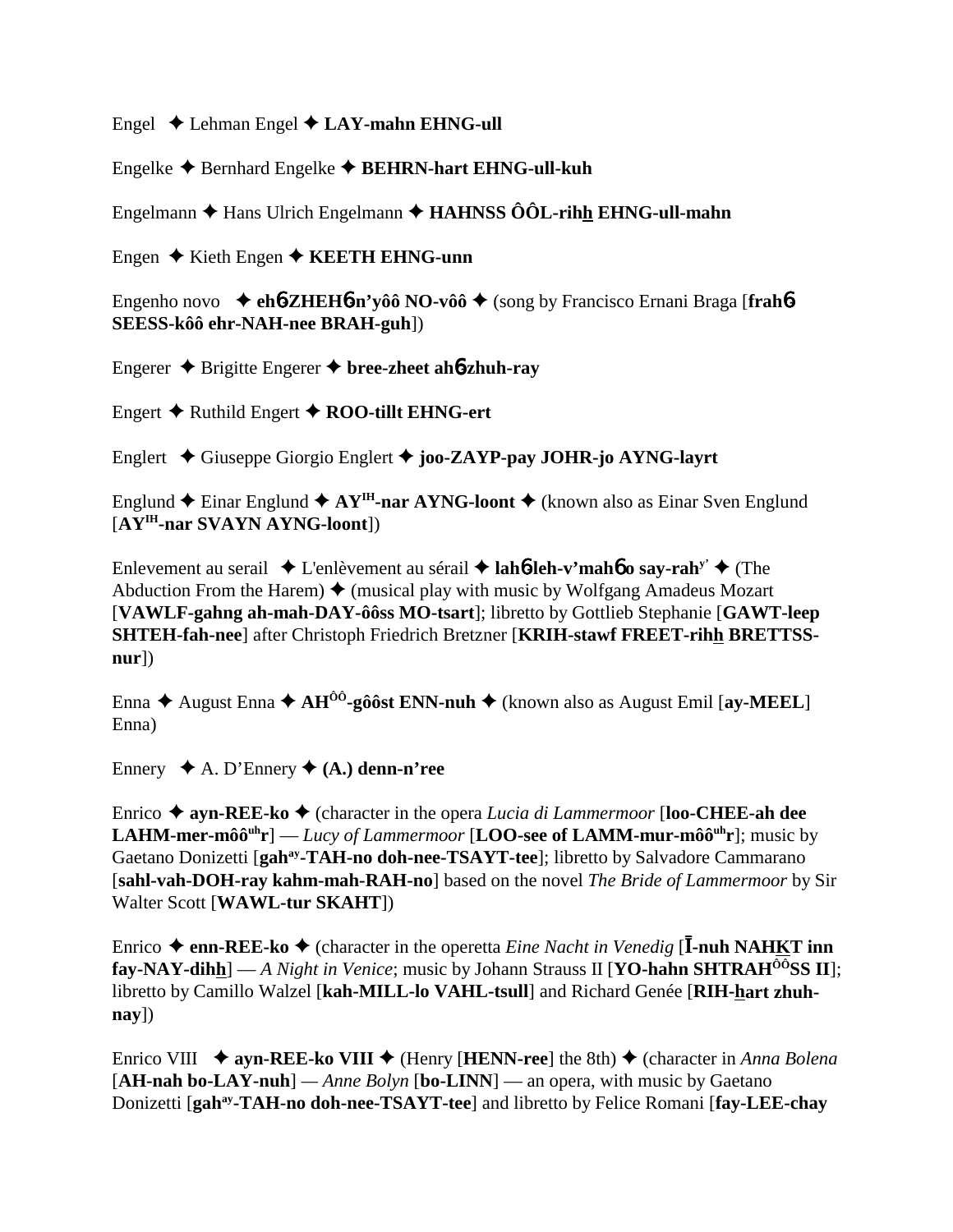Engel ✦ Lehman Engel ✦ **LAY-mahn EHNG-ull**

Engelke ✦ Bernhard Engelke ✦ **BEHRN-hart EHNG-ull-kuh**

Engelmann ✦ Hans Ulrich Engelmann ✦ **HAHNSS ÔÔL-rihh EHNG-ull-mahn**

Engen ✦ Kieth Engen ✦ **KEETH EHNG-unn**

Engenho novo ✦ **eh6-ZHEH6n'yôô NO-vôô** ✦ (song by Francisco Ernani Braga [**frah6 SEESS-kôô ehr-NAH-nee BRAH-guh**])

Engerer ✦ Brigitte Engerer ✦ **bree-zheet ah6-zhuh-ray**

Engert ✦ Ruthild Engert ✦ **ROO-tillt EHNG-ert**

Englert ✦ Giuseppe Giorgio Englert ✦ **joo-ZAYP-pay JOHR-jo AYNG-layrt**

Englund ✦ Einar Englund ✦ **AY^IH-nar AYNG-loont** ✦ (known also as Einar Sven Englund [**AY^IH-nar SVAYN AYNG-loont**])

Enlevement au serail ✦ L'enlèvement au sérail ✦ **lah6-leh-v'mah6-o say-rah^y'** ✦ (The Abduction From the Harem) ✦ (musical play with music by Wolfgang Amadeus Mozart [**VAWLF-gahng ah-mah-DAY-ôôss MO-tsart**]; libretto by Gottlieb Stephanie [**GAWT-leep SHTEH-fah-nee**] after Christoph Friedrich Bretzner [**KRIH-stawf FREET-rihh BRETTSS-nur**])

Enna ✦ August Enna ✦ **AH^ÔÔ-gôôst ENN-nuh** ✦ (known also as August Emil [**ay-MEEL**] Enna)

Ennery ✦ A. D'Ennery ✦ **(A.) denn-n'ree**

Enrico ✦ **ayn-REE-ko** ✦ (character in the opera *Lucia di Lammermoor* [**loo-CHEE-ah dee LAHM-mer-môô^uh r**] — *Lucy of Lammermoor* [**LOO-see of LAMM-mur-môô^uh r**]; music by Gaetano Donizetti [**gah^ay-TAH-no doh-nee-TSAYT-tee**]; libretto by Salvadore Cammarano [**sahl-vah-DOH-ray kahm-mah-RAH-no**] based on the novel *The Bride of Lammermoor* by Sir Walter Scott [**WAWL-tur SKAHT**])

Enrico ✦ **enn-REE-ko** ✦ (character in the operetta *Eine Nacht in Venedig* [**Ī-nuh NAHKT inn fay-NAY-dihh**] — *A Night in Venice*; music by Johann Strauss II [**YO-hahn SHTRAH^ÔÔSS II**]; libretto by Camillo Walzel [**kah-MILL-lo VAHL-tsull**] and Richard Genée [**RIH-hart zhuh-nay**])

Enrico VIII ✦ **ayn-REE-ko VIII** ✦ (Henry [**HENN-ree**] the 8th) ✦ (character in *Anna Bolena* [**AH-nah bo-LAY-nuh**] — *Anne Bolyn* [**bo-LINN**] — an opera, with music by Gaetano Donizetti [**gah^ay-TAH-no doh-nee-TSAYT-tee**] and libretto by Felice Romani [**fay-LEE-chay**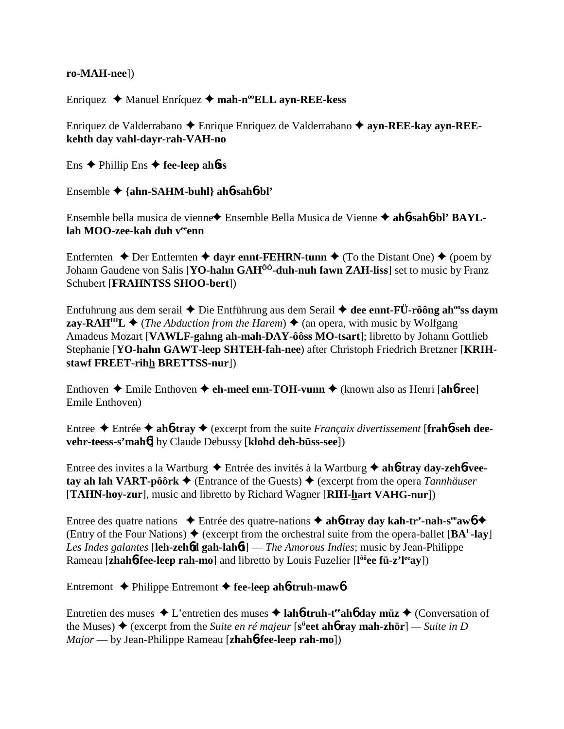**ro-MAH-nee**])

Enriquez ✦ Manuel Enríquez ✦ **mah-n$^{oo}$ELL ayn-REE-kess**

Enriquez de Valderrabano ✦ Enrique Enriquez de Valderrabano ✦ **ayn-REE-kay ayn-REE-kehth day vahl-dayr-rah-VAH-no**

Ens ✦ Phillip Ens ✦ **fee-leep ah**6**ss**

Ensemble ✦ **{ahn-SAHM-buhl} ah**6**-sah**6**-bl'**

Ensemble bella musica de vienne✦ Ensemble Bella Musica de Vienne ✦ **ah**6**-sah**6**-bl' BAYL-lah MOO-zee-kah duh v$^{ee}$enn**

Entfernten ✦ Der Entfernten ✦ **dayr ennt-FEHRN-tunn** ✦ (To the Distant One) ✦ (poem by Johann Gaudene von Salis [**YO-hahn GAH$^{ÔÔ}$-duh-nuh fawn ZAH-liss**] set to music by Franz Schubert [**FRAHNTSS SHOO-bert**])

Entfuhrung aus dem serail ✦ Die Entführung aus dem Serail ✦ **dee ennt-FÜ-rôông ah$^{oo}$ss daym zay-RAH$^{IH}$L** ✦ (*The Abduction from the Harem*) ✦ (an opera, with music by Wolfgang Amadeus Mozart [**VAWLF-gahng ah-mah-DAY-ôôss MO-tsart**]; libretto by Johann Gottlieb Stephanie [**YO-hahn GAWT-leep SHTEH-fah-nee**) after Christoph Friedrich Bretzner [**KRIH-stawf FREET-rihh BRETTSS-nur**])

Enthoven ✦ Emile Enthoven ✦ **eh-meel enn-TOH-vunn** ✦ (known also as Henri [**ah**6**-ree**] Emile Enthoven)

Entree ✦ Entrée ✦ **ah**6**-tray** ✦ (excerpt from the suite *Françaix divertissement* [**frah**6**-seh dee-vehr-teess-s'mah**6] by Claude Debussy [**klohd deh-büss-see**])

Entree des invites a la Wartburg ✦ Entrée des invités à la Wartburg ✦ **ah**6**-tray day-zeh**6**-vee-tay ah lah VART-pôôrk** ✦ (Entrance of the Guests) ✦ (excerpt from the opera *Tannhäuser* [**TAHN-hoy-zur**], music and libretto by Richard Wagner [**RIH-hart VAHG-nur**])

Entree des quatre nations ✦ Entrée des quatre-nations ✦ **ah**6**-tray day kah-tr'-nah-s$^{ee}$aw**6 ✦ (Entry of the Four Nations) ✦ (excerpt from the orchestral suite from the opera-ballet [**BA$^{L}$-lay**] *Les Indes galantes* [**leh-zeh**6**d gah-lah**6**t**] — *The Amorous Indies*; music by Jean-Philippe Rameau [**zhah**6**-fee-leep rah-mo**] and libretto by Louis Fuzelier [**l$^{ôô}$ee fü-z'l$^{ee}$ay**])

Entremont ✦ Philippe Entremont ✦ **fee-leep ah**6**-truh-maw**6

Entretien des muses ✦ L'entretien des muses ✦ **lah**6**-truh-t$^{ee}$ah**6 **day müz** ✦ (Conversation of the Muses) ✦ (excerpt from the *Suite en ré majeur* [**s$^{ü}$eet ah**6 **ray mah-zhör**] — *Suite in D Major* — by Jean-Philippe Rameau [**zhah**6**-fee-leep rah-mo**])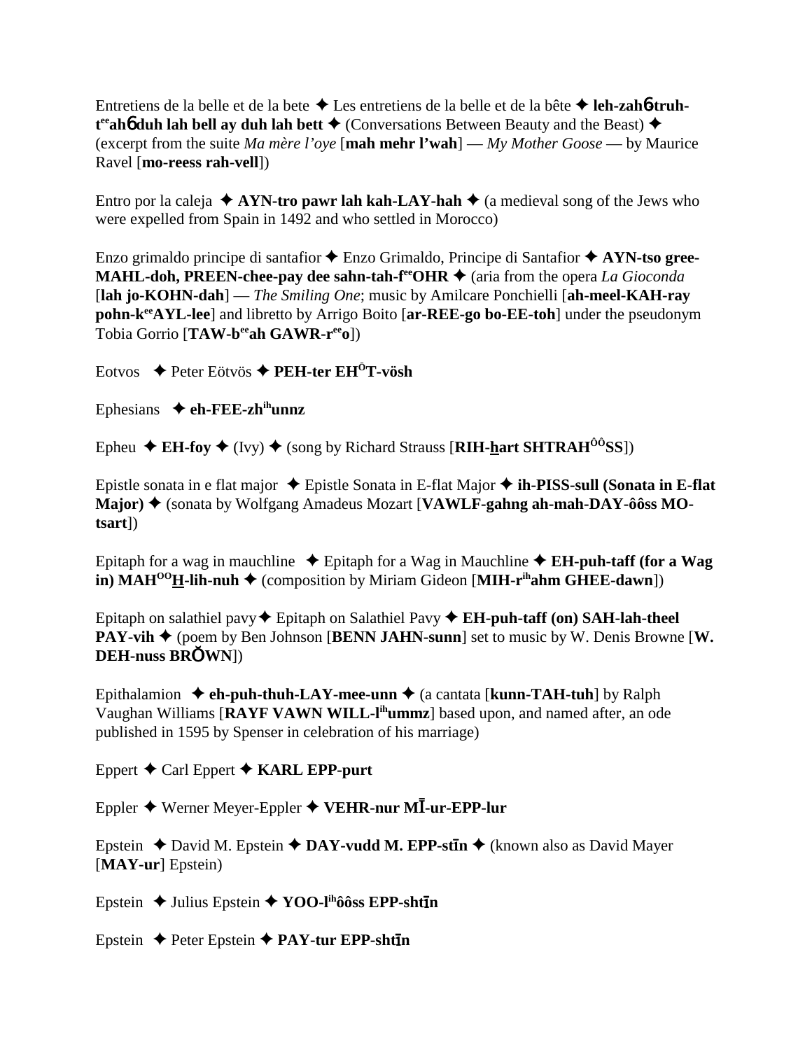Entretiens de la belle et de la bete ✦ Les entretiens de la belle et de la bête ✦ **leh-zahɓ-truh-t^ee^ahɓ duh lah bell ay duh lah bett** ✦ (Conversations Between Beauty and the Beast) ✦ (excerpt from the suite *Ma mère l'oye* [**mah mehr l'wah**] — *My Mother Goose* — by Maurice Ravel [**mo-reess rah-vell**])

Entro por la caleja ✦ **AYN-tro pawr lah kah-LAY-hah** ✦ (a medieval song of the Jews who were expelled from Spain in 1492 and who settled in Morocco)

Enzo grimaldo principe di santafior ✦ Enzo Grimaldo, Principe di Santafior ✦ **AYN-tso gree-MAHL-doh, PREEN-chee-pay dee sahn-tah-f^ee^OHR** ✦ (aria from the opera *La Gioconda* [**lah jo-KOHN-dah**] — *The Smiling One*; music by Amilcare Ponchielli [**ah-meel-KAH-ray pohn-k^ee^AYL-lee**] and libretto by Arrigo Boito [**ar-REE-go bo-EE-toh**] under the pseudonym Tobia Gorrio [**TAW-b^ee^ah GAWR-r^ee^o**])

Eotvos ✦ Peter Eötvös ✦ **PEH-ter EH^Ö^T-vösh**

Ephesians ✦ **eh-FEE-zh^ih^unnz**

Epheu ✦ **EH-foy** ✦ (Ivy) ✦ (song by Richard Strauss [**RIH-hart SHTRAH^ÔÔ^SS**])

Epistle sonata in e flat major ✦ Epistle Sonata in E-flat Major ✦ **ih-PISS-sull (Sonata in E-flat Major)** ✦ (sonata by Wolfgang Amadeus Mozart [**VAWLF-gahng ah-mah-DAY-ôôss MO-tsart**])

Epitaph for a wag in mauchline ✦ Epitaph for a Wag in Mauchline ✦ **EH-puh-taff (for a Wag in) MAH^OO^H-lih-nuh** ✦ (composition by Miriam Gideon [**MIH-r^ih^ahm GHEE-dawn**])

Epitaph on salathiel pavy ✦ Epitaph on Salathiel Pavy ✦ **EH-puh-taff (on) SAH-lah-theel PAY-vih** ✦ (poem by Ben Johnson [**BENN JAHN-sunn**] set to music by W. Denis Browne [**W. DEH-nuss BRŎWN**])

Epithalamion ✦ **eh-puh-thuh-LAY-mee-unn** ✦ (a cantata [**kunn-TAH-tuh**] by Ralph Vaughan Williams [**RAYF VAWN WILL-l^ih^ummz**] based upon, and named after, an ode published in 1595 by Spenser in celebration of his marriage)

Eppert ✦ Carl Eppert ✦ **KARL EPP-purt**

Eppler ✦ Werner Meyer-Eppler ✦ **VEHR-nur MĪ-ur-EPP-lur**

Epstein ✦ David M. Epstein ✦ **DAY-vudd M. EPP-stīn** ✦ (known also as David Mayer [**MAY-ur**] Epstein)

Epstein ✦ Julius Epstein ✦ **YOO-l^ih^ôôss EPP-shtīn**

Epstein ✦ Peter Epstein ✦ **PAY-tur EPP-shtīn**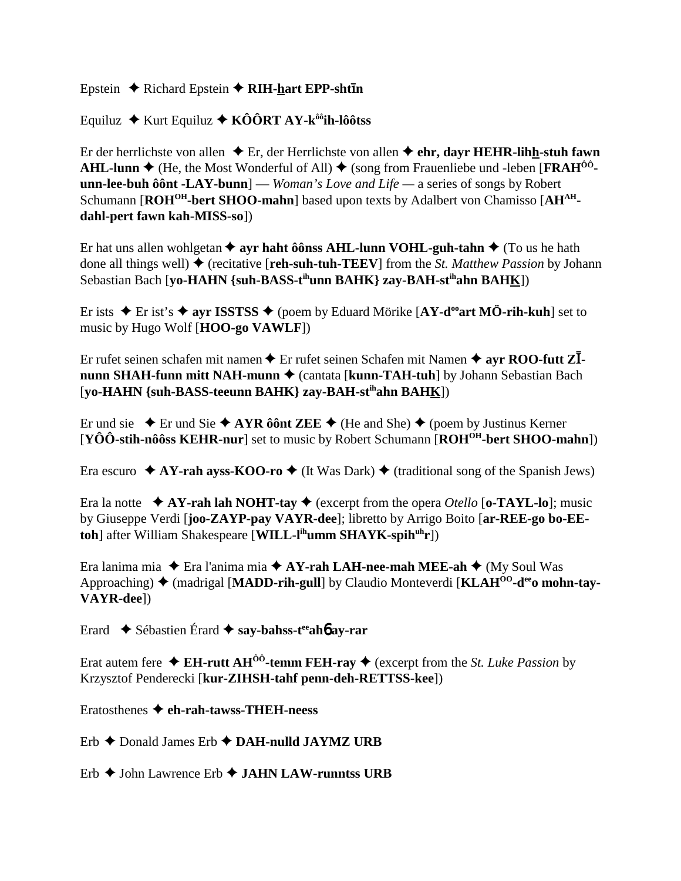Epstein ✦ Richard Epstein ✦ **RIH-hart EPP-shtīn**

Equiluz ✦ Kurt Equiluz ✦ **KÔÔRT AY-kôôih-lôôtss**

Er der herrlichste von allen ✦ Er, der Herrlichste von allen ✦ **ehr, dayr HEHR-lihh-stuh fawn AHL-lunn** ✦ (He, the Most Wonderful of All) ✦ (song from Frauenliebe und -leben [**FRAHÔÔ-unn-lee-buh ôônt -LAY-bunn**] — *Woman's Love and Life* — a series of songs by Robert Schumann [**ROHOH-bert SHOO-mahn**] based upon texts by Adalbert von Chamisso [**AHAH-dahl-pert fawn kah-MISS-so**])

Er hat uns allen wohlgetan ✦ **ayr haht ôônss AHL-lunn VOHL-guh-tahn** ✦ (To us he hath done all things well) ✦ (recitative [**reh-suh-tuh-TEEV**] from the *St. Matthew Passion* by Johann Sebastian Bach [**yo-HAHN {suh-BASS-tihunn BAHK} zay-BAH-stihahn BAHK**])

Er ists ✦ Er ist's ✦ **ayr ISSTSS** ✦ (poem by Eduard Mörike [**AY-dooart MÖ-rih-kuh**] set to music by Hugo Wolf [**HOO-go VAWLF**])

Er rufet seinen schafen mit namen ✦ Er rufet seinen Schafen mit Namen ✦ **ayr ROO-futt ZĪ-nunn SHAH-funn mitt NAH-munn** ✦ (cantata [**kunn-TAH-tuh**] by Johann Sebastian Bach [**yo-HAHN {suh-BASS-teeunn BAHK} zay-BAH-stihahn BAHK**])

Er und sie ✦ Er und Sie ✦ **AYR ôônt ZEE** ✦ (He and She) ✦ (poem by Justinus Kerner [**YÔÔ-stih-nôôss KEHR-nur**] set to music by Robert Schumann [**ROHOH-bert SHOO-mahn**])

Era escuro ✦ **AY-rah ayss-KOO-ro** ✦ (It Was Dark) ✦ (traditional song of the Spanish Jews)

Era la notte ✦ **AY-rah lah NOHT-tay** ✦ (excerpt from the opera *Otello* [**o-TAYL-lo**]; music by Giuseppe Verdi [**joo-ZAYP-pay VAYR-dee**]; libretto by Arrigo Boito [**ar-REE-go bo-EE-toh**] after William Shakespeare [**WILL-lihumm SHAYK-spihuhr**])

Era lanima mia ✦ Era l'anima mia ✦ **AY-rah LAH-nee-mah MEE-ah** ✦ (My Soul Was Approaching) ✦ (madrigal [**MADD-rih-gull**] by Claudio Monteverdi [**KLAHOO-deeo mohn-tay-VAYR-dee**])

Erard ✦ Sébastien Érard ✦ **say-bahss-teeahɓ ay-rar**

Erat autem fere ✦ **EH-rutt AHÔÔ-temm FEH-ray** ✦ (excerpt from the *St. Luke Passion* by Krzysztof Penderecki [**kur-ZIHSH-tahf penn-deh-RETTSS-kee**])

Eratosthenes ✦ **eh-rah-tawss-THEH-neess**

Erb ✦ Donald James Erb ✦ **DAH-nulld JAYMZ URB**

Erb ✦ John Lawrence Erb ✦ **JAHN LAW-runntss URB**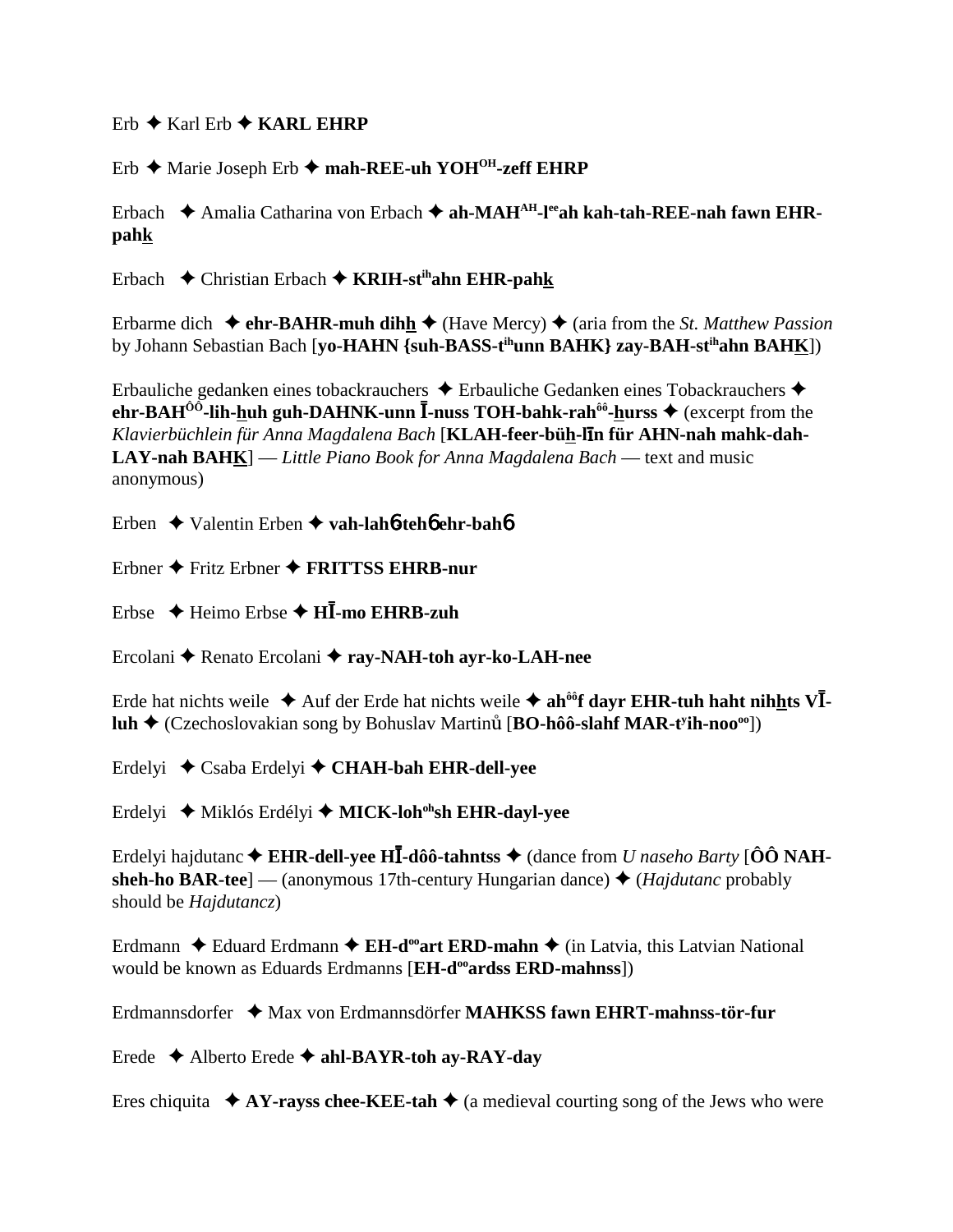Erb ✦ Karl Erb ✦ **KARL EHRP**

Erb ✦ Marie Joseph Erb ✦ **mah-REE-uh YOH[OH]-zeff EHRP**

Erbach ✦ Amalia Catharina von Erbach ✦ **ah-MAH[AH]-l[ee]ah kah-tah-REE-nah fawn EHR-pahk**

Erbach ✦ Christian Erbach ✦ **KRIH-st[ih]ahn EHR-pahk**

Erbarme dich ✦ **ehr-BAHR-muh dihh** ✦ (Have Mercy) ✦ (aria from the *St. Matthew Passion* by Johann Sebastian Bach [**yo-HAHN {suh-BASS-t[ih]unn BAHK} zay-BAH-st[ih]ahn BAHK**])

Erbauliche gedanken eines tobackrauchers ✦ Erbauliche Gedanken eines Tobackrauchers ✦ **ehr-BAH[ÔÔ]-lih-huh guh-DAHNK-unn Ī-nuss TOH-bahk-rah[ôô]-hurss** ✦ (excerpt from the *Klavierbüchlein für Anna Magdalena Bach* [**KLAH-feer-büh-līn für AHN-nah mahk-dah-LAY-nah BAHK**] — *Little Piano Book for Anna Magdalena Bach* — text and music anonymous)

Erben ✦ Valentin Erben ✦ **vah-lahб-tehб ehr-bahб**

Erbner ✦ Fritz Erbner ✦ **FRITTSS EHRB-nur**

Erbse ✦ Heimo Erbse ✦ **HĪ-mo EHRB-zuh**

Ercolani ✦ Renato Ercolani ✦ **ray-NAH-toh ayr-ko-LAH-nee**

Erde hat nichts weile ✦ Auf der Erde hat nichts weile ✦ **ah[ôô]f dayr EHR-tuh haht nihhts VĪ-luh** ✦ (Czechoslovakian song by Bohuslav Martinů [**BO-hôô-slahf MAR-t[y]ih-noo[oo]**])

Erdelyi ✦ Csaba Erdelyi ✦ **CHAH-bah EHR-dell-yee**

Erdelyi ✦ Miklós Erdélyi ✦ **MICK-loh[oh]sh EHR-dayl-yee**

Erdelyi hajdutanc ✦ **EHR-dell-yee HĪ-dôô-tahntss** ✦ (dance from *U naseho Barty* [**ÔÔ NAH-sheh-ho BAR-tee**] — (anonymous 17th-century Hungarian dance) ✦ (*Hajdutanc* probably should be *Hajdutancz*)

Erdmann ✦ Eduard Erdmann ✦ **EH-d[oo]art ERD-mahn** ✦ (in Latvia, this Latvian National would be known as Eduards Erdmanns [**EH-d[oo]ardss ERD-mahnss**])

Erdmannsdorfer ✦ Max von Erdmannsdörfer **MAHKSS fawn EHRT-mahnss-tör-fur**

Erede ✦ Alberto Erede ✦ **ahl-BAYR-toh ay-RAY-day**

Eres chiquita ✦ **AY-rayss chee-KEE-tah** ✦ (a medieval courting song of the Jews who were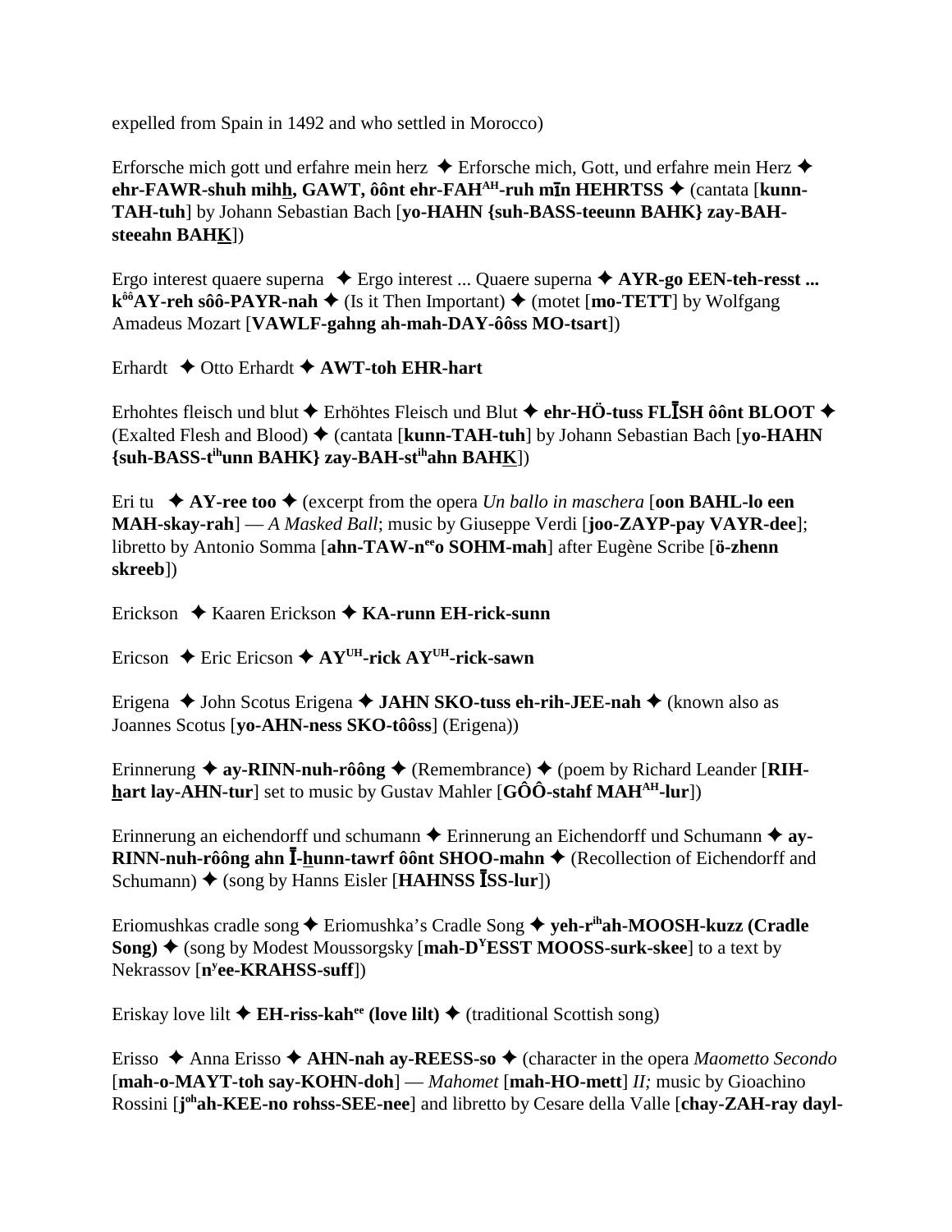expelled from Spain in 1492 and who settled in Morocco)

Erforsche mich gott und erfahre mein herz ✦ Erforsche mich, Gott, und erfahre mein Herz ✦ **ehr-FAWR-shuh mihh, GAWT, ôônt ehr-FAH^AH-ruh mīn HEHRTSS** ✦ (cantata [**kunn-TAH-tuh**] by Johann Sebastian Bach [**yo-HAHN {suh-BASS-teeunn BAHK} zay-BAH-steeahn BAHK**])

Ergo interest quaere superna ✦ Ergo interest ... Quaere superna ✦ **AYR-go EEN-teh-resst ... k^ôôAY-reh sôô-PAYR-nah** ✦ (Is it Then Important) ✦ (motet [**mo-TETT**] by Wolfgang Amadeus Mozart [**VAWLF-gahng ah-mah-DAY-ôôss MO-tsart**])

Erhardt ✦ Otto Erhardt ✦ **AWT-toh EHR-hart**

Erhohtes fleisch und blut ✦ Erhöhtes Fleisch und Blut ✦ **ehr-HÖ-tuss FLĪSH ôônt BLOOT** ✦ (Exalted Flesh and Blood) ✦ (cantata [**kunn-TAH-tuh**] by Johann Sebastian Bach [**yo-HAHN {suh-BASS-t^ihunn BAHK} zay-BAH-st^ihahn BAHK**])

Eri tu ✦ **AY-ree too** ✦ (excerpt from the opera *Un ballo in maschera* [**oon BAHL-lo een MAH-skay-rah**] — *A Masked Ball*; music by Giuseppe Verdi [**joo-ZAYP-pay VAYR-dee**]; libretto by Antonio Somma [**ahn-TAW-n^eeo SOHM-mah**] after Eugène Scribe [**ö-zhenn skreeb**])

Erickson ✦ Kaaren Erickson ✦ **KA-runn EH-rick-sunn**

Ericson ✦ Eric Ericson ✦ **AY^UH-rick AY^UH-rick-sawn**

Erigena ✦ John Scotus Erigena ✦ **JAHN SKO-tuss eh-rih-JEE-nah** ✦ (known also as Joannes Scotus [**yo-AHN-ness SKO-tôôss**] (Erigena))

Erinnerung ✦ **ay-RINN-nuh-rôông** ✦ (Remembrance) ✦ (poem by Richard Leander [**RIH-hart lay-AHN-tur**] set to music by Gustav Mahler [**GÔÔ-stahf MAH^AH-lur**])

Erinnerung an eichendorff und schumann ✦ Erinnerung an Eichendorff und Schumann ✦ **ay-RINN-nuh-rôông ahn Ī-hunn-tawrf ôônt SHOO-mahn** ✦ (Recollection of Eichendorff and Schumann) ✦ (song by Hanns Eisler [**HAHNSS ĪSS-lur**])

Eriomushkas cradle song ✦ Eriomushka's Cradle Song ✦ **yeh-r^ihah-MOOSH-kuzz (Cradle Song)** ✦ (song by Modest Moussorgsky [**mah-D^YESST MOOSS-surk-skee**] to a text by Nekrassov [**n^yee-KRAHSS-suff**])

Eriskay love lilt ✦ **EH-riss-kah^ee (love lilt)** ✦ (traditional Scottish song)

Erisso ✦ Anna Erisso ✦ **AHN-nah ay-REESS-so** ✦ (character in the opera *Maometto Secondo* [**mah-o-MAYT-toh say-KOHN-doh**] — *Mahomet* [**mah-HO-mett**] *II;* music by Gioachino Rossini [**j^ohah-KEE-no rohss-SEE-nee**] and libretto by Cesare della Valle [**chay-ZAH-ray dayl-**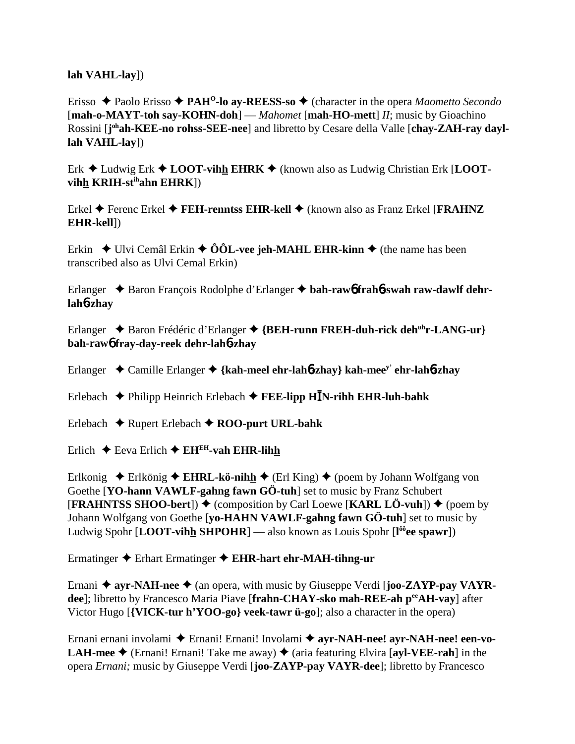**lah VAHL-lay**])

Erisso ✦ Paolo Erisso ✦ **PAH^O-lo ay-REESS-so** ✦ (character in the opera *Maometto Secondo* [**mah-o-MAYT-toh say-KOHN-doh**] — *Mahomet* [**mah-HO-mett**] *II*; music by Gioachino Rossini [**j^oh ah-KEE-no rohss-SEE-nee**] and libretto by Cesare della Valle [**chay-ZAH-ray dayl-lah VAHL-lay**])

Erk ✦ Ludwig Erk ✦ **LOOT-vihh EHRK** ✦ (known also as Ludwig Christian Erk [**LOOT-vihh KRIH-st^ih ahn EHRK**])

Erkel ✦ Ferenc Erkel ✦ **FEH-renntss EHR-kell** ✦ (known also as Franz Erkel [**FRAHNZ EHR-kell**])

Erkin ✦ Ulvi Cemâl Erkin ✦ **ÔÔL-vee jeh-MAHL EHR-kinn** ✦ (the name has been transcribed also as Ulvi Cemal Erkin)

Erlanger ✦ Baron François Rodolphe d'Erlanger ✦ **bah-rawɓ frahɓ-swah raw-dawlf dehr-lahɓ-zhay**

Erlanger ✦ Baron Frédéric d'Erlanger ✦ **{BEH-runn FREH-duh-rick deh^uh r-LANG-ur} bah-rawɓ fray-day-reek dehr-lahɓ-zhay**

Erlanger ✦ Camille Erlanger ✦ **{kah-meel ehr-lahɓ-zhay} kah-mee^y' ehr-lahɓ-zhay**

Erlebach ✦ Philipp Heinrich Erlebach ✦ **FEE-lipp HĪN-rihh EHR-luh-bahk**

Erlebach ✦ Rupert Erlebach ✦ **ROO-purt URL-bahk**

Erlich ✦ Eeva Erlich ✦ **EH^EH-vah EHR-lihh**

Erlkonig ✦ Erlkönig ✦ **EHRL-kö-nihh** ✦ (Erl King) ✦ (poem by Johann Wolfgang von Goethe [**YO-hann VAWLF-gahng fawn GÖ-tuh**] set to music by Franz Schubert [**FRAHNTSS SHOO-bert**]) ✦ (composition by Carl Loewe [**KARL LÖ-vuh**]) ✦ (poem by Johann Wolfgang von Goethe [**yo-HAHN VAWLF-gahng fawn GÖ-tuh**] set to music by Ludwig Spohr [**LOOT-vihh SHPOHR**] — also known as Louis Spohr [**l^ôô ee spawr**])

Ermatinger ✦ Erhart Ermatinger ✦ **EHR-hart ehr-MAH-tihng-ur**

Ernani ✦ **ayr-NAH-nee** ✦ (an opera, with music by Giuseppe Verdi [**joo-ZAYP-pay VAYR-dee**]; libretto by Francesco Maria Piave [**frahn-CHAY-sko mah-REE-ah p^ee AH-vay**] after Victor Hugo [**{VICK-tur h'YOO-go} veek-tawr ü-go**]; also a character in the opera)

Ernani ernani involami ✦ Ernani! Ernani! Involami ✦ **ayr-NAH-nee! ayr-NAH-nee! een-vo-LAH-mee** ✦ (Ernani! Ernani! Take me away) ✦ (aria featuring Elvira [**ayl-VEE-rah**] in the opera *Ernani;* music by Giuseppe Verdi [**joo-ZAYP-pay VAYR-dee**]; libretto by Francesco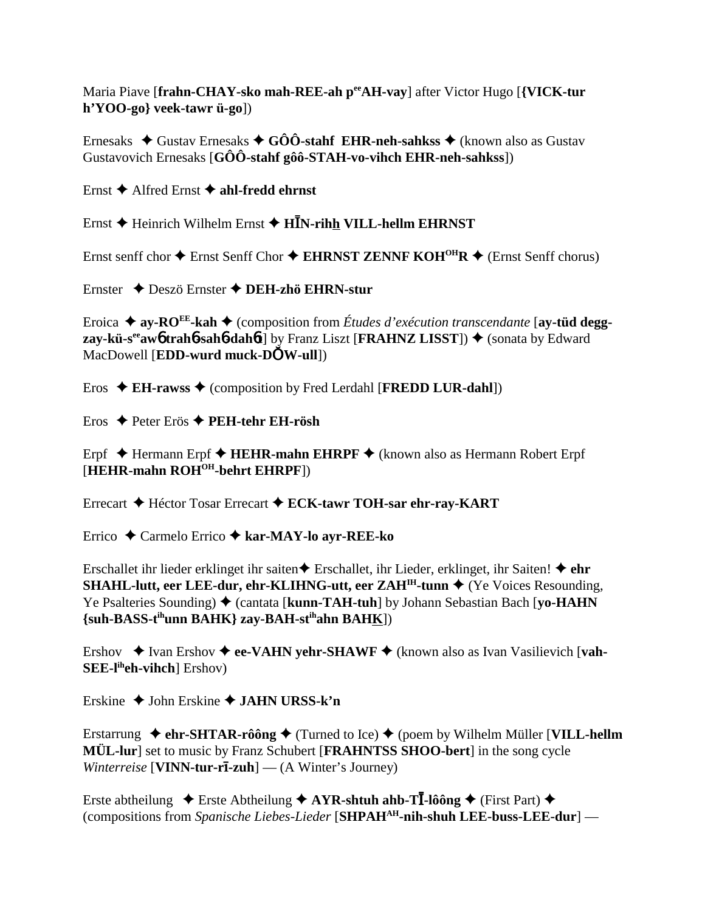Maria Piave [**frahn-CHAY-sko mah-REE-ah p^ee^AH-vay**] after Victor Hugo [**{VICK-tur h'YOO-go} veek-tawr ü-go**])

Ernesaks ✦ Gustav Ernesaks ✦ **GÔÔ-stahf EHR-neh-sahkss** ✦ (known also as Gustav Gustavovich Ernesaks [**GÔÔ-stahf gôô-STAH-vo-vihch EHR-neh-sahkss**])

Ernst ✦ Alfred Ernst ✦ **ahl-fredd ehrnst**

Ernst ✦ Heinrich Wilhelm Ernst ✦ **HĪN-rihh VILL-hellm EHRNST**

Ernst senff chor ✦ Ernst Senff Chor ✦ **EHRNST ZENNF KOH^OH^R** ✦ (Ernst Senff chorus)

Ernster ✦ Deszö Ernster ✦ **DEH-zhö EHRN-stur**

Eroica ✦ **ay-RO^EE^-kah** ✦ (composition from *Études d'exécution transcendante* [**ay-tüd degg-zay-kü-s^ee^awɲ trahɲ-sahɲ-dahɲt**] by Franz Liszt [**FRAHNZ LISST**]) ✦ (sonata by Edward MacDowell [**EDD-wurd muck-DŎW-ull**])

Eros ✦ **EH-rawss** ✦ (composition by Fred Lerdahl [**FREDD LUR-dahl**])

Eros ✦ Peter Erös ✦ **PEH-tehr EH-rösh**

Erpf ✦ Hermann Erpf ✦ **HEHR-mahn EHRPF** ✦ (known also as Hermann Robert Erpf [**HEHR-mahn ROH^OH^-behrt EHRPF**])

Errecart ✦ Héctor Tosar Errecart ✦ **ECK-tawr TOH-sar ehr-ray-KART**

Errico ✦ Carmelo Errico ✦ **kar-MAY-lo ayr-REE-ko**

Erschallet ihr lieder erklinget ihr saiten✦ Erschallet, ihr Lieder, erklinget, ihr Saiten! ✦ **ehr SHAHL-lutt, eer LEE-dur, ehr-KLIHNG-utt, eer ZAH^IH^-tunn** ✦ (Ye Voices Resounding, Ye Psalteries Sounding) ✦ (cantata [**kunn-TAH-tuh**] by Johann Sebastian Bach [**yo-HAHN {suh-BASS-t^ih^unn BAHK} zay-BAH-st^ih^ahn BAHK**])

Ershov ✦ Ivan Ershov ✦ **ee-VAHN yehr-SHAWF** ✦ (known also as Ivan Vasilievich [**vah-SEE-l^ih^eh-vihch**] Ershov)

Erskine ✦ John Erskine ✦ **JAHN URSS-k'n**

Erstarrung ✦ **ehr-SHTAR-rôông** ✦ (Turned to Ice) ✦ (poem by Wilhelm Müller [**VILL-hellm MÜL-lur**] set to music by Franz Schubert [**FRAHNTSS SHOO-bert**] in the song cycle *Winterreise* [**VINN-tur-rī-zuh**] — (A Winter's Journey)

Erste abtheilung ✦ Erste Abtheilung ✦ **AYR-shtuh ahb-TĪ-lôông** ✦ (First Part) ✦ (compositions from *Spanische Liebes-Lieder* [**SHPAH^AH^-nih-shuh LEE-buss-LEE-dur**] —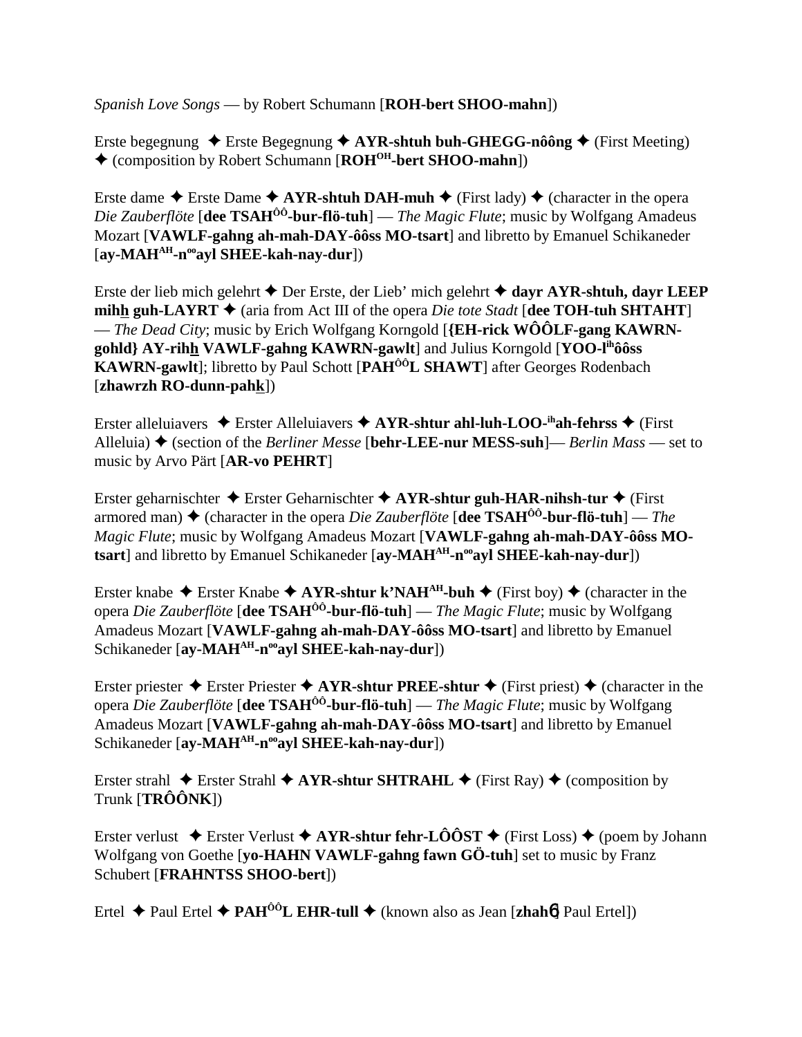*Spanish Love Songs* — by Robert Schumann [**ROH-bert SHOO-mahn**])

Erste begegnung ✦ Erste Begegnung ✦ **AYR-shtuh buh-GHEGG-nôông** ✦ (First Meeting) ✦ (composition by Robert Schumann [**ROH$^{OH}$-bert SHOO-mahn**])

Erste dame ✦ Erste Dame ✦ **AYR-shtuh DAH-muh** ✦ (First lady) ✦ (character in the opera *Die Zauberflöte* [**dee TSAH$^{ÔÔ}$-bur-flö-tuh**] — *The Magic Flute*; music by Wolfgang Amadeus Mozart [**VAWLF-gahng ah-mah-DAY-ôôss MO-tsart**] and libretto by Emanuel Schikaneder [**ay-MAH$^{AH}$-n$^{oo}$ayl SHEE-kah-nay-dur**])

Erste der lieb mich gelehrt ✦ Der Erste, der Lieb' mich gelehrt ✦ **dayr AYR-shtuh, dayr LEEP mihh guh-LAYRT** ✦ (aria from Act III of the opera *Die tote Stadt* [**dee TOH-tuh SHTAHT**] — *The Dead City*; music by Erich Wolfgang Korngold [**{EH-rick WÔÔLF-gang KAWRN-gohld} AY-rihh VAWLF-gahng KAWRN-gawlt**] and Julius Korngold [**YOO-l$^{ih}$ôôss KAWRN-gawlt**]; libretto by Paul Schott [**PAH$^{ÔÔ}$L SHAWT**] after Georges Rodenbach [**zhawrzh RO-dunn-pahk**])

Erster alleluiavers ✦ Erster Alleluiavers ✦ **AYR-shtur ahl-luh-LOO-$^{ih}$ah-fehrss** ✦ (First Alleluia) ✦ (section of the *Berliner Messe* [**behr-LEE-nur MESS-suh**]— *Berlin Mass* — set to music by Arvo Pärt [**AR-vo PEHRT**]

Erster geharnischter ✦ Erster Geharnischter ✦ **AYR-shtur guh-HAR-nihsh-tur** ✦ (First armored man) ✦ (character in the opera *Die Zauberflöte* [**dee TSAH$^{ÔÔ}$-bur-flö-tuh**] — *The Magic Flute*; music by Wolfgang Amadeus Mozart [**VAWLF-gahng ah-mah-DAY-ôôss MO-tsart**] and libretto by Emanuel Schikaneder [**ay-MAH$^{AH}$-n$^{oo}$ayl SHEE-kah-nay-dur**])

Erster knabe ✦ Erster Knabe ✦ **AYR-shtur k'NAH$^{AH}$-buh** ✦ (First boy) ✦ (character in the opera *Die Zauberflöte* [**dee TSAH$^{ÔÔ}$-bur-flö-tuh**] — *The Magic Flute*; music by Wolfgang Amadeus Mozart [**VAWLF-gahng ah-mah-DAY-ôôss MO-tsart**] and libretto by Emanuel Schikaneder [**ay-MAH$^{AH}$-n$^{oo}$ayl SHEE-kah-nay-dur**])

Erster priester ✦ Erster Priester ✦ **AYR-shtur PREE-shtur** ✦ (First priest) ✦ (character in the opera *Die Zauberflöte* [**dee TSAH$^{ÔÔ}$-bur-flö-tuh**] — *The Magic Flute*; music by Wolfgang Amadeus Mozart [**VAWLF-gahng ah-mah-DAY-ôôss MO-tsart**] and libretto by Emanuel Schikaneder [**ay-MAH$^{AH}$-n$^{oo}$ayl SHEE-kah-nay-dur**])

Erster strahl ✦ Erster Strahl ✦ **AYR-shtur SHTRAHL** ✦ (First Ray) ✦ (composition by Trunk [**TRÔÔNK**])

Erster verlust ✦ Erster Verlust ✦ **AYR-shtur fehr-LÔÔST** ✦ (First Loss) ✦ (poem by Johann Wolfgang von Goethe [**yo-HAHN VAWLF-gahng fawn GÖ-tuh**] set to music by Franz Schubert [**FRAHNTSS SHOO-bert**])

Ertel ✦ Paul Ertel ✦ **PAH$^{ÔÔ}$L EHR-tull** ✦ (known also as Jean [**zhahñ**] Paul Ertel])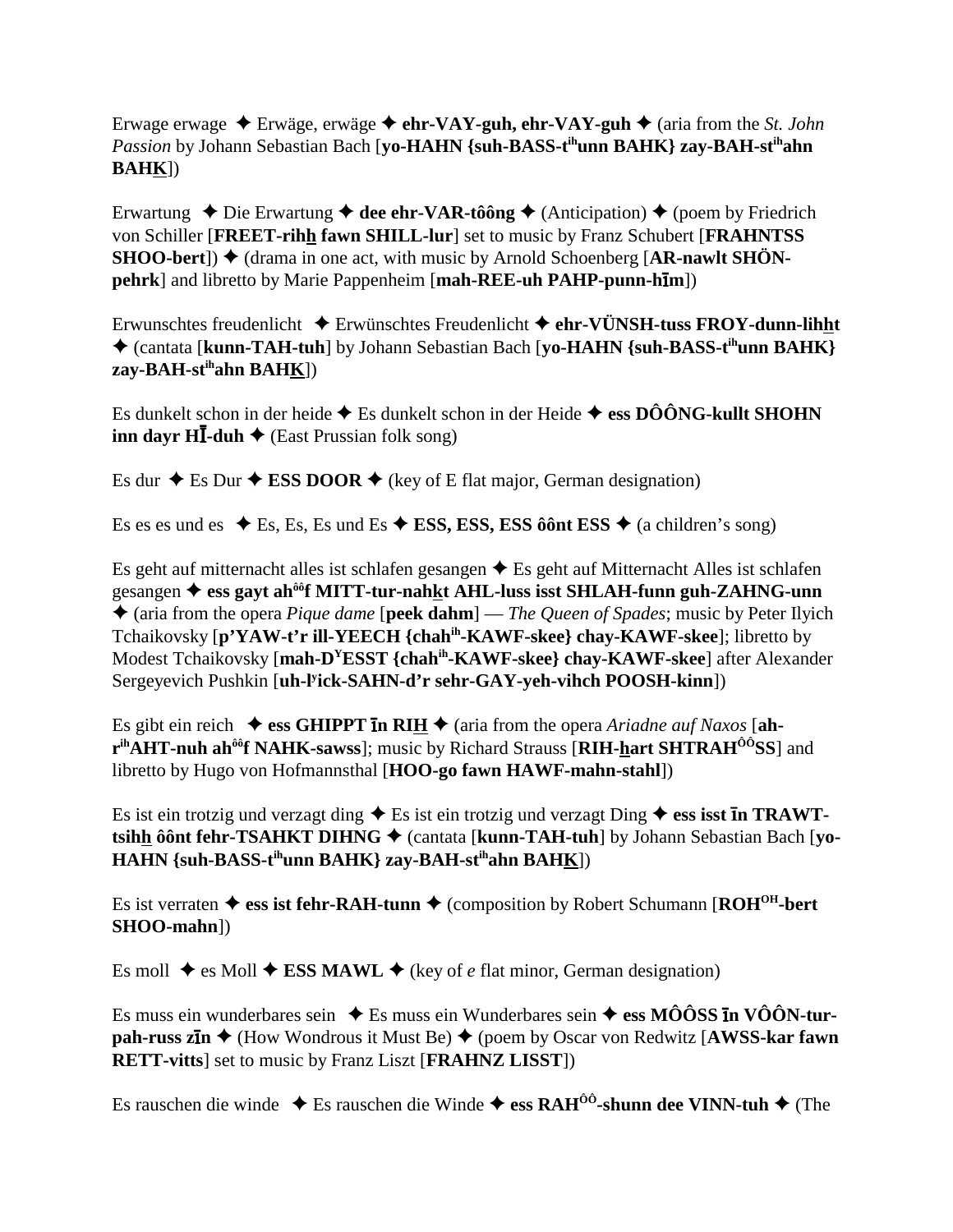Erwage erwage ✦ Erwäge, erwäge ✦ **ehr-VAY-guh, ehr-VAY-guh** ✦ (aria from the *St. John Passion* by Johann Sebastian Bach [**yo-HAHN {suh-BASS-t**[ih]**unn BAHK} zay-BAH-st**[ih]**ahn BAHK**])

Erwartung ✦ Die Erwartung ✦ **dee ehr-VAR-tôông** ✦ (Anticipation) ✦ (poem by Friedrich von Schiller [**FREET-rihh fawn SHILL-lur**] set to music by Franz Schubert [**FRAHNTSS SHOO-bert**]) ✦ (drama in one act, with music by Arnold Schoenberg [**AR-nawlt SHÖN-pehrk**] and libretto by Marie Pappenheim [**mah-REE-uh PAHP-punn-hīm**])

Erwunschtes freudenlicht ✦ Erwünschtes Freudenlicht ✦ **ehr-VÜNSH-tuss FROY-dunn-lihht** ✦ (cantata [**kunn-TAH-tuh**] by Johann Sebastian Bach [**yo-HAHN {suh-BASS-t**[ih]**unn BAHK} zay-BAH-st**[ih]**ahn BAHK**])

Es dunkelt schon in der heide ✦ Es dunkelt schon in der Heide ✦ **ess DÔÔNG-kullt SHOHN inn dayr HĪ-duh** ✦ (East Prussian folk song)

Es dur ✦ Es Dur ✦ **ESS DOOR** ✦ (key of E flat major, German designation)

Es es es und es ✦ Es, Es, Es und Es ✦ **ESS, ESS, ESS ôônt ESS** ✦ (a children's song)

Es geht auf mitternacht alles ist schlafen gesangen ✦ Es geht auf Mitternacht Alles ist schlafen gesangen ✦ **ess gayt ah**[ôô]**f MITT-tur-nahkt AHL-luss isst SHLAH-funn guh-ZAHNG-unn** ✦ (aria from the opera *Pique dame* [**peek dahm**] — *The Queen of Spades*; music by Peter Ilyich Tchaikovsky [**p'YAW-t'r ill-YEECH {chah**[ih]**-KAWF-skee} chay-KAWF-skee**]; libretto by Modest Tchaikovsky [**mah-D**[Y]**ESST {chah**[ih]**-KAWF-skee} chay-KAWF-skee**] after Alexander Sergeyevich Pushkin [**uh-l**[y]**ick-SAHN-d'r sehr-GAY-yeh-vihch POOSH-kinn**])

Es gibt ein reich ✦ **ess GHIPPT īn RIH** ✦ (aria from the opera *Ariadne auf Naxos* [**ah-r**[ih]**AHT-nuh ah**[ôô]**f NAHK-sawss**]; music by Richard Strauss [**RIH-hart SHTRAH**[ÔÔ]**SS**] and libretto by Hugo von Hofmannsthal [**HOO-go fawn HAWF-mahn-stahl**])

Es ist ein trotzig und verzagt ding ✦ Es ist ein trotzig und verzagt Ding ✦ **ess isst īn TRAWT-tsihh ôônt fehr-TSAHKT DIHNG** ✦ (cantata [**kunn-TAH-tuh**] by Johann Sebastian Bach [**yo-HAHN {suh-BASS-t**[ih]**unn BAHK} zay-BAH-st**[ih]**ahn BAHK**])

Es ist verraten ✦ **ess ist fehr-RAH-tunn** ✦ (composition by Robert Schumann [**ROH**[OH]**-bert SHOO-mahn**])

Es moll ✦ es Moll ✦ **ESS MAWL** ✦ (key of *e* flat minor, German designation)

Es muss ein wunderbares sein ✦ Es muss ein Wunderbares sein ✦ **ess MÔÔSS īn VÔÔN-tur-pah-russ zīn** ✦ (How Wondrous it Must Be) ✦ (poem by Oscar von Redwitz [**AWSS-kar fawn RETT-vitts**] set to music by Franz Liszt [**FRAHNZ LISST**])

Es rauschen die winde ✦ Es rauschen die Winde ✦ **ess RAH**[ÔÔ]**-shunn dee VINN-tuh** ✦ (The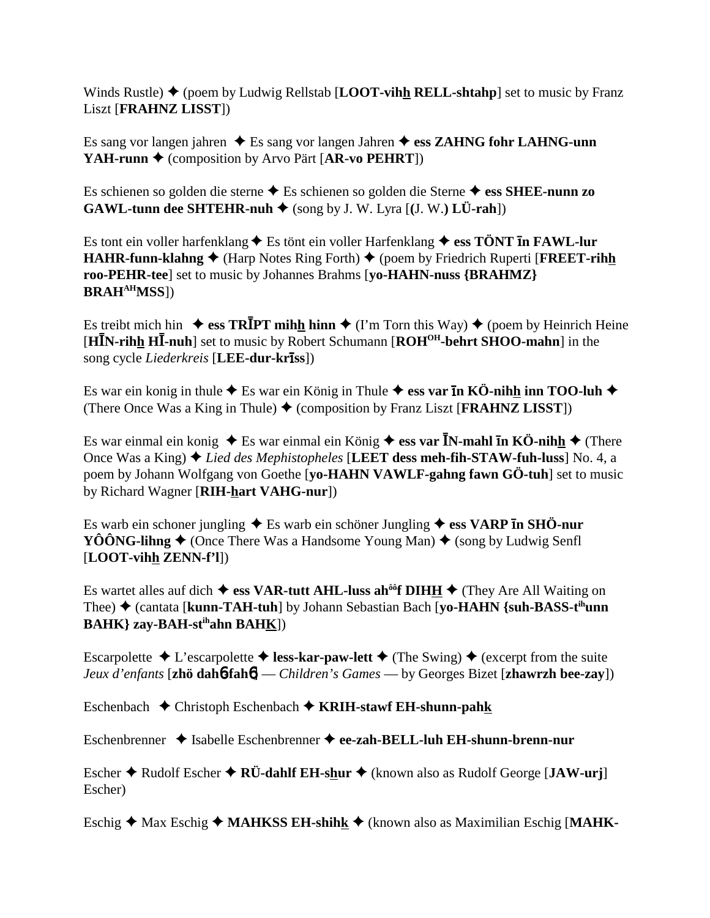Winds Rustle) ✦ (poem by Ludwig Rellstab [**LOOT-vihh RELL-shtahp**] set to music by Franz Liszt [**FRAHNZ LISST**])

Es sang vor langen jahren ✦ Es sang vor langen Jahren ✦ **ess ZAHNG fohr LAHNG-unn YAH-runn** ✦ (composition by Arvo Pärt [**AR-vo PEHRT**])

Es schienen so golden die sterne ✦ Es schienen so golden die Sterne ✦ **ess SHEE-nunn zo GAWL-tunn dee SHTEHR-nuh** ✦ (song by J. W. Lyra [**(J. W.) LÜ-rah**])

Es tont ein voller harfenklang ✦ Es tönt ein voller Harfenklang ✦ **ess TÖNT īn FAWL-lur HAHR-funn-klahng** ✦ (Harp Notes Ring Forth) ✦ (poem by Friedrich Ruperti [**FREET-rihh roo-PEHR-tee**] set to music by Johannes Brahms [**yo-HAHN-nuss {BRAHMZ} BRAH[AH]MSS**])

Es treibt mich hin ✦ **ess TRĪPT mihh hinn** ✦ (I'm Torn this Way) ✦ (poem by Heinrich Heine [**HĪN-rihh HĪ-nuh**] set to music by Robert Schumann [**ROH[OH]-behrt SHOO-mahn**] in the song cycle *Liederkreis* [**LEE-dur-krīss**])

Es war ein konig in thule ✦ Es war ein König in Thule ✦ **ess var īn KÖ-nihh inn TOO-luh** ✦ (There Once Was a King in Thule) ✦ (composition by Franz Liszt [**FRAHNZ LISST**])

Es war einmal ein konig ✦ Es war einmal ein König ✦ **ess var ĪN-mahl īn KÖ-nihh** ✦ (There Once Was a King) ✦ *Lied des Mephistopheles* [**LEET dess meh-fih-STAW-fuh-luss**] No. 4, a poem by Johann Wolfgang von Goethe [**yo-HAHN VAWLF-gahng fawn GÖ-tuh**] set to music by Richard Wagner [**RIH-hart VAHG-nur**])

Es warb ein schoner jungling ✦ Es warb ein schöner Jungling ✦ **ess VARP īn SHÖ-nur YÔÔNG-lihng** ✦ (Once There Was a Handsome Young Man) ✦ (song by Ludwig Senfl [**LOOT-vihh ZENN-f'l**])

Es wartet alles auf dich ✦ **ess VAR-tutt AHL-luss ah[ôô]f DIHH** ✦ (They Are All Waiting on Thee) ✦ (cantata [**kunn-TAH-tuh**] by Johann Sebastian Bach [**yo-HAHN {suh-BASS-t[ih]unn BAHK} zay-BAH-st[ih]ahn BAHK**])

Escarpolette ✦ L'escarpolette ✦ **less-kar-paw-lett** ✦ (The Swing) ✦ (excerpt from the suite *Jeux d'enfants* [**zhö dahɲ fahɲ**] — *Children's Games* — by Georges Bizet [**zhawrzh bee-zay**])

Eschenbach ✦ Christoph Eschenbach ✦ **KRIH-stawf EH-shunn-pahk**

Eschenbrenner ✦ Isabelle Eschenbrenner ✦ **ee-zah-BELL-luh EH-shunn-brenn-nur**

Escher ✦ Rudolf Escher ✦ **RÜ-dahlf EH-shur** ✦ (known also as Rudolf George [**JAW-urj**] Escher)

Eschig ✦ Max Eschig ✦ **MAHKSS EH-shihk** ✦ (known also as Maximilian Eschig [**MAHK-**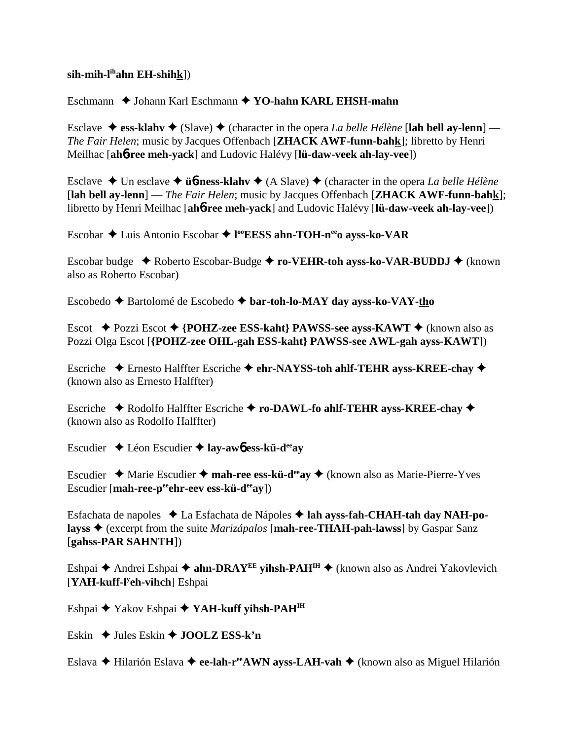**sih-mih-l^ih^ahn EH-shihk**])

Eschmann ✦ Johann Karl Eschmann ✦ **YO-hahn KARL EHSH-mahn**

Esclave ✦ **ess-klahv** ✦ (Slave) ✦ (character in the opera *La belle Hélène* [**lah bell ay-lenn**] — *The Fair Helen*; music by Jacques Offenbach [**ZHACK AWF-funn-bahk**]; libretto by Henri Meilhac [**ahɓ-ree meh-yack**] and Ludovic Halévy [**lü-daw-veek ah-lay-vee**])

Esclave ✦ Un esclave ✦ **üɓ-ness-klahv** ✦ (A Slave) ✦ (character in the opera *La belle Hélène* [**lah bell ay-lenn**] — *The Fair Helen*; music by Jacques Offenbach [**ZHACK AWF-funn-bahk**]; libretto by Henri Meilhac [**ahɓ-ree meh-yack**] and Ludovic Halévy [**lü-daw-veek ah-lay-vee**])

Escobar ✦ Luis Antonio Escobar ✦ **l^oo^EESS ahn-TOH-n^ee^o ayss-ko-VAR**

Escobar budge ✦ Roberto Escobar-Budge ✦ **ro-VEHR-toh ayss-ko-VAR-BUDDJ** ✦ (known also as Roberto Escobar)

Escobedo ✦ Bartolomé de Escobedo ✦ **bar-toh-lo-MAY day ayss-ko-VAY-tho**

Escot ✦ Pozzi Escot ✦ **{POHZ-zee ESS-kaht} PAWSS-see ayss-KAWT** ✦ (known also as Pozzi Olga Escot [**{POHZ-zee OHL-gah ESS-kaht} PAWSS-see AWL-gah ayss-KAWT**])

Escriche ✦ Ernesto Halffter Escriche ✦ **ehr-NAYSS-toh ahlf-TEHR ayss-KREE-chay** ✦ (known also as Ernesto Halffter)

Escriche ✦ Rodolfo Halffter Escriche ✦ **ro-DAWL-fo ahlf-TEHR ayss-KREE-chay** ✦ (known also as Rodolfo Halffter)

Escudier ✦ Léon Escudier ✦ **lay-awɓ ess-kü-d^ee^ay**

Escudier ✦ Marie Escudier ✦ **mah-ree ess-kü-d^ee^ay** ✦ (known also as Marie-Pierre-Yves Escudier [**mah-ree-p^ee^ehr-eev ess-kü-d^ee^ay**])

Esfachata de napoles ✦ La Esfachata de Nápoles ✦ **lah ayss-fah-CHAH-tah day NAH-po-layss** ✦ (excerpt from the suite *Marizápalos* [**mah-ree-THAH-pah-lawss**] by Gaspar Sanz [**gahss-PAR SAHNTH**])

Eshpai ✦ Andrei Eshpai ✦ **ahn-DRAY^EE^ yihsh-PAH^IH^** ✦ (known also as Andrei Yakovlevich [**YAH-kuff-l^y^eh-vihch**] Eshpai

Eshpai ✦ Yakov Eshpai ✦ **YAH-kuff yihsh-PAH^IH^**

Eskin ✦ Jules Eskin ✦ **JOOLZ ESS-k'n**

Eslava ✦ Hilarión Eslava ✦ **ee-lah-r^ee^AWN ayss-LAH-vah** ✦ (known also as Miguel Hilarión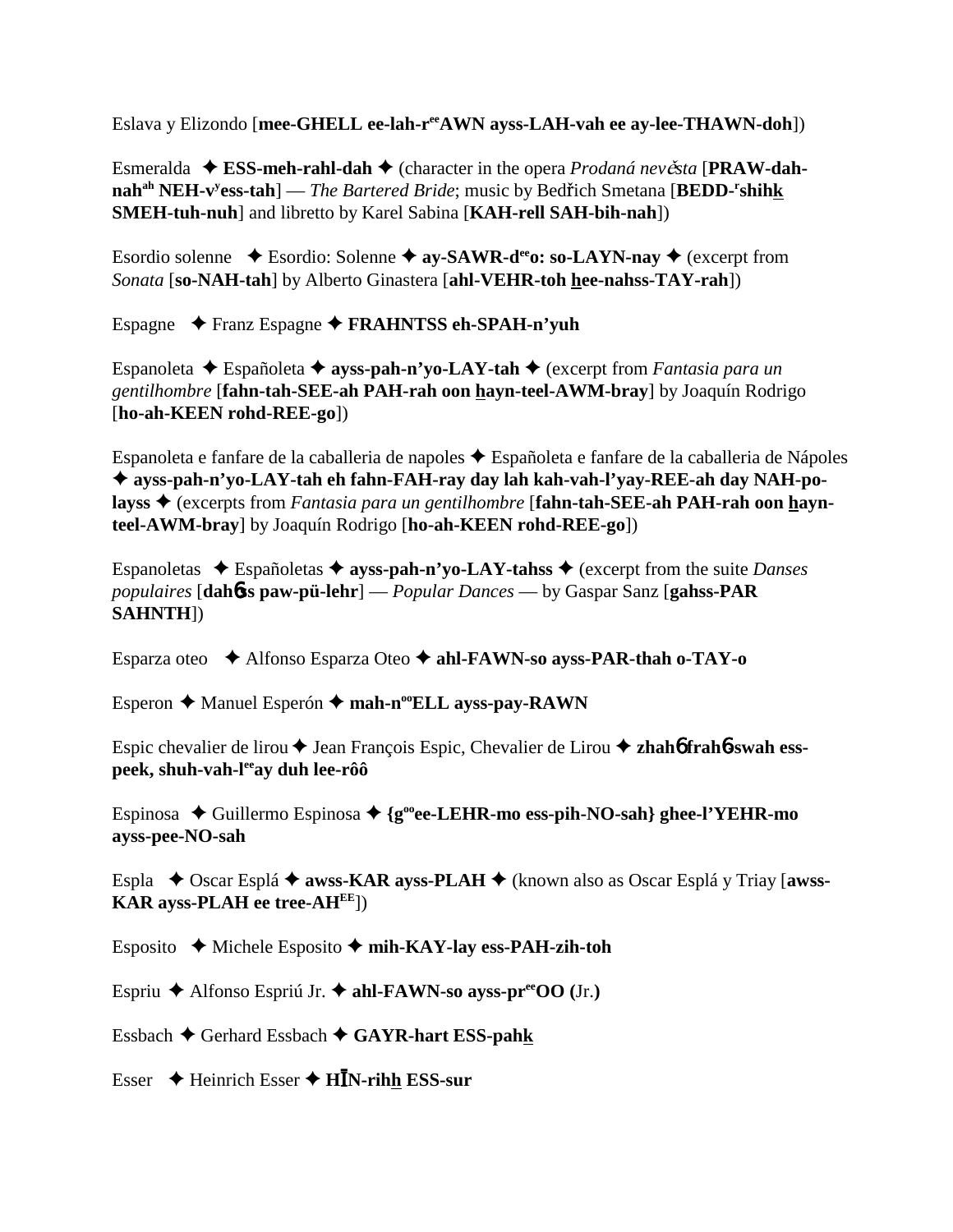Eslava y Elizondo [**mee-GHELL ee-lah-r**[ee]**AWN ayss-LAH-vah ee ay-lee-THAWN-doh**])

Esmeralda ✦ **ESS-meh-rahl-dah** ✦ (character in the opera *Prodaná nevěsta* [**PRAW-dah-nah**[ah] **NEH-v**[y]**ess-tah**] — *The Bartered Bride*; music by Bedřich Smetana [**BEDD-**[r]**shihk SMEH-tuh-nuh**] and libretto by Karel Sabina [**KAH-rell SAH-bih-nah**])

Esordio solenne ✦ Esordio: Solenne ✦ **ay-SAWR-d**[ee]**o: so-LAYN-nay** ✦ (excerpt from *Sonata* [**so-NAH-tah**] by Alberto Ginastera [**ahl-VEHR-toh hee-nahss-TAY-rah**])

Espagne ✦ Franz Espagne ✦ **FRAHNTSS eh-SPAH-n'yuh**

Espanoleta ✦ Españoleta ✦ **ayss-pah-n'yo-LAY-tah** ✦ (excerpt from *Fantasia para un gentilhombre* [**fahn-tah-SEE-ah PAH-rah oon hayn-teel-AWM-bray**] by Joaquín Rodrigo [**ho-ah-KEEN rohd-REE-go**])

Espanoleta e fanfare de la caballeria de napoles ✦ Españoleta e fanfare de la caballeria de Nápoles ✦ **ayss-pah-n'yo-LAY-tah eh fahn-FAH-ray day lah kah-vah-l'yay-REE-ah day NAH-po-layss** ✦ (excerpts from *Fantasia para un gentilhombre* [**fahn-tah-SEE-ah PAH-rah oon hayn-teel-AWM-bray**] by Joaquín Rodrigo [**ho-ah-KEEN rohd-REE-go**])

Espanoletas ✦ Españoletas ✦ **ayss-pah-n'yo-LAY-tahss** ✦ (excerpt from the suite *Danses populaires* [**dahɓss paw-pü-lehr**] — *Popular Dances* — by Gaspar Sanz [**gahss-PAR SAHNTH**])

Esparza oteo ✦ Alfonso Esparza Oteo ✦ **ahl-FAWN-so ayss-PAR-thah o-TAY-o**

Esperon ✦ Manuel Esperón ✦ **mah-n**[oo]**ELL ayss-pay-RAWN**

Espic chevalier de lirou ✦ Jean François Espic, Chevalier de Lirou ✦ **zhahɓ frahɓ-swah ess-peek, shuh-vah-l**[ee]**ay duh lee-rôô**

Espinosa ✦ Guillermo Espinosa ✦ **{g**[oo]**ee-LEHR-mo ess-pih-NO-sah} ghee-l'YEHR-mo ayss-pee-NO-sah**

Espla ✦ Oscar Esplá ✦ **awss-KAR ayss-PLAH** ✦ (known also as Oscar Esplá y Triay [**awss-KAR ayss-PLAH ee tree-AH**[EE]])

Esposito ✦ Michele Esposito ✦ **mih-KAY-lay ess-PAH-zih-toh**

Espriu ✦ Alfonso Espriú Jr. ✦ **ahl-FAWN-so ayss-pr**[ee]**OO (**Jr.**)**

Essbach ✦ Gerhard Essbach ✦ **GAYR-hart ESS-pahk**

Esser ✦ Heinrich Esser ✦ **HĪN-rihh ESS-sur**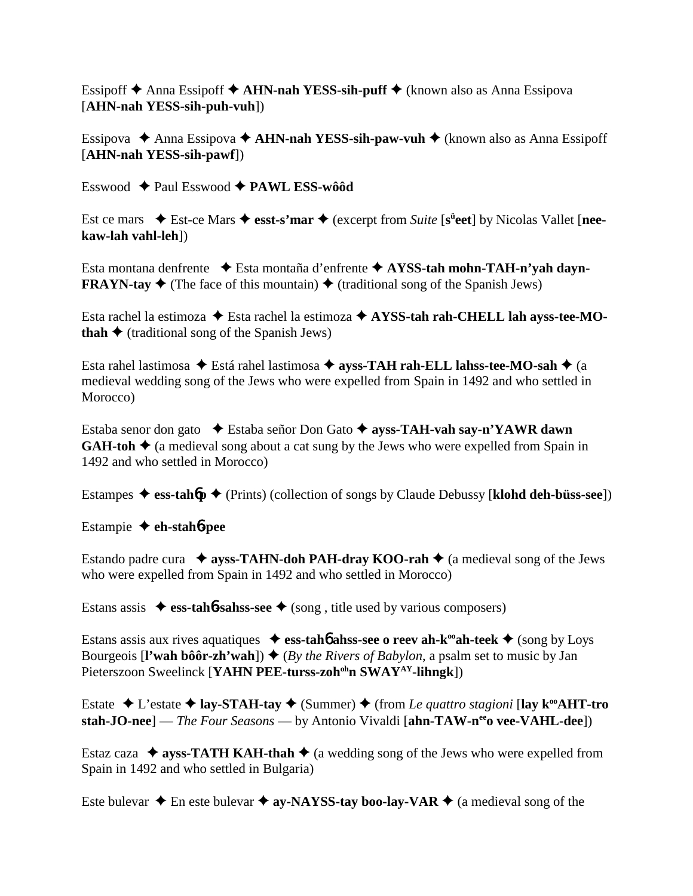Essipoff ✦ Anna Essipoff ✦ **AHN-nah YESS-sih-puff** ✦ (known also as Anna Essipova [**AHN-nah YESS-sih-puh-vuh**])

Essipova ✦ Anna Essipova ✦ **AHN-nah YESS-sih-paw-vuh** ✦ (known also as Anna Essipoff [**AHN-nah YESS-sih-pawf**])

Esswood ✦ Paul Esswood ✦ **PAWL ESS-wôôd**

Est ce mars ✦ Est-ce Mars ✦ **esst-s'mar** ✦ (excerpt from *Suite* [**s$^{ü}$eet**] by Nicolas Vallet [**nee-kaw-lah vahl-leh**])

Esta montana denfrente ✦ Esta montaña d'enfrente ✦ **AYSS-tah mohn-TAH-n'yah dayn-FRAYN-tay** ✦ (The face of this mountain) ✦ (traditional song of the Spanish Jews)

Esta rachel la estimoza ✦ Esta rachel la estimoza ✦ **AYSS-tah rah-CHELL lah ayss-tee-MO-thah** ✦ (traditional song of the Spanish Jews)

Esta rahel lastimosa ✦ Está rahel lastimosa ✦ **ayss-TAH rah-ELL lahss-tee-MO-sah** ✦ (a medieval wedding song of the Jews who were expelled from Spain in 1492 and who settled in Morocco)

Estaba senor don gato ✦ Estaba señor Don Gato ✦ **ayss-TAH-vah say-n'YAWR dawn GAH-toh** ✦ (a medieval song about a cat sung by the Jews who were expelled from Spain in 1492 and who settled in Morocco)

Estampes ✦ **ess-tahɳp** ✦ (Prints) (collection of songs by Claude Debussy [**klohd deh-büss-see**])

Estampie ✦ **eh-stahɳ-pee**

Estando padre cura ✦ **ayss-TAHN-doh PAH-dray KOO-rah** ✦ (a medieval song of the Jews who were expelled from Spain in 1492 and who settled in Morocco)

Estans assis ✦ **ess-tahɳ-sahss-see** ✦ (song , title used by various composers)

Estans assis aux rives aquatiques ✦ **ess-tahɳ-ahss-see o reev ah-k$^{oo}$ah-teek** ✦ (song by Loys Bourgeois [**l'wah bôôr-zh'wah**]) ✦ (*By the Rivers of Babylon*, a psalm set to music by Jan Pieterszoon Sweelinck [**YAHN PEE-turss-zoh$^{oh}$n SWAY$^{AY}$-lihngk**])

Estate ✦ L'estate ✦ **lay-STAH-tay** ✦ (Summer) ✦ (from *Le quattro stagioni* [**lay k$^{oo}$AHT-tro stah-JO-nee**] — *The Four Seasons* — by Antonio Vivaldi [**ahn-TAW-n$^{ee}$o vee-VAHL-dee**])

Estaz caza ✦ **ayss-TATH KAH-thah** ✦ (a wedding song of the Jews who were expelled from Spain in 1492 and who settled in Bulgaria)

Este bulevar ✦ En este bulevar ✦ **ay-NAYSS-tay boo-lay-VAR** ✦ (a medieval song of the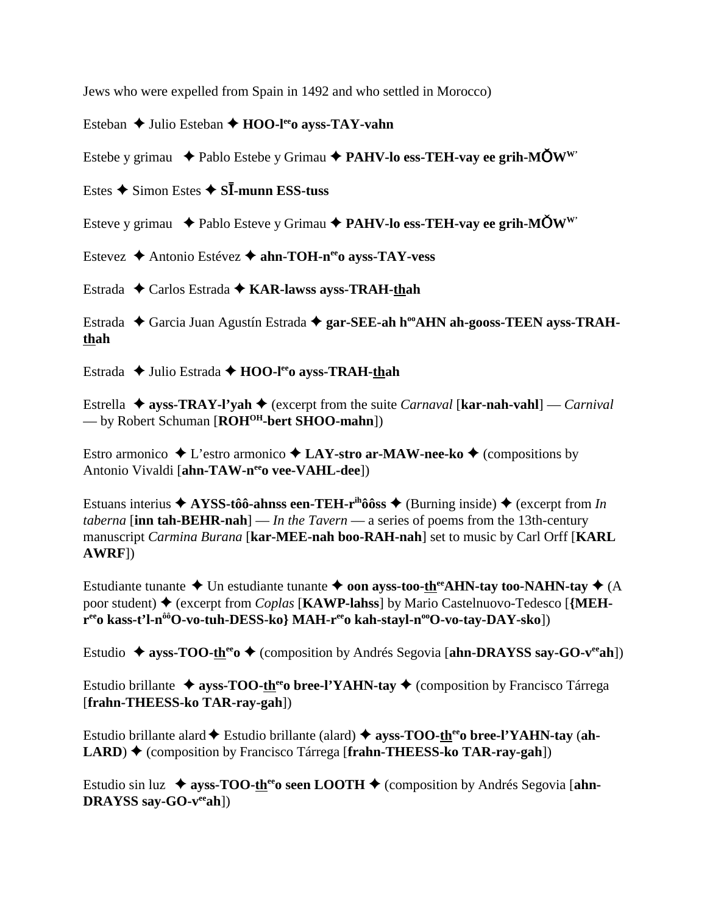Jews who were expelled from Spain in 1492 and who settled in Morocco)

Esteban ✦ Julio Esteban ✦ **HOO-l**[ee]**o ayss-TAY-vahn**

Estebe y grimau ✦ Pablo Estebe y Grimau ✦ **PAHV-lo ess-TEH-vay ee grih-MŎW**[W']

Estes ✦ Simon Estes ✦ **SĪ-munn ESS-tuss**

Esteve y grimau ✦ Pablo Esteve y Grimau ✦ **PAHV-lo ess-TEH-vay ee grih-MŎW**[W']

Estevez ✦ Antonio Estévez ✦ **ahn-TOH-n**[ee]**o ayss-TAY-vess**

Estrada ✦ Carlos Estrada ✦ **KAR-lawss ayss-TRAH-thah**

Estrada ✦ Garcia Juan Agustín Estrada ✦ **gar-SEE-ah h**[oo]**AHN ah-gooss-TEEN ayss-TRAH-thah**

Estrada ✦ Julio Estrada ✦ **HOO-l**[ee]**o ayss-TRAH-thah**

Estrella ✦ **ayss-TRAY-l'yah** ✦ (excerpt from the suite *Carnaval* [**kar-nah-vahl**] — *Carnival* — by Robert Schuman [**ROH**[OH]**-bert SHOO-mahn**])

Estro armonico ✦ L'estro armonico ✦ **LAY-stro ar-MAW-nee-ko** ✦ (compositions by Antonio Vivaldi [**ahn-TAW-n**[ee]**o vee-VAHL-dee**])

Estuans interius ✦ **AYSS-tôô-ahnss een-TEH-r**[ih]**ôôss** ✦ (Burning inside) ✦ (excerpt from *In taberna* [**inn tah-BEHR-nah**] — *In the Tavern* — a series of poems from the 13th-century manuscript *Carmina Burana* [**kar-MEE-nah boo-RAH-nah**] set to music by Carl Orff [**KARL AWRF**])

Estudiante tunante ✦ Un estudiante tunante ✦ **oon ayss-too-th**[ee]**AHN-tay too-NAHN-tay** ✦ (A poor student) ✦ (excerpt from *Coplas* [**KAWP-lahss**] by Mario Castelnuovo-Tedesco [**{MEH-r**[ee]**o kass-t'l-n**[ôô]**O-vo-tuh-DESS-ko} MAH-r**[ee]**o kah-stayl-n**[oo]**O-vo-tay-DAY-sko**])

Estudio ✦ **ayss-TOO-th**[ee]**o** ✦ (composition by Andrés Segovia [**ahn-DRAYSS say-GO-v**[ee]**ah**])

Estudio brillante ✦ **ayss-TOO-th**[ee]**o bree-l'YAHN-tay** ✦ (composition by Francisco Tárrega [**frahn-THEESS-ko TAR-ray-gah**])

Estudio brillante alard ✦ Estudio brillante (alard) ✦ **ayss-TOO-th**[ee]**o bree-l'YAHN-tay** (**ah-LARD**) ✦ (composition by Francisco Tárrega [**frahn-THEESS-ko TAR-ray-gah**])

Estudio sin luz ✦ **ayss-TOO-th**[ee]**o seen LOOTH** ✦ (composition by Andrés Segovia [**ahn-DRAYSS say-GO-v**[ee]**ah**])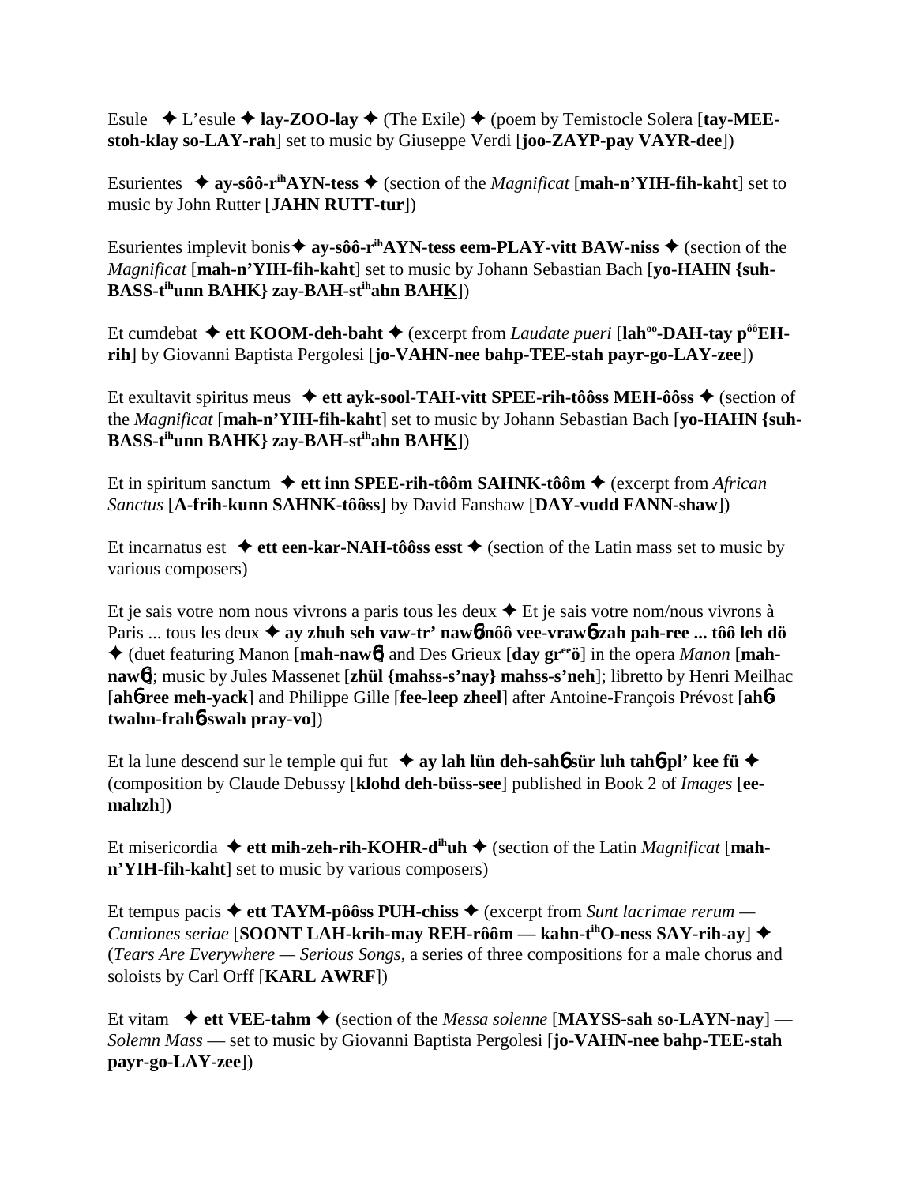Esule ✦ L'esule ✦ **lay-ZOO-lay** ✦ (The Exile) ✦ (poem by Temistocle Solera [**tay-MEE-stoh-klay so-LAY-rah**] set to music by Giuseppe Verdi [**joo-ZAYP-pay VAYR-dee**])

Esurientes ✦ **ay-sôô-r$^{ih}$AYN-tess** ✦ (section of the *Magnificat* [**mah-n'YIH-fih-kaht**] set to music by John Rutter [**JAHN RUTT-tur**])

Esurientes implevit bonis ✦ **ay-sôô-r$^{ih}$AYN-tess eem-PLAY-vitt BAW-niss** ✦ (section of the *Magnificat* [**mah-n'YIH-fih-kaht**] set to music by Johann Sebastian Bach [**yo-HAHN {suh-BASS-t$^{ih}$unn BAHK} zay-BAH-st$^{ih}$ahn BAHK**])

Et cumdebat ✦ **ett KOOM-deh-baht** ✦ (excerpt from *Laudate pueri* [**lah$^{oo}$-DAH-tay p$^{ôô}$EH-rih**] by Giovanni Baptista Pergolesi [**jo-VAHN-nee bahp-TEE-stah payr-go-LAY-zee**])

Et exultavit spiritus meus ✦ **ett ayk-sool-TAH-vitt SPEE-rih-tôôss MEH-ôôss** ✦ (section of the *Magnificat* [**mah-n'YIH-fih-kaht**] set to music by Johann Sebastian Bach [**yo-HAHN {suh-BASS-t$^{ih}$unn BAHK} zay-BAH-st$^{ih}$ahn BAHK**])

Et in spiritum sanctum ✦ **ett inn SPEE-rih-tôôm SAHNK-tôôm** ✦ (excerpt from *African Sanctus* [**A-frih-kunn SAHNK-tôôss**] by David Fanshaw [**DAY-vudd FANN-shaw**])

Et incarnatus est ✦ **ett een-kar-NAH-tôôss esst** ✦ (section of the Latin mass set to music by various composers)

Et je sais votre nom nous vivrons a paris tous les deux ✦ Et je sais votre nom/nous vivrons à Paris ... tous les deux ✦ **ay zhuh seh vaw-tr' nawб nôô vee-vrawб zah pah-ree ... tôô leh dö** ✦ (duet featuring Manon [**mah-nawб**] and Des Grieux [**day gr$^{ee}$ö**] in the opera *Manon* [**mah-nawб**]; music by Jules Massenet [**zhül {mahss-s'nay} mahss-s'neh**]; libretto by Henri Meilhac [**ahб-ree meh-yack**] and Philippe Gille [**fee-leep zheel**] after Antoine-François Prévost [**ahб-twahn-frahб-swah pray-vo**])

Et la lune descend sur le temple qui fut ✦ **ay lah lün deh-sahб sür luh tahб-pl' kee fü** ✦ (composition by Claude Debussy [**klohd deh-büss-see**] published in Book 2 of *Images* [**ee-mahzh**])

Et misericordia ✦ **ett mih-zeh-rih-KOHR-d$^{ih}$uh** ✦ (section of the Latin *Magnificat* [**mah-n'YIH-fih-kaht**] set to music by various composers)

Et tempus pacis ✦ **ett TAYM-pôôss PUH-chiss** ✦ (excerpt from *Sunt lacrimae rerum — Cantiones seriae* [**SOONT LAH-krih-may REH-rôôm — kahn-t$^{ih}$O-ness SAY-rih-ay**] ✦ (*Tears Are Everywhere — Serious Songs*, a series of three compositions for a male chorus and soloists by Carl Orff [**KARL AWRF**])

Et vitam ✦ **ett VEE-tahm** ✦ (section of the *Messa solenne* [**MAYSS-sah so-LAYN-nay**] — *Solemn Mass* — set to music by Giovanni Baptista Pergolesi [**jo-VAHN-nee bahp-TEE-stah payr-go-LAY-zee**])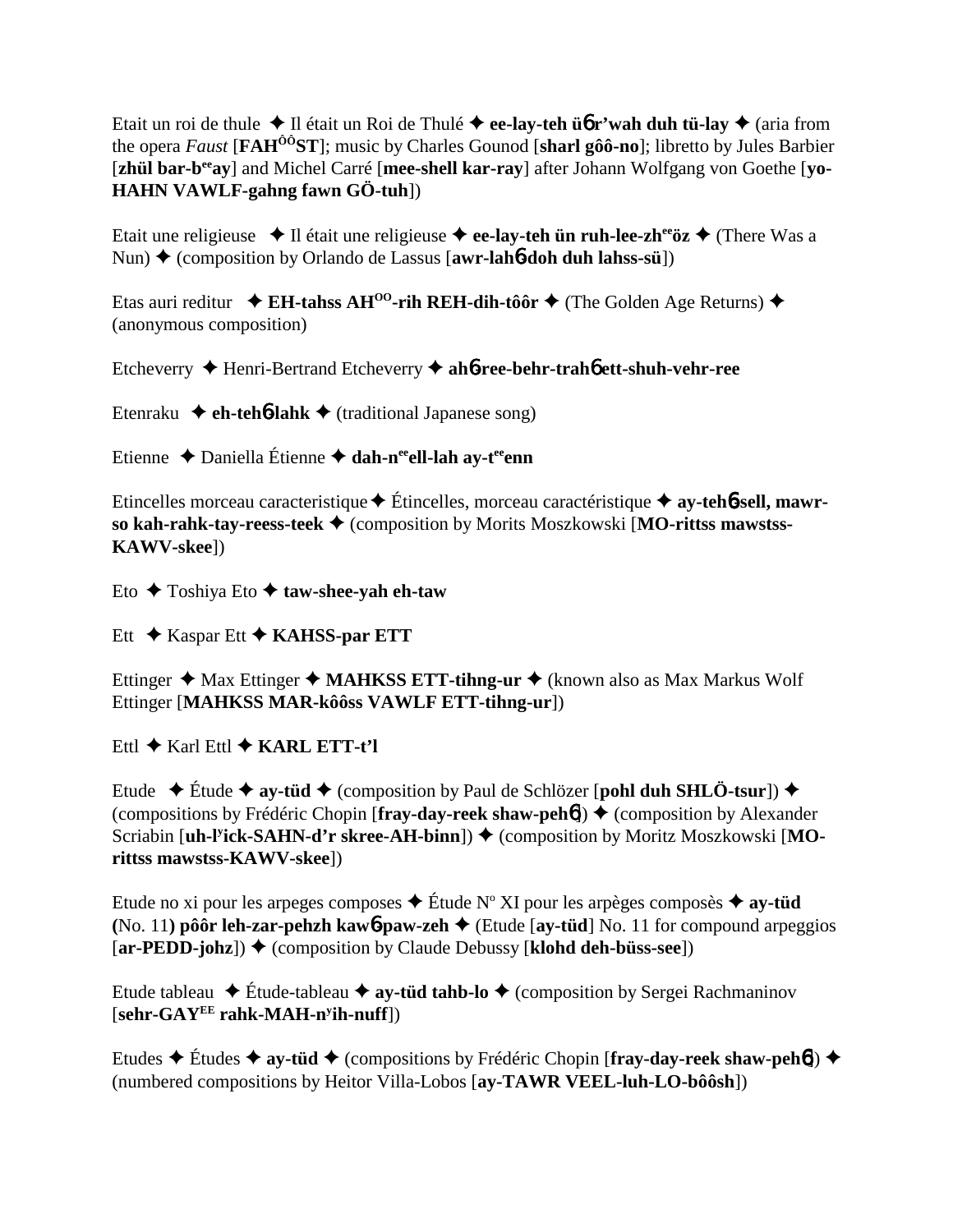Etait un roi de thule ✦ Il était un Roi de Thulé ✦ **ee-lay-teh ü6 r'wah duh tü-lay** ✦ (aria from the opera *Faust* [**FAH**[ôô]**ST**]; music by Charles Gounod [**sharl gôô-no**]; libretto by Jules Barbier [**zhül bar-b**[ee]**ay**] and Michel Carré [**mee-shell kar-ray**] after Johann Wolfgang von Goethe [**yo-HAHN VAWLF-gahng fawn GÖ-tuh**])

Etait une religieuse ✦ Il était une religieuse ✦ **ee-lay-teh ün ruh-lee-zh**[ee]**öz** ✦ (There Was a Nun) ✦ (composition by Orlando de Lassus [**awr-lah6-doh duh lahss-sü**])

Etas auri reditur ✦ **EH-tahss AH**[OO]**-rih REH-dih-tôôr** ✦ (The Golden Age Returns) ✦ (anonymous composition)

Etcheverry ✦ Henri-Bertrand Etcheverry ✦ **ah6-ree-behr-trah6 ett-shuh-vehr-ree**

Etenraku ✦ **eh-teh6-lahk** ✦ (traditional Japanese song)

Etienne ✦ Daniella Étienne ✦ **dah-n**[ee]**ell-lah ay-t**[ee]**enn**

Etincelles morceau caracteristique ✦ Étincelles, morceau caractéristique ✦ **ay-teh6-sell, mawr-so kah-rahk-tay-reess-teek** ✦ (composition by Morits Moszkowski [**MO-rittss mawstss-KAWV-skee**])

Eto ✦ Toshiya Eto ✦ **taw-shee-yah eh-taw**

Ett ✦ Kaspar Ett ✦ **KAHSS-par ETT**

Ettinger ✦ Max Ettinger ✦ **MAHKSS ETT-tihng-ur** ✦ (known also as Max Markus Wolf Ettinger [**MAHKSS MAR-kôôss VAWLF ETT-tihng-ur**])

Ettl ✦ Karl Ettl ✦ **KARL ETT-t'l**

Etude ✦ Étude ✦ **ay-tüd** ✦ (composition by Paul de Schlözer [**pohl duh SHLÖ-tsur**]) ✦ (compositions by Frédéric Chopin [**fray-day-reek shaw-peh6**]) ✦ (composition by Alexander Scriabin [**uh-l**[y]**ick-SAHN-d'r skree-AH-binn**]) ✦ (composition by Moritz Moszkowski [**MO-rittss mawstss-KAWV-skee**])

Etude no xi pour les arpeges composes ✦ Étude Nº XI pour les arpèges composès ✦ **ay-tüd (**No. 11**) pôôr leh-zar-pehzh kaw6-paw-zeh** ✦ (Etude [**ay-tüd**] No. 11 for compound arpeggios [**ar-PEDD-johz**]) ✦ (composition by Claude Debussy [**klohd deh-büss-see**])

Etude tableau ✦ Étude-tableau ✦ **ay-tüd tahb-lo** ✦ (composition by Sergei Rachmaninov [**sehr-GAY**[EE] **rahk-MAH-n**[y]**ih-nuff**])

Etudes ✦ Études ✦ **ay-tüd** ✦ (compositions by Frédéric Chopin [**fray-day-reek shaw-peh6**]) ✦ (numbered compositions by Heitor Villa-Lobos [**ay-TAWR VEEL-luh-LO-bôôsh**])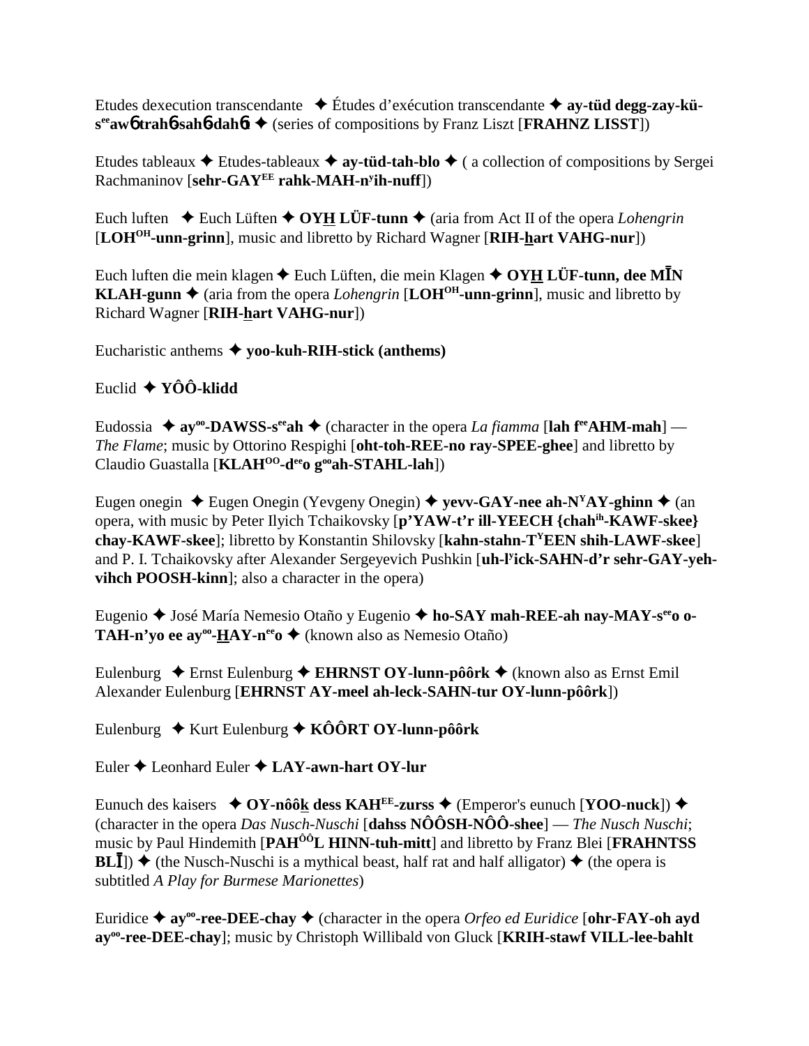Etudes dexecution transcendante ✦ Études d'exécution transcendante ✦ **ay-tüd degg-zay-kü-s^ee^aw6 trah6-sah6-dah6t** ✦ (series of compositions by Franz Liszt [**FRAHNZ LISST**])

Etudes tableaux ✦ Etudes-tableaux ✦ **ay-tüd-tah-blo** ✦ ( a collection of compositions by Sergei Rachmaninov [**sehr-GAY^EE rahk-MAH-n^y^ih-nuff**])

Euch luften ✦ Euch Lüften ✦ **OYH̲ LÜF-tunn** ✦ (aria from Act II of the opera *Lohengrin* [**LOH^OH-unn-grinn**], music and libretto by Richard Wagner [**RIH-h̲art VAHG-nur**])

Euch luften die mein klagen ✦ Euch Lüften, die mein Klagen ✦ **OYH̲ LÜF-tunn, dee MĪN KLAH-gunn** ✦ (aria from the opera *Lohengrin* [**LOH^OH-unn-grinn**], music and libretto by Richard Wagner [**RIH-h̲art VAHG-nur**])

Eucharistic anthems ✦ **yoo-kuh-RIH-stick (anthems)**

Euclid ✦ **YÔÔ-klidd**

Eudossia ✦ **ay^oo-DAWSS-s^ee^ah** ✦ (character in the opera *La fiamma* [**lah f^ee^AHM-mah**] — *The Flame*; music by Ottorino Respighi [**oht-toh-REE-no ray-SPEE-ghee**] and libretto by Claudio Guastalla [**KLAH^OO-d^ee^o g^oo^ah-STAHL-lah**])

Eugen onegin ✦ Eugen Onegin (Yevgeny Onegin) ✦ **yevv-GAY-nee ah-N^Y^AY-ghinn** ✦ (an opera, with music by Peter Ilyich Tchaikovsky [**p'YAW-t'r ill-YEECH {chah^ih-KAWF-skee} chay-KAWF-skee**]; libretto by Konstantin Shilovsky [**kahn-stahn-T^Y^EEN shih-LAWF-skee**] and P. I. Tchaikovsky after Alexander Sergeyevich Pushkin [**uh-l^y^ick-SAHN-d'r sehr-GAY-yeh-vihch POOSH-kinn**]; also a character in the opera)

Eugenio ✦ José María Nemesio Otaño y Eugenio ✦ **ho-SAY mah-REE-ah nay-MAY-s^ee^o o-TAH-n'yo ee ay^oo-H̲AY-n^ee^o** ✦ (known also as Nemesio Otaño)

Eulenburg ✦ Ernst Eulenburg ✦ **EHRNST OY-lunn-pôôrk** ✦ (known also as Ernst Emil Alexander Eulenburg [**EHRNST AY-meel ah-leck-SAHN-tur OY-lunn-pôôrk**])

Eulenburg ✦ Kurt Eulenburg ✦ **KÔÔRT OY-lunn-pôôrk**

Euler ✦ Leonhard Euler ✦ **LAY-awn-hart OY-lur**

Eunuch des kaisers ✦ **OY-nôôk̲ dess KAH^EE-zurss** ✦ (Emperor's eunuch [**YOO-nuck**]) ✦ (character in the opera *Das Nusch-Nuschi* [**dahss NÔÔSH-NÔÔ-shee**] — *The Nusch Nuschi*; music by Paul Hindemith [**PAH^ÔÔ^L HINN-tuh-mitt**] and libretto by Franz Blei [**FRAHNTSS BLĪ**]) ✦ (the Nusch-Nuschi is a mythical beast, half rat and half alligator) ✦ (the opera is subtitled *A Play for Burmese Marionettes*)

Euridice ✦ **ay^oo-ree-DEE-chay** ✦ (character in the opera *Orfeo ed Euridice* [**ohr-FAY-oh ayd ay^oo-ree-DEE-chay**]; music by Christoph Willibald von Gluck [**KRIH-stawf VILL-lee-bahlt**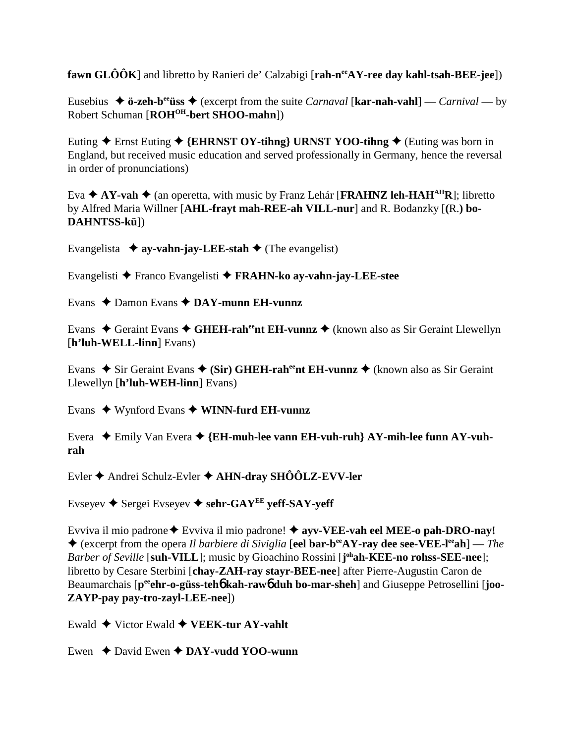**fawn GLÔÔK**] and libretto by Ranieri de' Calzabigi [**rah-n**ee**AY-ree day kahl-tsah-BEE-jee**])

Eusebius ✦ **ö-zeh-b**ee**üss** ✦ (excerpt from the suite *Carnaval* [**kar-nah-vahl**] — *Carnival* — by Robert Schuman [**ROH**OH**-bert SHOO-mahn**])

Euting ✦ Ernst Euting ✦ **{EHRNST OY-tihng} URNST YOO-tihng** ✦ (Euting was born in England, but received music education and served professionally in Germany, hence the reversal in order of pronunciations)

Eva ✦ **AY-vah** ✦ (an operetta, with music by Franz Lehár [**FRAHNZ leh-HAH**AH**R**]; libretto by Alfred Maria Willner [**AHL-frayt mah-REE-ah VILL-nur**] and R. Bodanzky [**(**R.**) bo-DAHNTSS-kü**])

Evangelista ✦ **ay-vahn-jay-LEE-stah** ✦ (The evangelist)

Evangelisti ✦ Franco Evangelisti ✦ **FRAHN-ko ay-vahn-jay-LEE-stee**

Evans ✦ Damon Evans ✦ **DAY-munn EH-vunnz**

Evans ✦ Geraint Evans ✦ **GHEH-rah**ee**nt EH-vunnz** ✦ (known also as Sir Geraint Llewellyn [**h'luh-WELL-linn**] Evans)

Evans ✦ Sir Geraint Evans ✦ **(Sir) GHEH-rah**ee**nt EH-vunnz** ✦ (known also as Sir Geraint Llewellyn [**h'luh-WEH-linn**] Evans)

Evans ✦ Wynford Evans ✦ **WINN-furd EH-vunnz**

Evera ✦ Emily Van Evera ✦ **{EH-muh-lee vann EH-vuh-ruh} AY-mih-lee funn AY-vuh-rah**

Evler ✦ Andrei Schulz-Evler ✦ **AHN-dray SHÔÔLZ-EVV-ler**

Evseyev ✦ Sergei Evseyev ✦ **sehr-GAY**EE **yeff-SAY-yeff**

Evviva il mio padrone ✦ Evviva il mio padrone! ✦ **ayv-VEE-vah eel MEE-o pah-DRO-nay!** ✦ (excerpt from the opera *Il barbiere di Siviglia* [**eel bar-b**ee**AY-ray dee see-VEE-l**ee**ah**] — *The Barber of Seville* [**suh-VILL**]; music by Gioachino Rossini [**j**oh**ah-KEE-no rohss-SEE-nee**]; libretto by Cesare Sterbini [**chay-ZAH-ray stayr-BEE-nee**] after Pierre-Augustin Caron de Beaumarchais [**p**ee**ehr-o-güss-teh**6 **kah-raw**6 **duh bo-mar-sheh**] and Giuseppe Petrosellini [**joo-ZAYP-pay pay-tro-zayl-LEE-nee**])

Ewald ✦ Victor Ewald ✦ **VEEK-tur AY-vahlt**

Ewen ✦ David Ewen ✦ **DAY-vudd YOO-wunn**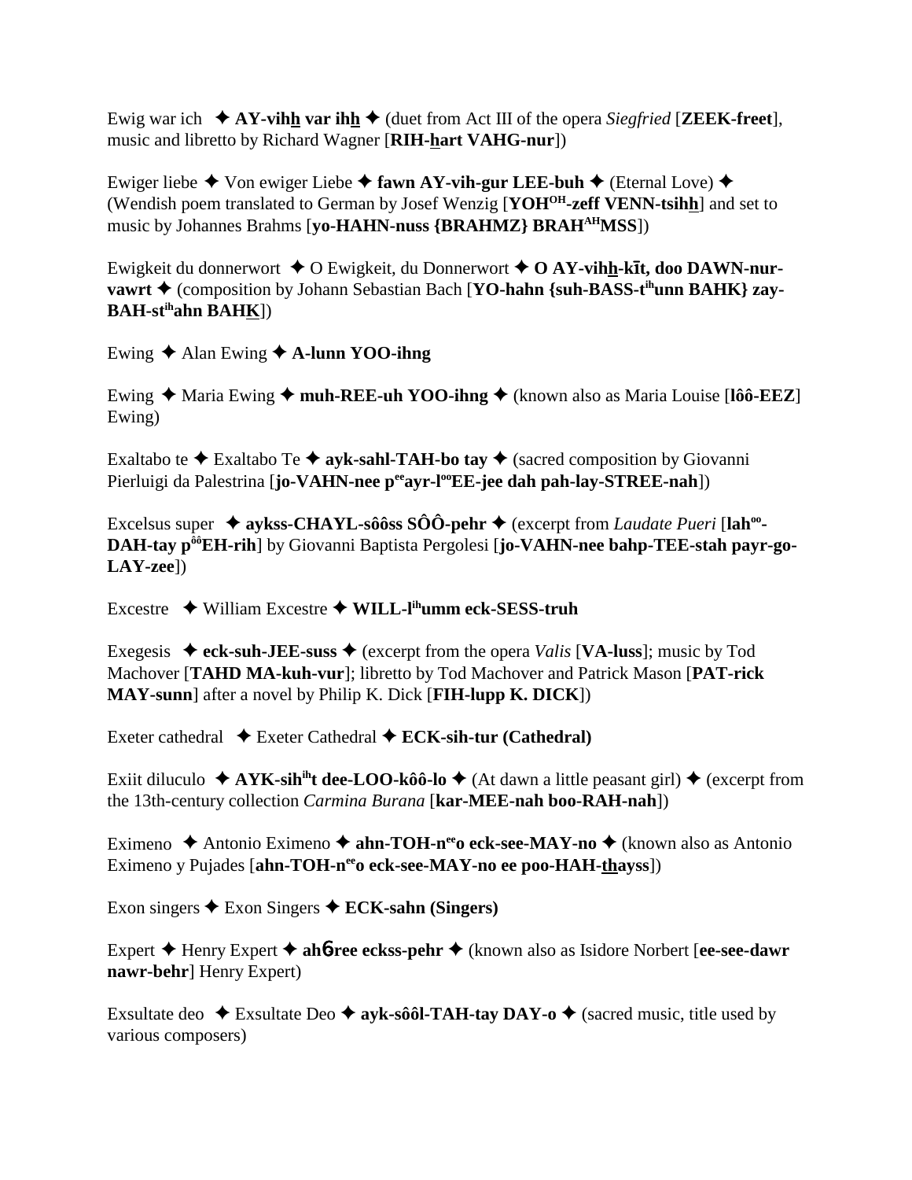Ewig war ich ✦ **AY-vihh var ihh** ✦ (duet from Act III of the opera *Siegfried* [**ZEEK-freet**], music and libretto by Richard Wagner [**RIH-hart VAHG-nur**])

Ewiger liebe ✦ Von ewiger Liebe ✦ **fawn AY-vih-gur LEE-buh** ✦ (Eternal Love) ✦ (Wendish poem translated to German by Josef Wenzig [**YOH[OH]-zeff VENN-tsihh**] and set to music by Johannes Brahms [**yo-HAHN-nuss {BRAHMZ} BRAH[AH]MSS**])

Ewigkeit du donnerwort ✦ O Ewigkeit, du Donnerwort ✦ **O AY-vihh-kīt, doo DAWN-nur-vawrt** ✦ (composition by Johann Sebastian Bach [**YO-hahn {suh-BASS-t[ih]unn BAHK} zay-BAH-st[ih]ahn BAHK**])

Ewing ✦ Alan Ewing ✦ **A-lunn YOO-ihng**

Ewing ✦ Maria Ewing ✦ **muh-REE-uh YOO-ihng** ✦ (known also as Maria Louise [**lôô-EEZ**] Ewing)

Exaltabo te ✦ Exaltabo Te ✦ **ayk-sahl-TAH-bo tay** ✦ (sacred composition by Giovanni Pierluigi da Palestrina [**jo-VAHN-nee p[ee]ayr-l[oo]EE-jee dah pah-lay-STREE-nah**])

Excelsus super ✦ **aykss-CHAYL-sôôss SÔÔ-pehr** ✦ (excerpt from *Laudate Pueri* [**lah[oo]-DAH-tay p[ôô]EH-rih**] by Giovanni Baptista Pergolesi [**jo-VAHN-nee bahp-TEE-stah payr-go-LAY-zee**])

Excestre ✦ William Excestre ✦ **WILL-l[ih]umm eck-SESS-truh**

Exegesis ✦ **eck-suh-JEE-suss** ✦ (excerpt from the opera *Valis* [**VA-luss**]; music by Tod Machover [**TAHD MA-kuh-vur**]; libretto by Tod Machover and Patrick Mason [**PAT-rick MAY-sunn**] after a novel by Philip K. Dick [**FIH-lupp K. DICK**])

Exeter cathedral ✦ Exeter Cathedral ✦ **ECK-sih-tur (Cathedral)**

Exiit diluculo ✦ **AYK-sih[ih]t dee-LOO-kôô-lo** ✦ (At dawn a little peasant girl) ✦ (excerpt from the 13th-century collection *Carmina Burana* [**kar-MEE-nah boo-RAH-nah**])

Eximeno ✦ Antonio Eximeno ✦ **ahn-TOH-n[ee]o eck-see-MAY-no** ✦ (known also as Antonio Eximeno y Pujades [**ahn-TOH-n[ee]o eck-see-MAY-no ee poo-HAH-thayss**])

Exon singers ✦ Exon Singers ✦ **ECK-sahn (Singers)**

Expert ✦ Henry Expert ✦ **ahб-ree eckss-pehr** ✦ (known also as Isidore Norbert [**ee-see-dawr nawr-behr**] Henry Expert)

Exsultate deo ✦ Exsultate Deo ✦ **ayk-sôôl-TAH-tay DAY-o** ✦ (sacred music, title used by various composers)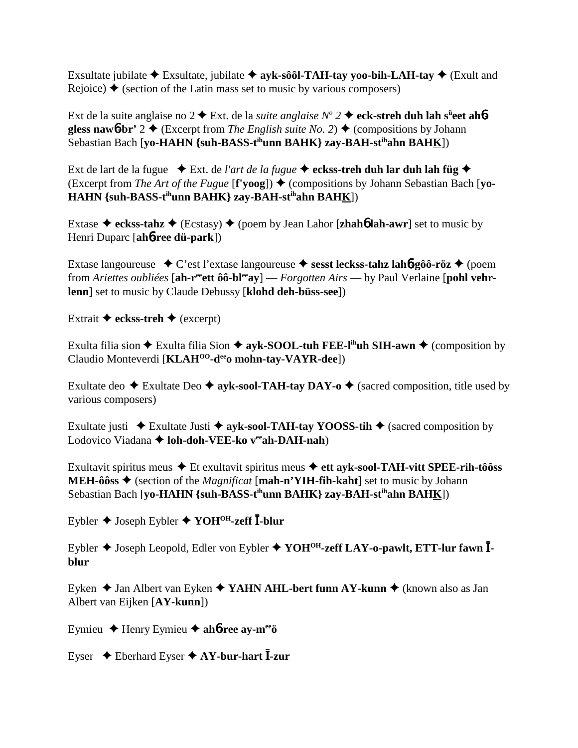Exsultate jubilate ✦ Exsultate, jubilate ✦ **ayk-sôôl-TAH-tay yoo-bih-LAH-tay** ✦ (Exult and Rejoice) ✦ (section of the Latin mass set to music by various composers)

Ext de la suite anglaise no 2 ✦ Ext. de la *suite anglaise Nº 2* ✦ **eck-streh duh lah s[ü]eet ahɓ gless nawɓ-br'** 2 ✦ (Excerpt from *The English suite No. 2*) ✦ (compositions by Johann Sebastian Bach [**yo-HAHN {suh-BASS-t[ih]unn BAHK} zay-BAH-st[ih]ahn BAHK**])

Ext de lart de la fugue ✦ Ext. de *l'art de la fugue* ✦ **eckss-treh duh lar duh lah füg** ✦ (Excerpt from *The Art of the Fugue* [**f'yoog**]) ✦ (compositions by Johann Sebastian Bach [**yo-HAHN {suh-BASS-t[ih]unn BAHK} zay-BAH-st[ih]ahn BAHK**])

Extase ✦ **eckss-tahz** ✦ (Ecstasy) ✦ (poem by Jean Lahor [**zhahɓ lah-awr**] set to music by Henri Duparc [**ahɓ-ree dü-park**])

Extase langoureuse ✦ C'est l'extase langoureuse ✦ **sesst leckss-tahz lahɓ-gôô-röz** ✦ (poem from *Ariettes oubliées* [**ah-r[ee]ett ôô-bl[ee]ay**] — *Forgotten Airs* — by Paul Verlaine [**pohl vehr-lenn**] set to music by Claude Debussy [**klohd deh-büss-see**])

Extrait ✦ **eckss-treh** ✦ (excerpt)

Exulta filia sion ✦ Exulta filia Sion ✦ **ayk-SOOL-tuh FEE-l[ih]uh SIH-awn** ✦ (composition by Claudio Monteverdi [**KLAH[OO]-d[ee]o mohn-tay-VAYR-dee**])

Exultate deo ✦ Exultate Deo ✦ **ayk-sool-TAH-tay DAY-o** ✦ (sacred composition, title used by various composers)

Exultate justi ✦ Exultate Justi ✦ **ayk-sool-TAH-tay YOOSS-tih** ✦ (sacred composition by Lodovico Viadana ✦ **loh-doh-VEE-ko v[ee]ah-DAH-nah**)

Exultavit spiritus meus ✦ Et exultavit spiritus meus ✦ **ett ayk-sool-TAH-vitt SPEE-rih-tôôss MEH-ôôss** ✦ (section of the *Magnificat* [**mah-n'YIH-fih-kaht**] set to music by Johann Sebastian Bach [**yo-HAHN {suh-BASS-t[ih]unn BAHK} zay-BAH-st[ih]ahn BAHK**])

Eybler ✦ Joseph Eybler ✦ **YOH[OH]-zeff Ī-blur**

Eybler ✦ Joseph Leopold, Edler von Eybler ✦ **YOH[OH]-zeff LAY-o-pawlt, ETT-lur fawn Ī-blur**

Eyken ✦ Jan Albert van Eyken ✦ **YAHN AHL-bert funn AY-kunn** ✦ (known also as Jan Albert van Eijken [**AY-kunn**])

Eymieu ✦ Henry Eymieu ✦ **ahɓ-ree ay-m[ee]ö**

Eyser ✦ Eberhard Eyser ✦ **AY-bur-hart Ī-zur**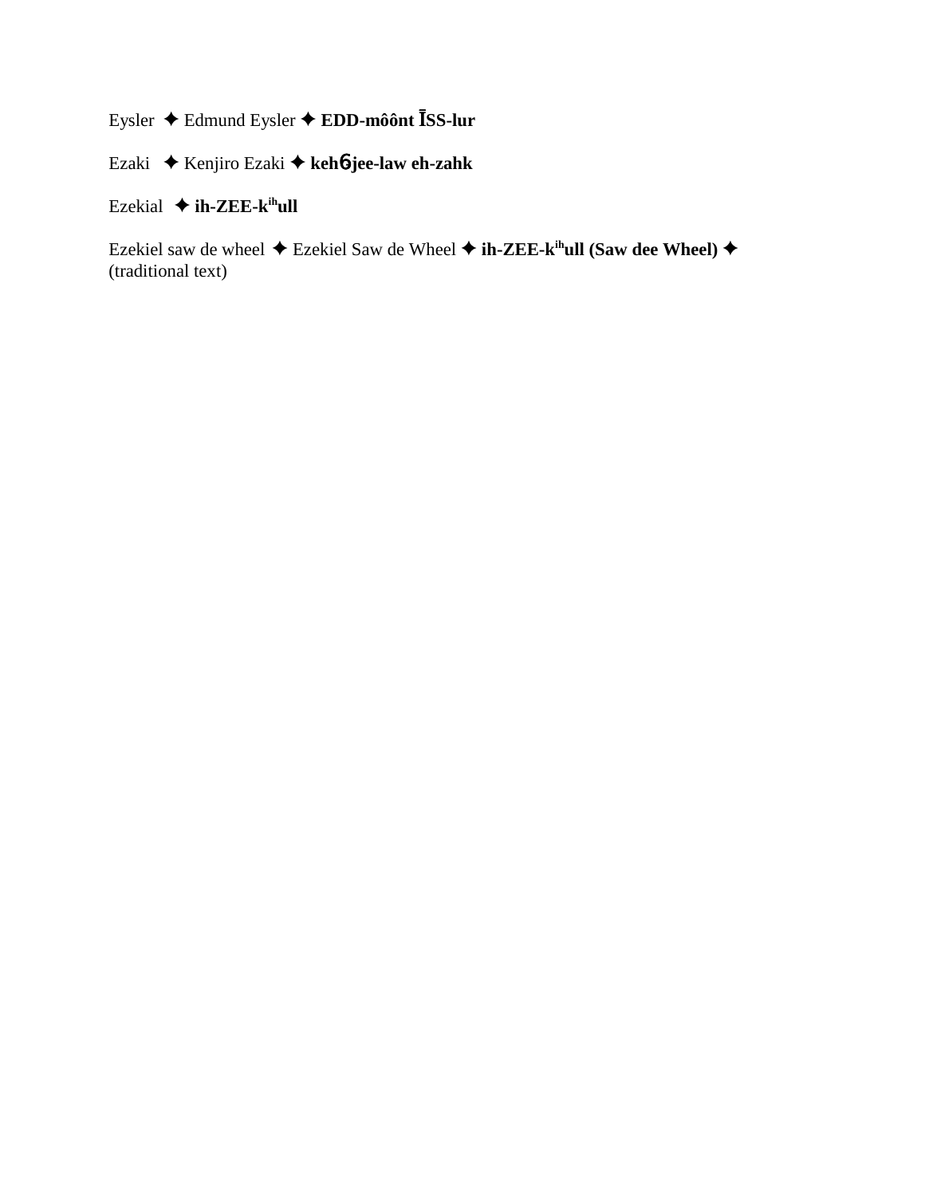Eysler ✦ Edmund Eysler ✦ **EDD-môônt ĪSS-lur**

Ezaki ✦ Kenjiro Ezaki ✦ **kehɓjee-law eh-zahk**

Ezekial ✦ **ih-ZEE-k[ih]ull**

Ezekiel saw de wheel ✦ Ezekiel Saw de Wheel ✦ **ih-ZEE-k[ih]ull (Saw dee Wheel)** ✦ (traditional text)